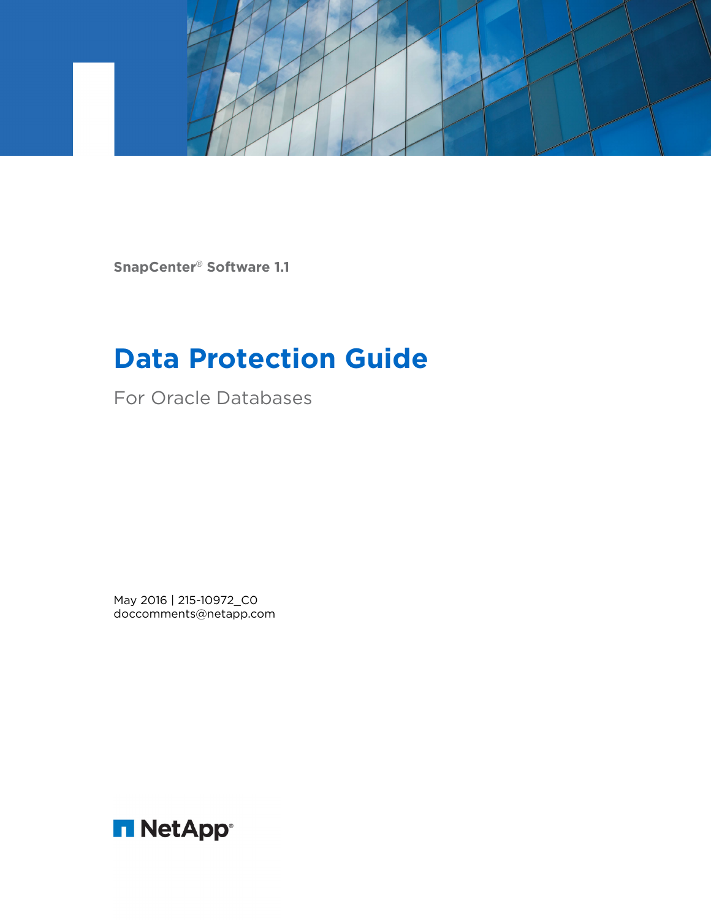SnapCenter® Software 1.1

# Data Protection Guide

For Oracle Databases

May 2016 | 215-10972_C0
doccomments@netapp.com

NetApp®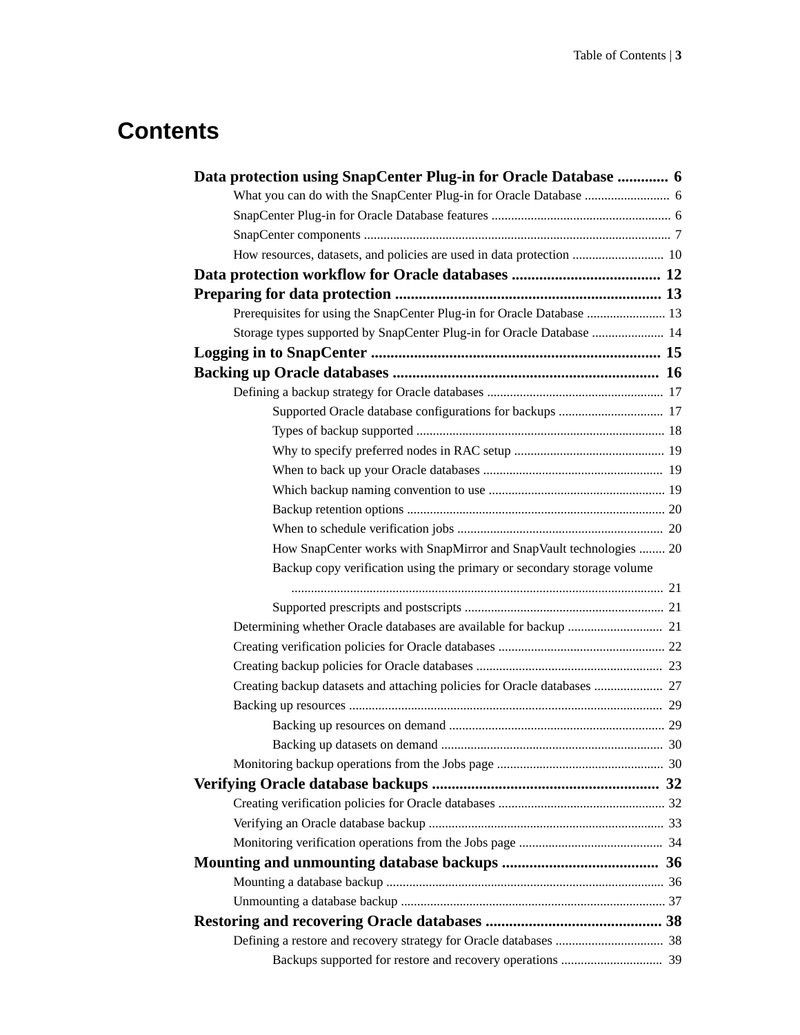# Contents

**Data protection using SnapCenter Plug-in for Oracle Database ............ 6**

- What you can do with the SnapCenter Plug-in for Oracle Database .......................... 6
- SnapCenter Plug-in for Oracle Database features ...................................................... 6
- SnapCenter components ............................................................................................ 7
- How resources, datasets, and policies are used in data protection ............................ 10

**Data protection workflow for Oracle databases ..................................... 12**

**Preparing for data protection ................................................................... 13**

- Prerequisites for using the SnapCenter Plug-in for Oracle Database ........................ 13
- Storage types supported by SnapCenter Plug-in for Oracle Database ...................... 14

**Logging in to SnapCenter ......................................................................... 15**

**Backing up Oracle databases .................................................................... 16**

- Defining a backup strategy for Oracle databases ...................................................... 17
  - Supported Oracle database configurations for backups ................................ 17
  - Types of backup supported ........................................................................... 18
  - Why to specify preferred nodes in RAC setup .............................................. 19
  - When to back up your Oracle databases ....................................................... 19
  - Which backup naming convention to use ...................................................... 19
  - Backup retention options ............................................................................... 20
  - When to schedule verification jobs ............................................................... 20
  - How SnapCenter works with SnapMirror and SnapVault technologies ........ 20
  - Backup copy verification using the primary or secondary storage volume ................................................................................................................. 21
  - Supported prescripts and postscripts ............................................................. 21
- Determining whether Oracle databases are available for backup ............................. 21
- Creating verification policies for Oracle databases ................................................... 22
- Creating backup policies for Oracle databases ......................................................... 23
- Creating backup datasets and attaching policies for Oracle databases ..................... 27
- Backing up resources ................................................................................................. 29
  - Backing up resources on demand .................................................................. 29
  - Backing up datasets on demand .................................................................... 30
- Monitoring backup operations from the Jobs page ................................................... 30

**Verifying Oracle database backups ......................................................... 32**

- Creating verification policies for Oracle databases ................................................... 32
- Verifying an Oracle database backup ........................................................................ 33
- Monitoring verification operations from the Jobs page ............................................ 34

**Mounting and unmounting database backups ........................................ 36**

- Mounting a database backup ..................................................................................... 36
- Unmounting a database backup ................................................................................. 37

**Restoring and recovering Oracle databases ............................................ 38**

- Defining a restore and recovery strategy for Oracle databases ................................. 38
  - Backups supported for restore and recovery operations ............................... 39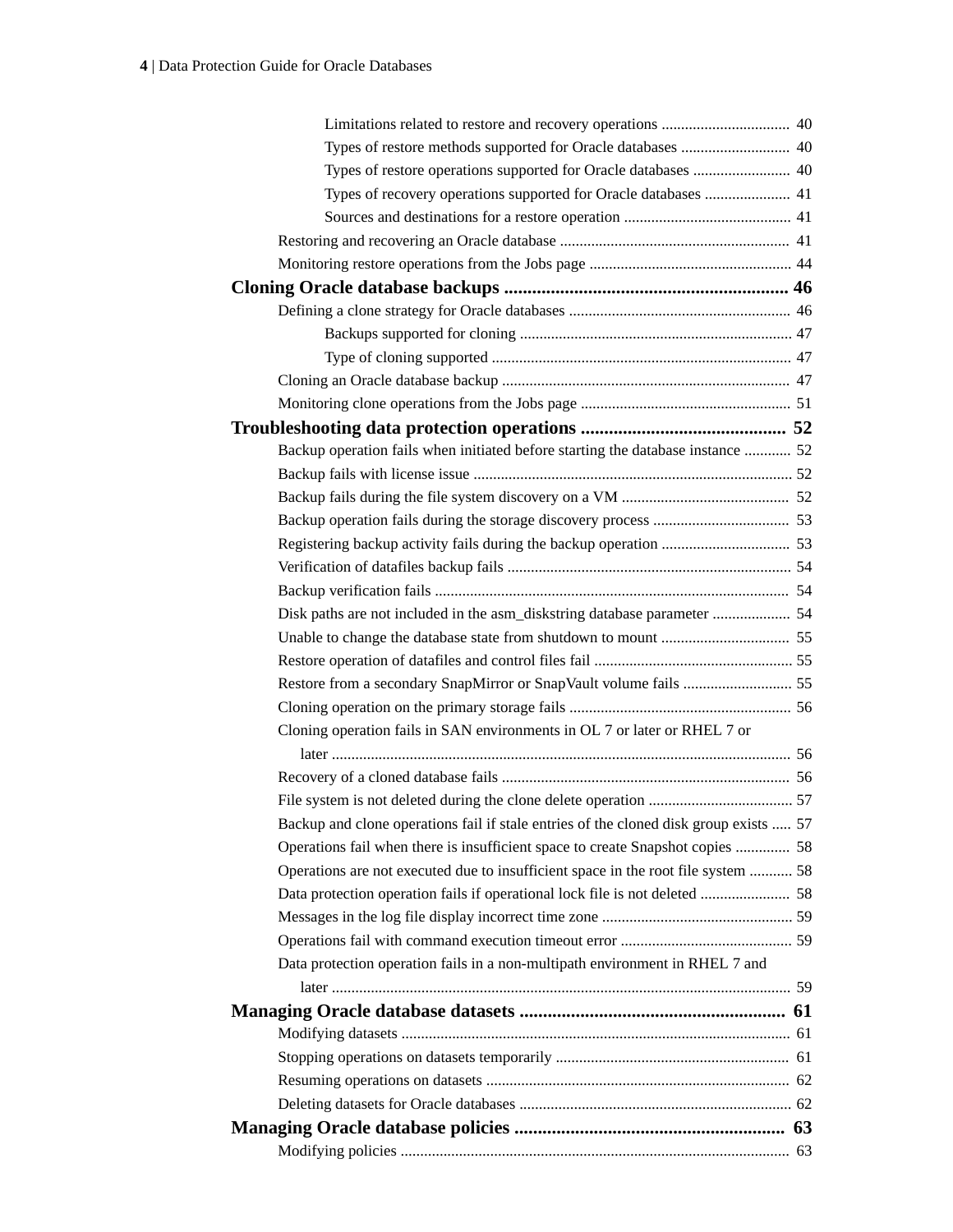Limitations related to restore and recovery operations ................................ 40
Types of restore methods supported for Oracle databases ........................... 40
Types of restore operations supported for Oracle databases ......................... 40
Types of recovery operations supported for Oracle databases ...................... 41
Sources and destinations for a restore operation .......................................... 41
Restoring and recovering an Oracle database .......................................................... 41
Monitoring restore operations from the Jobs page ................................................... 44

**Cloning Oracle database backups ........................................................... 46**

Defining a clone strategy for Oracle databases ........................................................ 46
Backups supported for cloning ..................................................................... 47
Type of cloning supported ............................................................................ 47
Cloning an Oracle database backup .......................................................................... 47
Monitoring clone operations from the Jobs page ..................................................... 51

**Troubleshooting data protection operations ........................................... 52**

Backup operation fails when initiated before starting the database instance ............ 52
Backup fails with license issue ................................................................................. 52
Backup fails during the file system discovery on a VM .......................................... 52
Backup operation fails during the storage discovery process .................................. 53
Registering backup activity fails during the backup operation ................................. 53
Verification of datafiles backup fails ........................................................................ 54
Backup verification fails .......................................................................................... 54
Disk paths are not included in the asm_diskstring database parameter .................... 54
Unable to change the database state from shutdown to mount ................................. 55
Restore operation of datafiles and control files fail ................................................... 55
Restore from a secondary SnapMirror or SnapVault volume fails ............................ 55
Cloning operation on the primary storage fails ......................................................... 56
Cloning operation fails in SAN environments in OL 7 or later or RHEL 7 or later ..................................................................................................................... 56
Recovery of a cloned database fails .......................................................................... 56
File system is not deleted during the clone delete operation .................................... 57
Backup and clone operations fail if stale entries of the cloned disk group exists ..... 57
Operations fail when there is insufficient space to create Snapshot copies .............. 58
Operations are not executed due to insufficient space in the root file system ........... 58
Data protection operation fails if operational lock file is not deleted ....................... 58
Messages in the log file display incorrect time zone ................................................. 59
Operations fail with command execution timeout error ............................................ 59
Data protection operation fails in a non-multipath environment in RHEL 7 and later ..................................................................................................................... 59

**Managing Oracle database datasets ........................................................ 61**

Modifying datasets ................................................................................................... 61
Stopping operations on datasets temporarily ............................................................ 61
Resuming operations on datasets ............................................................................. 62
Deleting datasets for Oracle databases ..................................................................... 62

**Managing Oracle database policies ......................................................... 63**

Modifying policies ................................................................................................... 63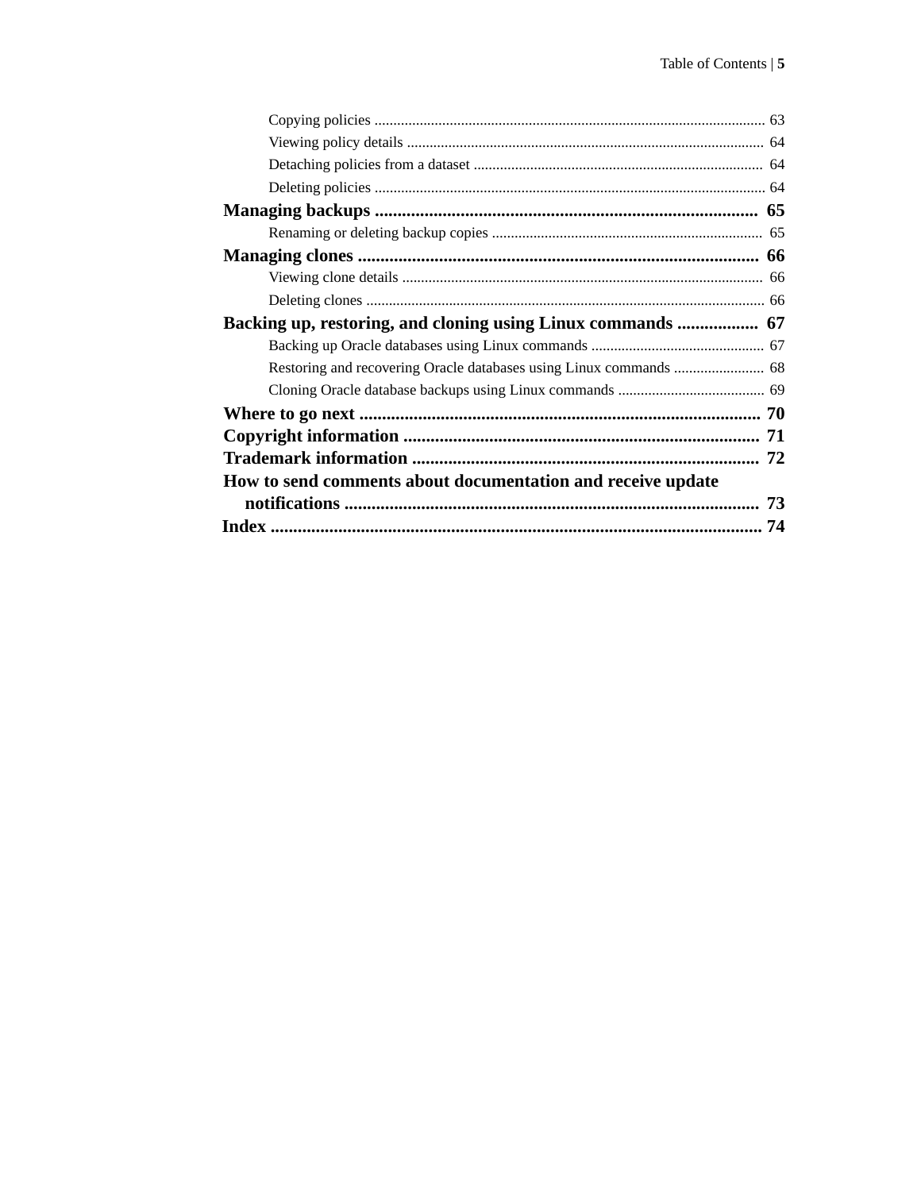Copying policies ..................................................................................................... 63

Viewing policy details ............................................................................................ 64

Detaching policies from a dataset ........................................................................... 64

Deleting policies ..................................................................................................... 64

**Managing backups ..................................................................................... 65**

Renaming or deleting backup copies ....................................................................... 65

**Managing clones ........................................................................................ 66**

Viewing clone details .............................................................................................. 66

Deleting clones ........................................................................................................ 66

**Backing up, restoring, and cloning using Linux commands .................. 67**

Backing up Oracle databases using Linux commands ............................................. 67

Restoring and recovering Oracle databases using Linux commands ........................ 68

Cloning Oracle database backups using Linux commands ...................................... 69

**Where to go next ......................................................................................... 70**

**Copyright information .............................................................................. 71**

**Trademark information ............................................................................. 72**

**How to send comments about documentation and receive update notifications ............................................................................................ 73**

**Index ............................................................................................................. 74**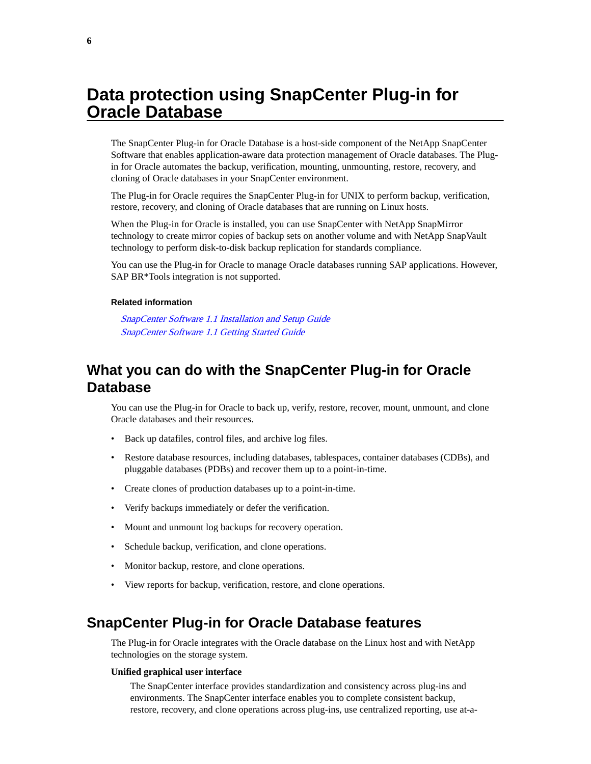# Data protection using SnapCenter Plug-in for Oracle Database

The SnapCenter Plug-in for Oracle Database is a host-side component of the NetApp SnapCenter Software that enables application-aware data protection management of Oracle databases. The Plug-in for Oracle automates the backup, verification, mounting, unmounting, restore, recovery, and cloning of Oracle databases in your SnapCenter environment.

The Plug-in for Oracle requires the SnapCenter Plug-in for UNIX to perform backup, verification, restore, recovery, and cloning of Oracle databases that are running on Linux hosts.

When the Plug-in for Oracle is installed, you can use SnapCenter with NetApp SnapMirror technology to create mirror copies of backup sets on another volume and with NetApp SnapVault technology to perform disk-to-disk backup replication for standards compliance.

You can use the Plug-in for Oracle to manage Oracle databases running SAP applications. However, SAP BR*Tools integration is not supported.

**Related information**

*SnapCenter Software 1.1 Installation and Setup Guide*
*SnapCenter Software 1.1 Getting Started Guide*

## What you can do with the SnapCenter Plug-in for Oracle Database

You can use the Plug-in for Oracle to back up, verify, restore, recover, mount, unmount, and clone Oracle databases and their resources.

- Back up datafiles, control files, and archive log files.
- Restore database resources, including databases, tablespaces, container databases (CDBs), and pluggable databases (PDBs) and recover them up to a point-in-time.
- Create clones of production databases up to a point-in-time.
- Verify backups immediately or defer the verification.
- Mount and unmount log backups for recovery operation.
- Schedule backup, verification, and clone operations.
- Monitor backup, restore, and clone operations.
- View reports for backup, verification, restore, and clone operations.

## SnapCenter Plug-in for Oracle Database features

The Plug-in for Oracle integrates with the Oracle database on the Linux host and with NetApp technologies on the storage system.

**Unified graphical user interface**

The SnapCenter interface provides standardization and consistency across plug-ins and environments. The SnapCenter interface enables you to complete consistent backup, restore, recovery, and clone operations across plug-ins, use centralized reporting, use at-a-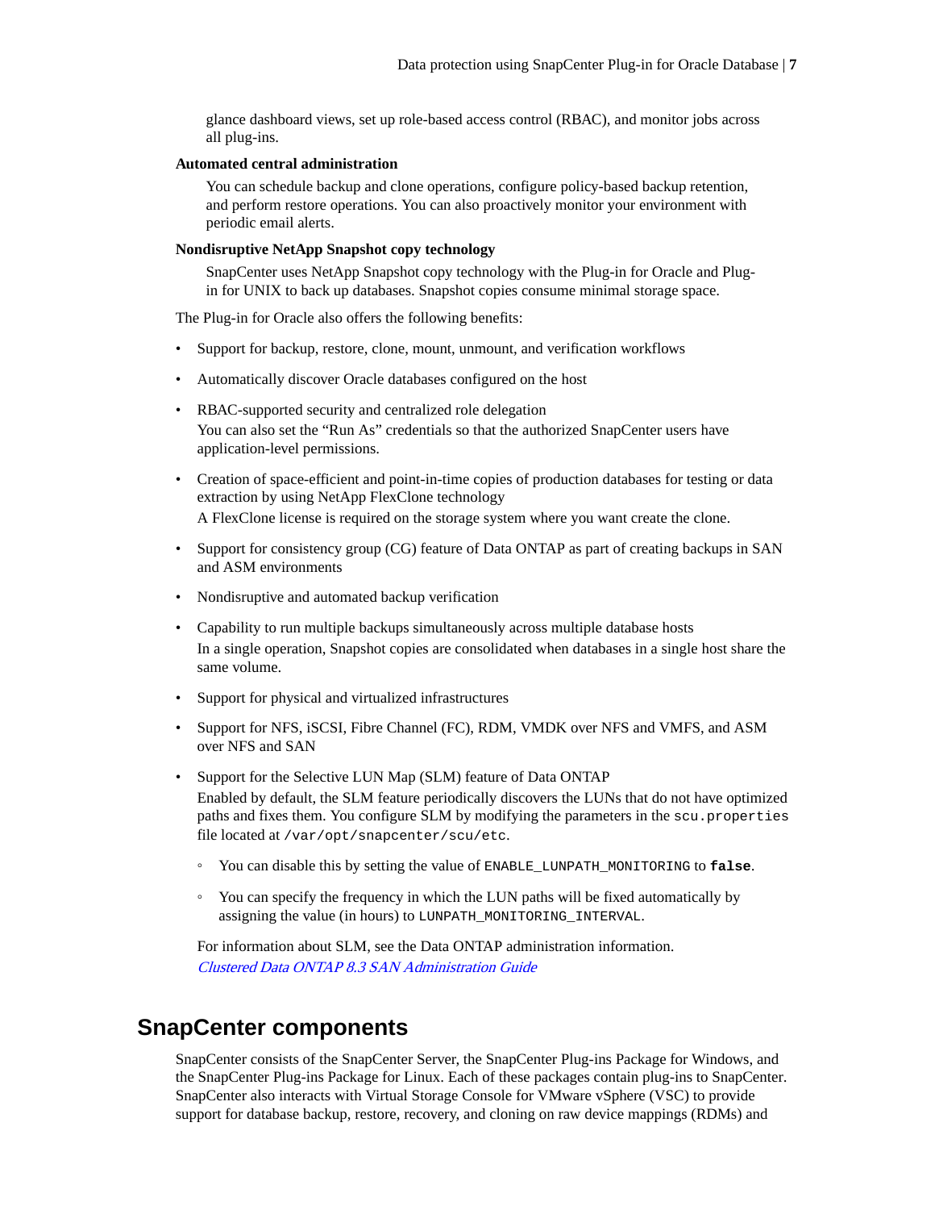glance dashboard views, set up role-based access control (RBAC), and monitor jobs across all plug-ins.

**Automated central administration**

You can schedule backup and clone operations, configure policy-based backup retention, and perform restore operations. You can also proactively monitor your environment with periodic email alerts.

**Nondisruptive NetApp Snapshot copy technology**

SnapCenter uses NetApp Snapshot copy technology with the Plug-in for Oracle and Plug-in for UNIX to back up databases. Snapshot copies consume minimal storage space.

The Plug-in for Oracle also offers the following benefits:

- Support for backup, restore, clone, mount, unmount, and verification workflows
- Automatically discover Oracle databases configured on the host
- RBAC-supported security and centralized role delegation
  You can also set the "Run As" credentials so that the authorized SnapCenter users have application-level permissions.
- Creation of space-efficient and point-in-time copies of production databases for testing or data extraction by using NetApp FlexClone technology
  A FlexClone license is required on the storage system where you want create the clone.
- Support for consistency group (CG) feature of Data ONTAP as part of creating backups in SAN and ASM environments
- Nondisruptive and automated backup verification
- Capability to run multiple backups simultaneously across multiple database hosts
  In a single operation, Snapshot copies are consolidated when databases in a single host share the same volume.
- Support for physical and virtualized infrastructures
- Support for NFS, iSCSI, Fibre Channel (FC), RDM, VMDK over NFS and VMFS, and ASM over NFS and SAN
- Support for the Selective LUN Map (SLM) feature of Data ONTAP
  Enabled by default, the SLM feature periodically discovers the LUNs that do not have optimized paths and fixes them. You configure SLM by modifying the parameters in the `scu.properties` file located at `/var/opt/snapcenter/scu/etc`.
  - You can disable this by setting the value of `ENABLE_LUNPATH_MONITORING` to **`false`**.
  - You can specify the frequency in which the LUN paths will be fixed automatically by assigning the value (in hours) to `LUNPATH_MONITORING_INTERVAL`.

  For information about SLM, see the Data ONTAP administration information.
  *Clustered Data ONTAP 8.3 SAN Administration Guide*

## SnapCenter components

SnapCenter consists of the SnapCenter Server, the SnapCenter Plug-ins Package for Windows, and the SnapCenter Plug-ins Package for Linux. Each of these packages contain plug-ins to SnapCenter. SnapCenter also interacts with Virtual Storage Console for VMware vSphere (VSC) to provide support for database backup, restore, recovery, and cloning on raw device mappings (RDMs) and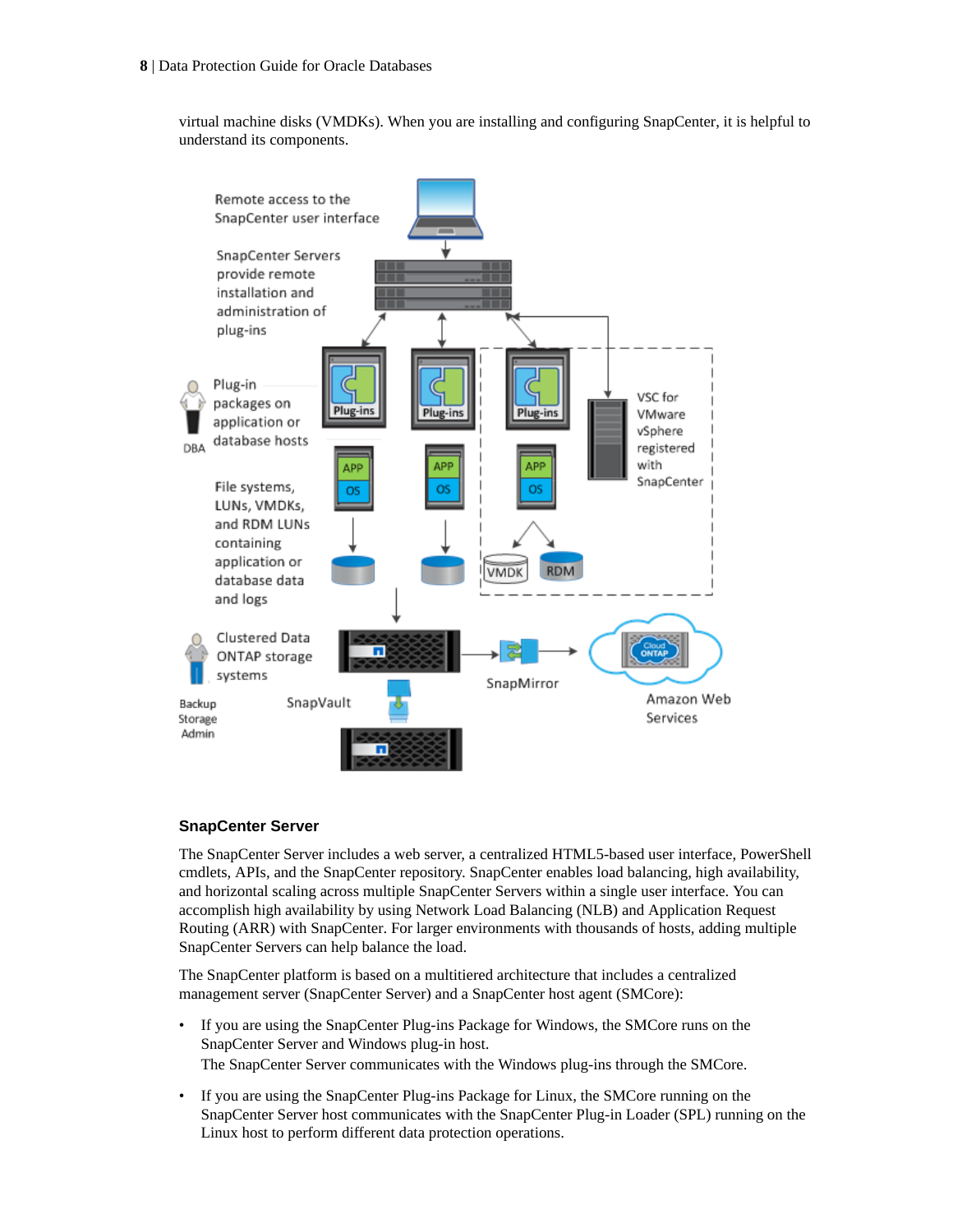virtual machine disks (VMDKs). When you are installing and configuring SnapCenter, it is helpful to understand its components.

### SnapCenter Server

The SnapCenter Server includes a web server, a centralized HTML5-based user interface, PowerShell cmdlets, APIs, and the SnapCenter repository. SnapCenter enables load balancing, high availability, and horizontal scaling across multiple SnapCenter Servers within a single user interface. You can accomplish high availability by using Network Load Balancing (NLB) and Application Request Routing (ARR) with SnapCenter. For larger environments with thousands of hosts, adding multiple SnapCenter Servers can help balance the load.

The SnapCenter platform is based on a multitiered architecture that includes a centralized management server (SnapCenter Server) and a SnapCenter host agent (SMCore):

- If you are using the SnapCenter Plug-ins Package for Windows, the SMCore runs on the SnapCenter Server and Windows plug-in host.
  The SnapCenter Server communicates with the Windows plug-ins through the SMCore.
- If you are using the SnapCenter Plug-ins Package for Linux, the SMCore running on the SnapCenter Server host communicates with the SnapCenter Plug-in Loader (SPL) running on the Linux host to perform different data protection operations.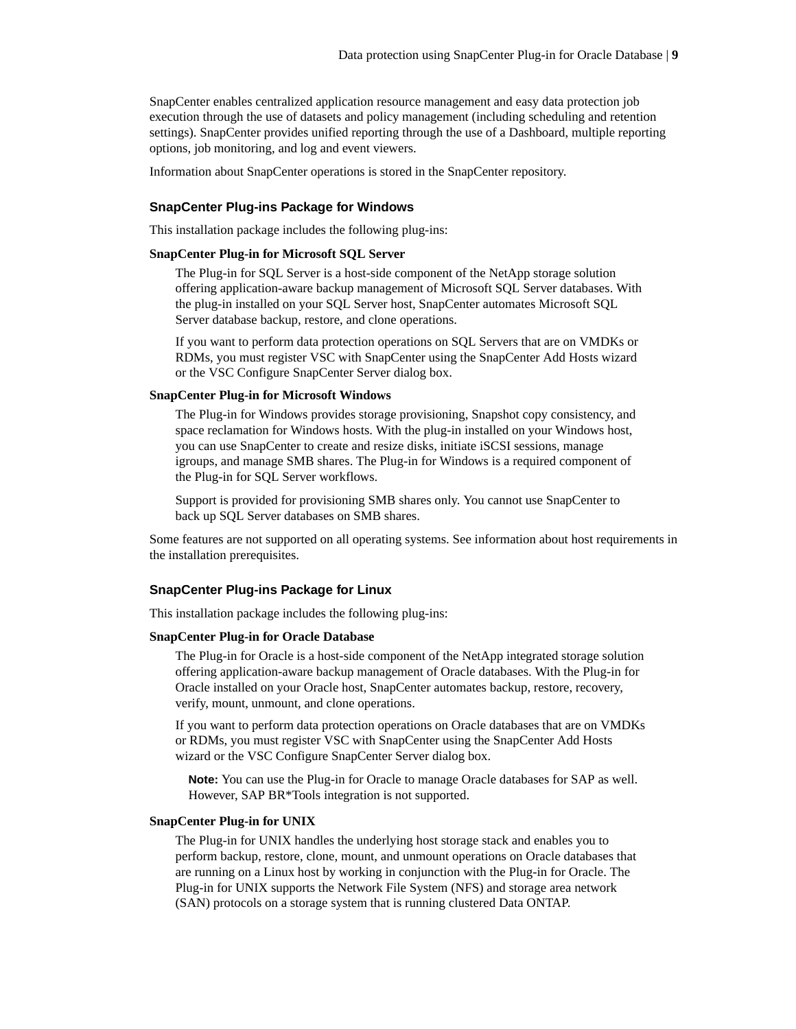SnapCenter enables centralized application resource management and easy data protection job execution through the use of datasets and policy management (including scheduling and retention settings). SnapCenter provides unified reporting through the use of a Dashboard, multiple reporting options, job monitoring, and log and event viewers.

Information about SnapCenter operations is stored in the SnapCenter repository.

### SnapCenter Plug-ins Package for Windows

This installation package includes the following plug-ins:

**SnapCenter Plug-in for Microsoft SQL Server**

The Plug-in for SQL Server is a host-side component of the NetApp storage solution offering application-aware backup management of Microsoft SQL Server databases. With the plug-in installed on your SQL Server host, SnapCenter automates Microsoft SQL Server database backup, restore, and clone operations.

If you want to perform data protection operations on SQL Servers that are on VMDKs or RDMs, you must register VSC with SnapCenter using the SnapCenter Add Hosts wizard or the VSC Configure SnapCenter Server dialog box.

**SnapCenter Plug-in for Microsoft Windows**

The Plug-in for Windows provides storage provisioning, Snapshot copy consistency, and space reclamation for Windows hosts. With the plug-in installed on your Windows host, you can use SnapCenter to create and resize disks, initiate iSCSI sessions, manage igroups, and manage SMB shares. The Plug-in for Windows is a required component of the Plug-in for SQL Server workflows.

Support is provided for provisioning SMB shares only. You cannot use SnapCenter to back up SQL Server databases on SMB shares.

Some features are not supported on all operating systems. See information about host requirements in the installation prerequisites.

### SnapCenter Plug-ins Package for Linux

This installation package includes the following plug-ins:

**SnapCenter Plug-in for Oracle Database**

The Plug-in for Oracle is a host-side component of the NetApp integrated storage solution offering application-aware backup management of Oracle databases. With the Plug-in for Oracle installed on your Oracle host, SnapCenter automates backup, restore, recovery, verify, mount, unmount, and clone operations.

If you want to perform data protection operations on Oracle databases that are on VMDKs or RDMs, you must register VSC with SnapCenter using the SnapCenter Add Hosts wizard or the VSC Configure SnapCenter Server dialog box.

> **Note:** You can use the Plug-in for Oracle to manage Oracle databases for SAP as well. However, SAP BR*Tools integration is not supported.

**SnapCenter Plug-in for UNIX**

The Plug-in for UNIX handles the underlying host storage stack and enables you to perform backup, restore, clone, mount, and unmount operations on Oracle databases that are running on a Linux host by working in conjunction with the Plug-in for Oracle. The Plug-in for UNIX supports the Network File System (NFS) and storage area network (SAN) protocols on a storage system that is running clustered Data ONTAP.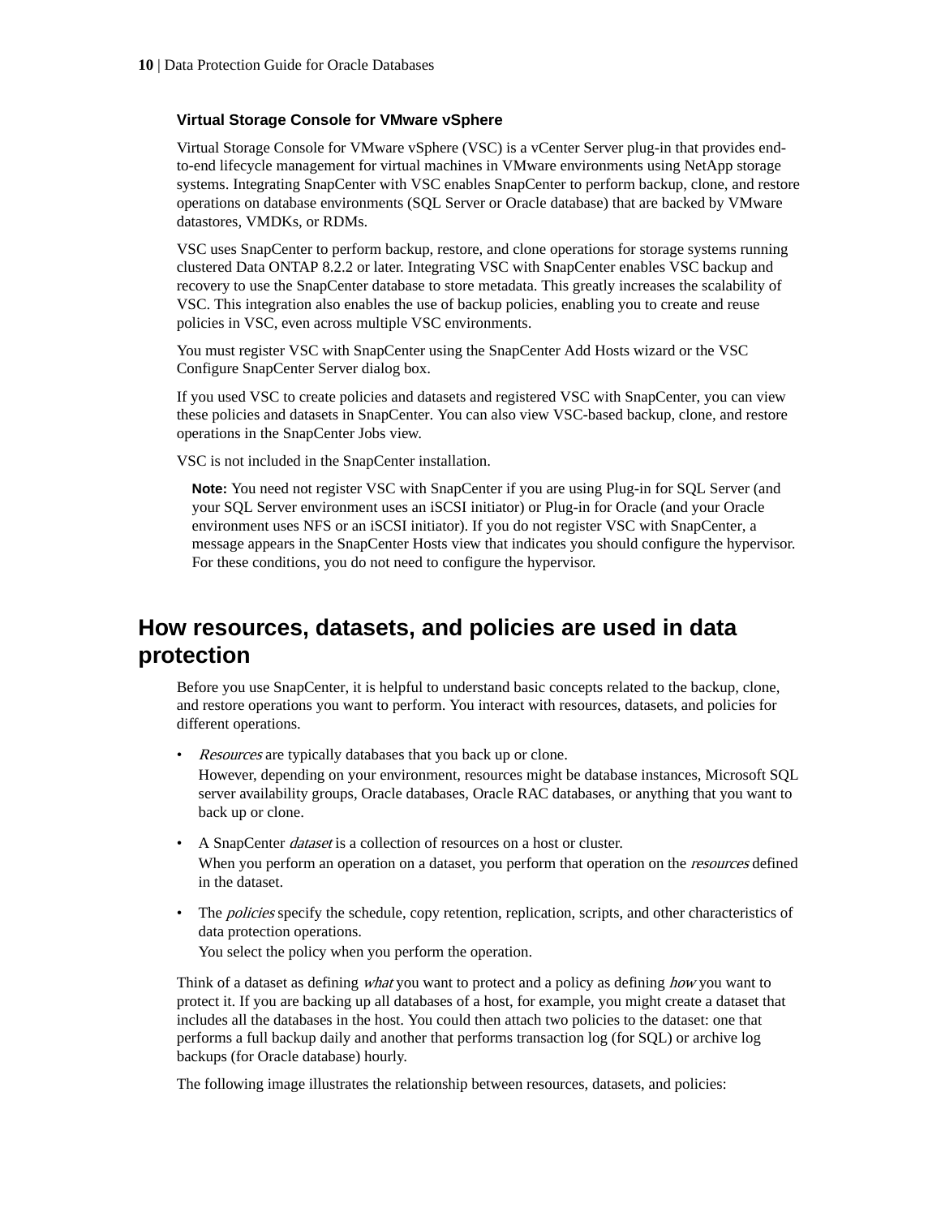### Virtual Storage Console for VMware vSphere

Virtual Storage Console for VMware vSphere (VSC) is a vCenter Server plug-in that provides end-to-end lifecycle management for virtual machines in VMware environments using NetApp storage systems. Integrating SnapCenter with VSC enables SnapCenter to perform backup, clone, and restore operations on database environments (SQL Server or Oracle database) that are backed by VMware datastores, VMDKs, or RDMs.

VSC uses SnapCenter to perform backup, restore, and clone operations for storage systems running clustered Data ONTAP 8.2.2 or later. Integrating VSC with SnapCenter enables VSC backup and recovery to use the SnapCenter database to store metadata. This greatly increases the scalability of VSC. This integration also enables the use of backup policies, enabling you to create and reuse policies in VSC, even across multiple VSC environments.

You must register VSC with SnapCenter using the SnapCenter Add Hosts wizard or the VSC Configure SnapCenter Server dialog box.

If you used VSC to create policies and datasets and registered VSC with SnapCenter, you can view these policies and datasets in SnapCenter. You can also view VSC-based backup, clone, and restore operations in the SnapCenter Jobs view.

VSC is not included in the SnapCenter installation.

**Note:** You need not register VSC with SnapCenter if you are using Plug-in for SQL Server (and your SQL Server environment uses an iSCSI initiator) or Plug-in for Oracle (and your Oracle environment uses NFS or an iSCSI initiator). If you do not register VSC with SnapCenter, a message appears in the SnapCenter Hosts view that indicates you should configure the hypervisor. For these conditions, you do not need to configure the hypervisor.

## How resources, datasets, and policies are used in data protection

Before you use SnapCenter, it is helpful to understand basic concepts related to the backup, clone, and restore operations you want to perform. You interact with resources, datasets, and policies for different operations.

- *Resources* are typically databases that you back up or clone.
  However, depending on your environment, resources might be database instances, Microsoft SQL server availability groups, Oracle databases, Oracle RAC databases, or anything that you want to back up or clone.
- A SnapCenter *dataset* is a collection of resources on a host or cluster.
  When you perform an operation on a dataset, you perform that operation on the *resources* defined in the dataset.
- The *policies* specify the schedule, copy retention, replication, scripts, and other characteristics of data protection operations.
  You select the policy when you perform the operation.

Think of a dataset as defining *what* you want to protect and a policy as defining *how* you want to protect it. If you are backing up all databases of a host, for example, you might create a dataset that includes all the databases in the host. You could then attach two policies to the dataset: one that performs a full backup daily and another that performs transaction log (for SQL) or archive log backups (for Oracle database) hourly.

The following image illustrates the relationship between resources, datasets, and policies: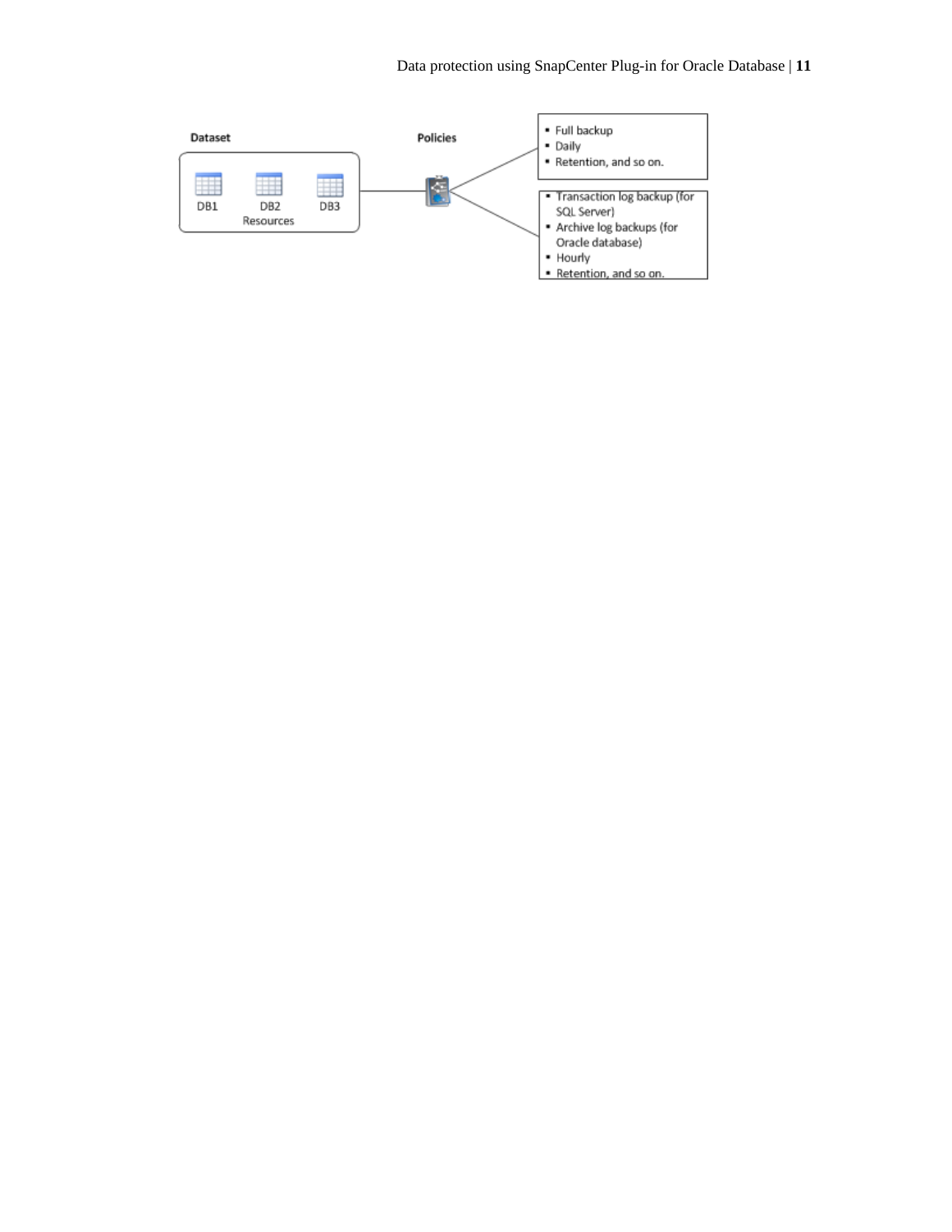**Dataset**

DB1 DB2 DB3

Resources

**Policies**

- Full backup
- Daily
- Retention, and so on.

- Transaction log backup (for SQL Server)
- Archive log backups (for Oracle database)
- Hourly
- Retention, and so on.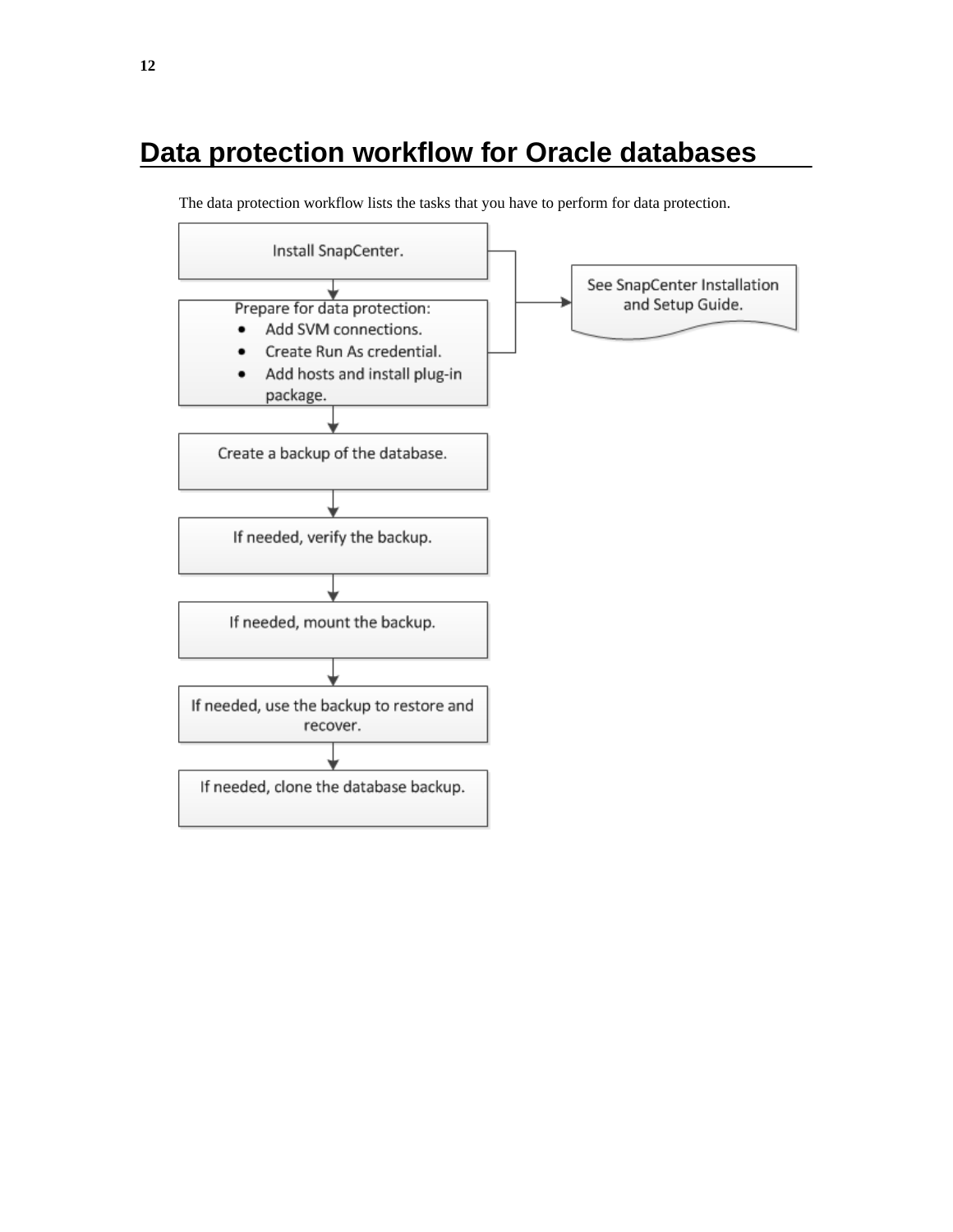# Data protection workflow for Oracle databases

The data protection workflow lists the tasks that you have to perform for data protection.

Install SnapCenter.

Prepare for data protection:

- Add SVM connections.
- Create Run As credential.
- Add hosts and install plug-in package.

See SnapCenter Installation and Setup Guide.

Create a backup of the database.

If needed, verify the backup.

If needed, mount the backup.

If needed, use the backup to restore and recover.

If needed, clone the database backup.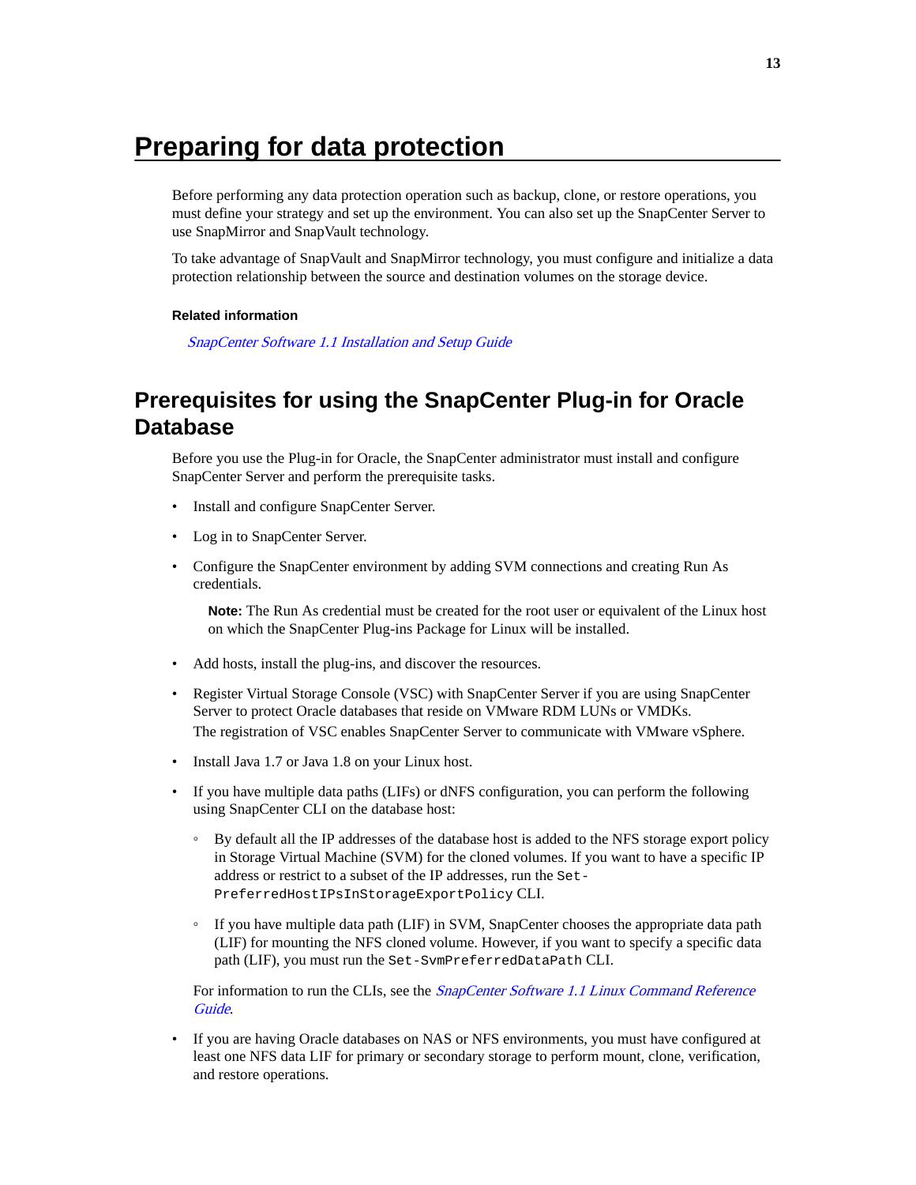# Preparing for data protection

Before performing any data protection operation such as backup, clone, or restore operations, you must define your strategy and set up the environment. You can also set up the SnapCenter Server to use SnapMirror and SnapVault technology.

To take advantage of SnapVault and SnapMirror technology, you must configure and initialize a data protection relationship between the source and destination volumes on the storage device.

**Related information**

*SnapCenter Software 1.1 Installation and Setup Guide*

## Prerequisites for using the SnapCenter Plug-in for Oracle Database

Before you use the Plug-in for Oracle, the SnapCenter administrator must install and configure SnapCenter Server and perform the prerequisite tasks.

- Install and configure SnapCenter Server.
- Log in to SnapCenter Server.
- Configure the SnapCenter environment by adding SVM connections and creating Run As credentials.

  **Note:** The Run As credential must be created for the root user or equivalent of the Linux host on which the SnapCenter Plug-ins Package for Linux will be installed.

- Add hosts, install the plug-ins, and discover the resources.
- Register Virtual Storage Console (VSC) with SnapCenter Server if you are using SnapCenter Server to protect Oracle databases that reside on VMware RDM LUNs or VMDKs.
  The registration of VSC enables SnapCenter Server to communicate with VMware vSphere.
- Install Java 1.7 or Java 1.8 on your Linux host.
- If you have multiple data paths (LIFs) or dNFS configuration, you can perform the following using SnapCenter CLI on the database host:
  - By default all the IP addresses of the database host is added to the NFS storage export policy in Storage Virtual Machine (SVM) for the cloned volumes. If you want to have a specific IP address or restrict to a subset of the IP addresses, run the `Set-PreferredHostIPsInStorageExportPolicy` CLI.
  - If you have multiple data path (LIF) in SVM, SnapCenter chooses the appropriate data path (LIF) for mounting the NFS cloned volume. However, if you want to specify a specific data path (LIF), you must run the `Set-SvmPreferredDataPath` CLI.

  For information to run the CLIs, see the *SnapCenter Software 1.1 Linux Command Reference Guide*.

- If you are having Oracle databases on NAS or NFS environments, you must have configured at least one NFS data LIF for primary or secondary storage to perform mount, clone, verification, and restore operations.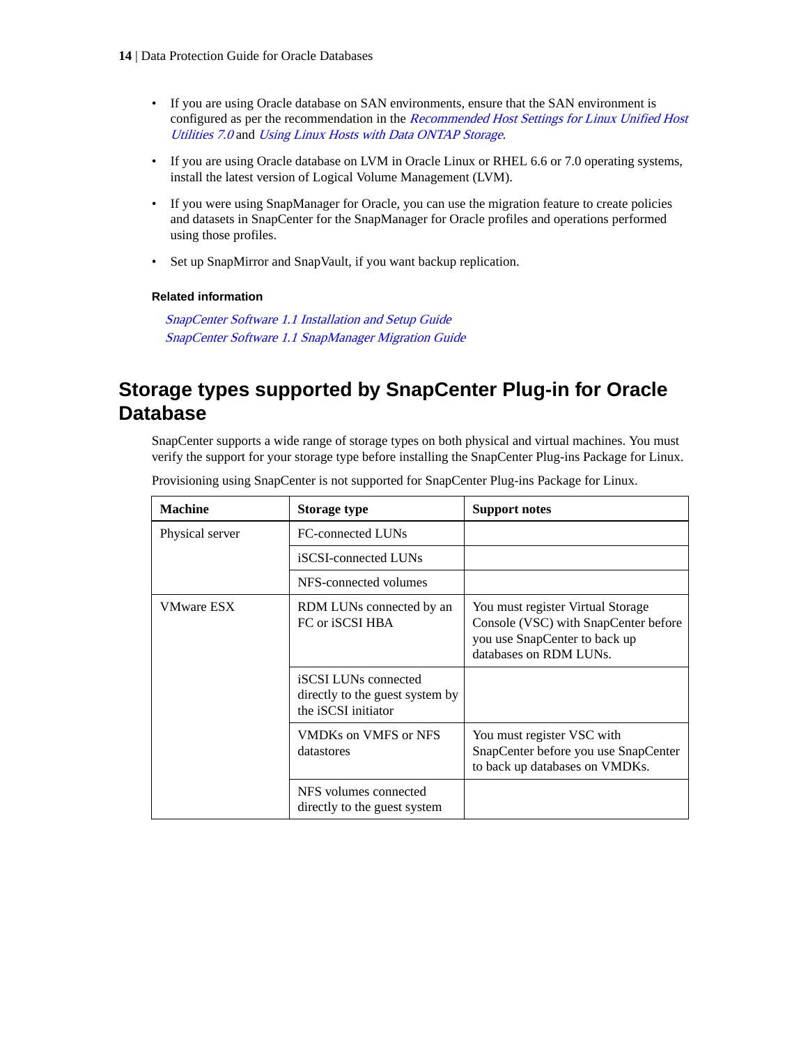- If you are using Oracle database on SAN environments, ensure that the SAN environment is configured as per the recommendation in the *Recommended Host Settings for Linux Unified Host Utilities 7.0* and *Using Linux Hosts with Data ONTAP Storage*.
- If you are using Oracle database on LVM in Oracle Linux or RHEL 6.6 or 7.0 operating systems, install the latest version of Logical Volume Management (LVM).
- If you were using SnapManager for Oracle, you can use the migration feature to create policies and datasets in SnapCenter for the SnapManager for Oracle profiles and operations performed using those profiles.
- Set up SnapMirror and SnapVault, if you want backup replication.

**Related information**

*SnapCenter Software 1.1 Installation and Setup Guide*
*SnapCenter Software 1.1 SnapManager Migration Guide*

## Storage types supported by SnapCenter Plug-in for Oracle Database

SnapCenter supports a wide range of storage types on both physical and virtual machines. You must verify the support for your storage type before installing the SnapCenter Plug-ins Package for Linux.

Provisioning using SnapCenter is not supported for SnapCenter Plug-ins Package for Linux.

| Machine | Storage type | Support notes |
| --- | --- | --- |
| Physical server | FC-connected LUNs | |
| | iSCSI-connected LUNs | |
| | NFS-connected volumes | |
| VMware ESX | RDM LUNs connected by an FC or iSCSI HBA | You must register Virtual Storage Console (VSC) with SnapCenter before you use SnapCenter to back up databases on RDM LUNs. |
| | iSCSI LUNs connected directly to the guest system by the iSCSI initiator | |
| | VMDKs on VMFS or NFS datastores | You must register VSC with SnapCenter before you use SnapCenter to back up databases on VMDKs. |
| | NFS volumes connected directly to the guest system | |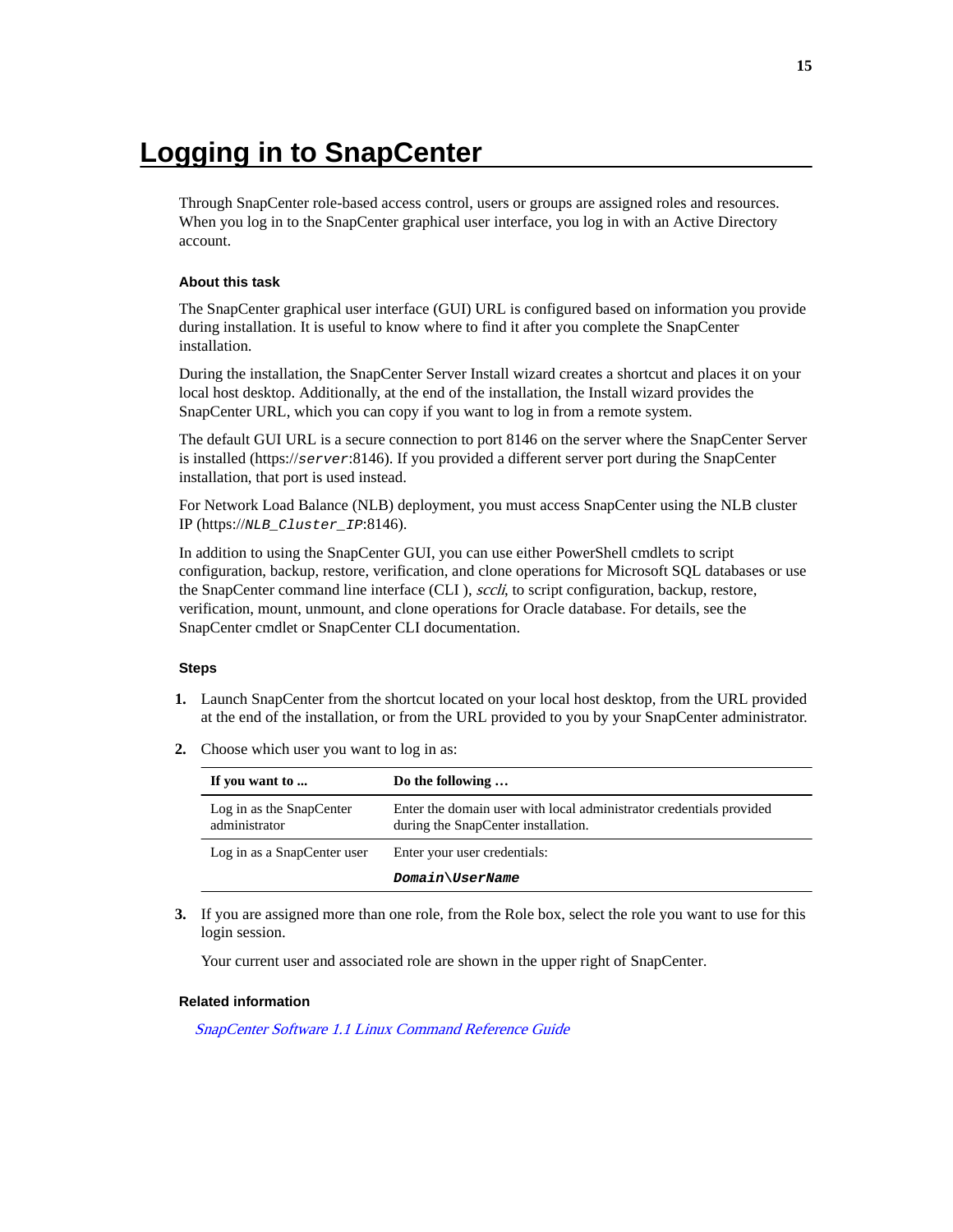# Logging in to SnapCenter

Through SnapCenter role-based access control, users or groups are assigned roles and resources. When you log in to the SnapCenter graphical user interface, you log in with an Active Directory account.

### About this task

The SnapCenter graphical user interface (GUI) URL is configured based on information you provide during installation. It is useful to know where to find it after you complete the SnapCenter installation.

During the installation, the SnapCenter Server Install wizard creates a shortcut and places it on your local host desktop. Additionally, at the end of the installation, the Install wizard provides the SnapCenter URL, which you can copy if you want to log in from a remote system.

The default GUI URL is a secure connection to port 8146 on the server where the SnapCenter Server is installed (https://*server*:8146). If you provided a different server port during the SnapCenter installation, that port is used instead.

For Network Load Balance (NLB) deployment, you must access SnapCenter using the NLB cluster IP (https://*NLB_Cluster_IP*:8146).

In addition to using the SnapCenter GUI, you can use either PowerShell cmdlets to script configuration, backup, restore, verification, and clone operations for Microsoft SQL databases or use the SnapCenter command line interface (CLI ), *sccli*, to script configuration, backup, restore, verification, mount, unmount, and clone operations for Oracle database. For details, see the SnapCenter cmdlet or SnapCenter CLI documentation.

### Steps

1. Launch SnapCenter from the shortcut located on your local host desktop, from the URL provided at the end of the installation, or from the URL provided to you by your SnapCenter administrator.
2. Choose which user you want to log in as:

| If you want to ... | Do the following … |
|---|---|
| Log in as the SnapCenter administrator | Enter the domain user with local administrator credentials provided during the SnapCenter installation. |
| Log in as a SnapCenter user | Enter your user credentials: ***Domain\UserName*** |

3. If you are assigned more than one role, from the Role box, select the role you want to use for this login session.

   Your current user and associated role are shown in the upper right of SnapCenter.

### Related information

*SnapCenter Software 1.1 Linux Command Reference Guide*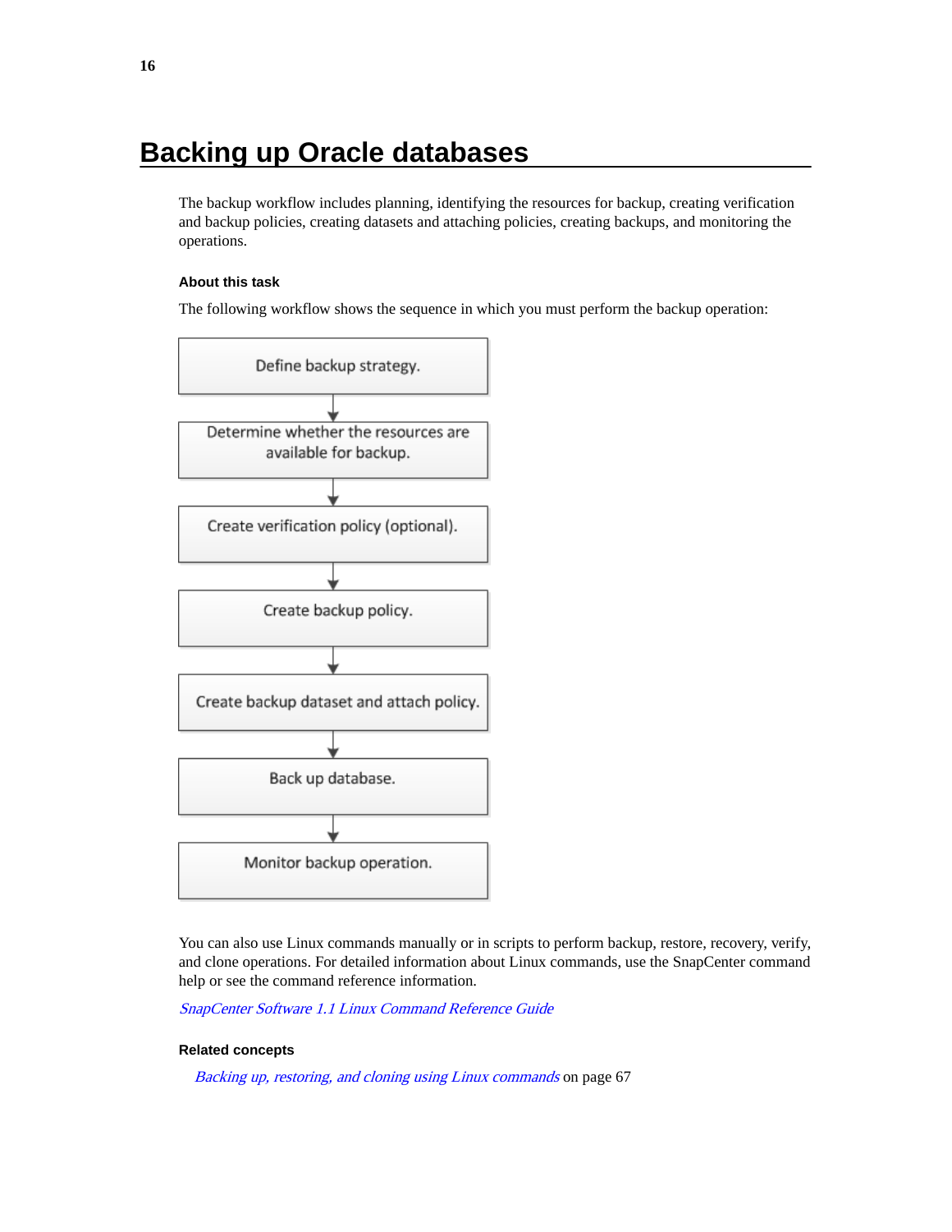# Backing up Oracle databases

The backup workflow includes planning, identifying the resources for backup, creating verification and backup policies, creating datasets and attaching policies, creating backups, and monitoring the operations.

#### About this task

The following workflow shows the sequence in which you must perform the backup operation:

1. Define backup strategy.
2. Determine whether the resources are available for backup.
3. Create verification policy (optional).
4. Create backup policy.
5. Create backup dataset and attach policy.
6. Back up database.
7. Monitor backup operation.

You can also use Linux commands manually or in scripts to perform backup, restore, recovery, verify, and clone operations. For detailed information about Linux commands, use the SnapCenter command help or see the command reference information.

*SnapCenter Software 1.1 Linux Command Reference Guide*

#### Related concepts

*Backing up, restoring, and cloning using Linux commands* on page 67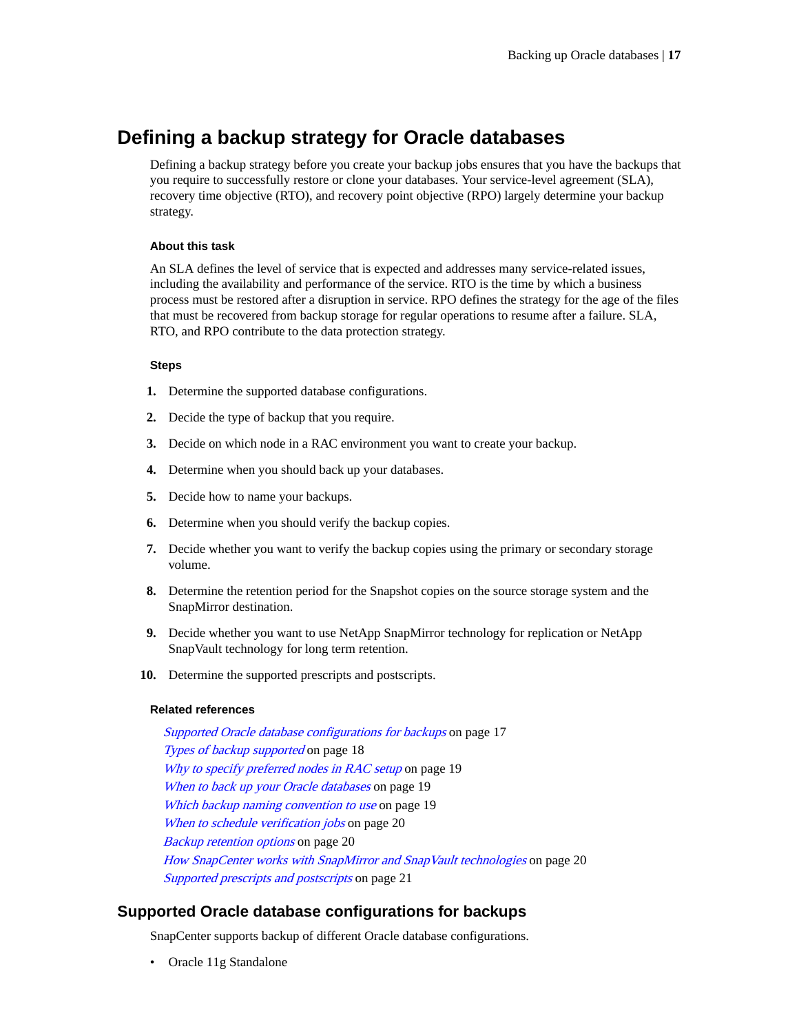## Defining a backup strategy for Oracle databases

Defining a backup strategy before you create your backup jobs ensures that you have the backups that you require to successfully restore or clone your databases. Your service-level agreement (SLA), recovery time objective (RTO), and recovery point objective (RPO) largely determine your backup strategy.

#### About this task

An SLA defines the level of service that is expected and addresses many service-related issues, including the availability and performance of the service. RTO is the time by which a business process must be restored after a disruption in service. RPO defines the strategy for the age of the files that must be recovered from backup storage for regular operations to resume after a failure. SLA, RTO, and RPO contribute to the data protection strategy.

#### Steps

1. Determine the supported database configurations.
2. Decide the type of backup that you require.
3. Decide on which node in a RAC environment you want to create your backup.
4. Determine when you should back up your databases.
5. Decide how to name your backups.
6. Determine when you should verify the backup copies.
7. Decide whether you want to verify the backup copies using the primary or secondary storage volume.
8. Determine the retention period for the Snapshot copies on the source storage system and the SnapMirror destination.
9. Decide whether you want to use NetApp SnapMirror technology for replication or NetApp SnapVault technology for long term retention.
10. Determine the supported prescripts and postscripts.

#### Related references

*Supported Oracle database configurations for backups* on page 17
*Types of backup supported* on page 18
*Why to specify preferred nodes in RAC setup* on page 19
*When to back up your Oracle databases* on page 19
*Which backup naming convention to use* on page 19
*When to schedule verification jobs* on page 20
*Backup retention options* on page 20
*How SnapCenter works with SnapMirror and SnapVault technologies* on page 20
*Supported prescripts and postscripts* on page 21

### Supported Oracle database configurations for backups

SnapCenter supports backup of different Oracle database configurations.

- Oracle 11g Standalone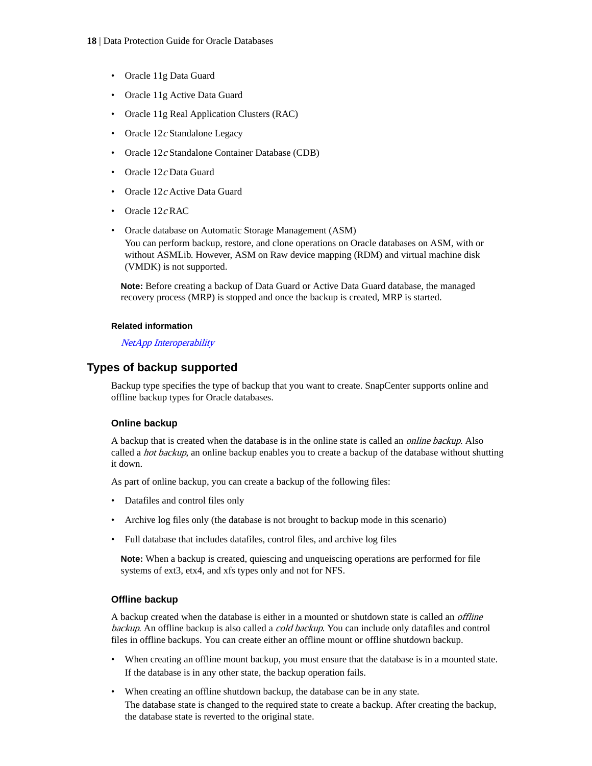- Oracle 11g Data Guard
- Oracle 11g Active Data Guard
- Oracle 11g Real Application Clusters (RAC)
- Oracle 12*c* Standalone Legacy
- Oracle 12*c* Standalone Container Database (CDB)
- Oracle 12*c* Data Guard
- Oracle 12*c* Active Data Guard
- Oracle 12*c* RAC
- Oracle database on Automatic Storage Management (ASM)
  You can perform backup, restore, and clone operations on Oracle databases on ASM, with or without ASMLib. However, ASM on Raw device mapping (RDM) and virtual machine disk (VMDK) is not supported.

**Note:** Before creating a backup of Data Guard or Active Data Guard database, the managed recovery process (MRP) is stopped and once the backup is created, MRP is started.

**Related information**

*NetApp Interoperability*

## Types of backup supported

Backup type specifies the type of backup that you want to create. SnapCenter supports online and offline backup types for Oracle databases.

### Online backup

A backup that is created when the database is in the online state is called an *online backup*. Also called a *hot backup*, an online backup enables you to create a backup of the database without shutting it down.

As part of online backup, you can create a backup of the following files:

- Datafiles and control files only
- Archive log files only (the database is not brought to backup mode in this scenario)
- Full database that includes datafiles, control files, and archive log files

**Note:** When a backup is created, quiescing and unqueiscing operations are performed for file systems of ext3, etx4, and xfs types only and not for NFS.

### Offline backup

A backup created when the database is either in a mounted or shutdown state is called an *offline backup*. An offline backup is also called a *cold backup*. You can include only datafiles and control files in offline backups. You can create either an offline mount or offline shutdown backup.

- When creating an offline mount backup, you must ensure that the database is in a mounted state. If the database is in any other state, the backup operation fails.
- When creating an offline shutdown backup, the database can be in any state.
  The database state is changed to the required state to create a backup. After creating the backup, the database state is reverted to the original state.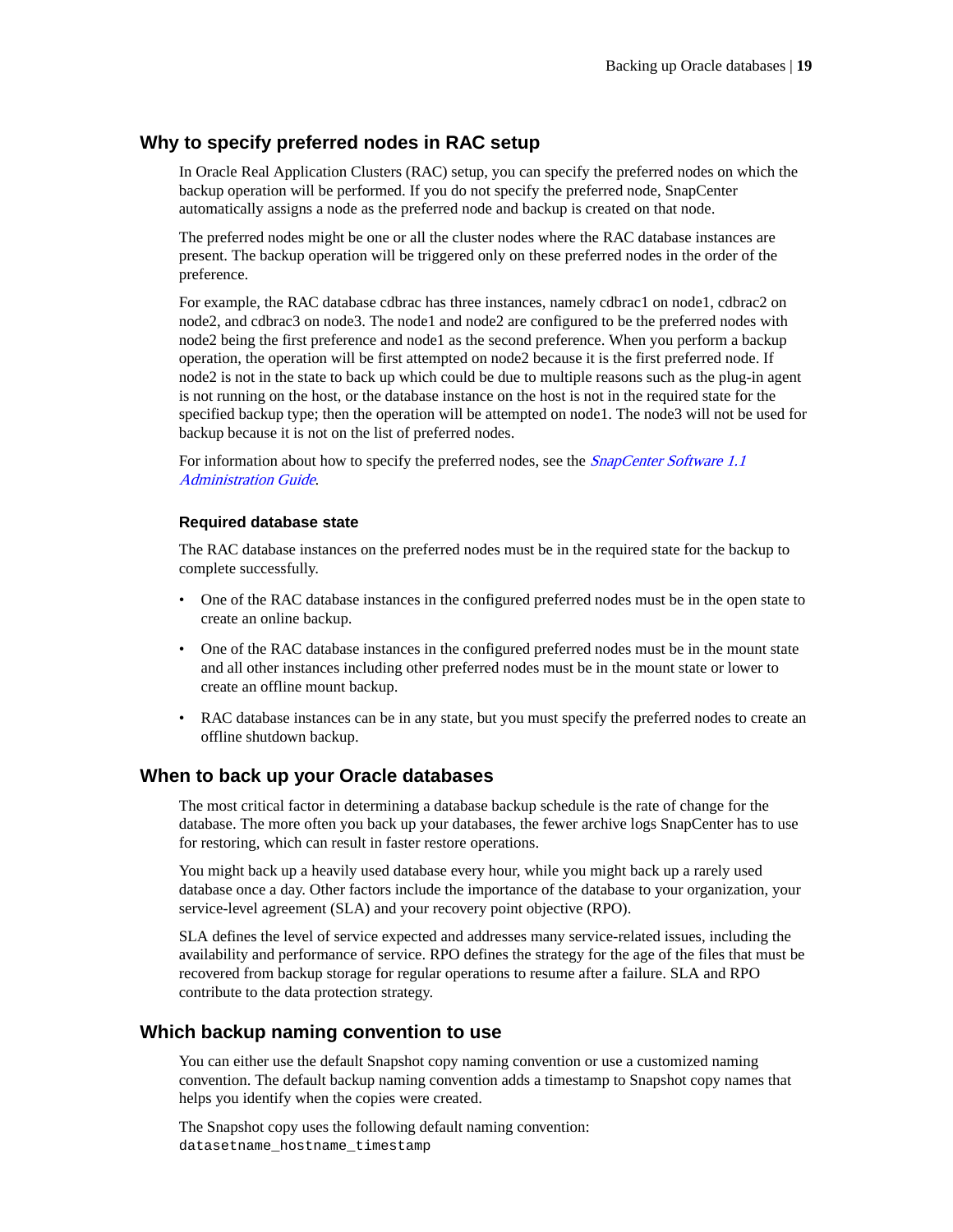## Why to specify preferred nodes in RAC setup

In Oracle Real Application Clusters (RAC) setup, you can specify the preferred nodes on which the backup operation will be performed. If you do not specify the preferred node, SnapCenter automatically assigns a node as the preferred node and backup is created on that node.

The preferred nodes might be one or all the cluster nodes where the RAC database instances are present. The backup operation will be triggered only on these preferred nodes in the order of the preference.

For example, the RAC database cdbrac has three instances, namely cdbrac1 on node1, cdbrac2 on node2, and cdbrac3 on node3. The node1 and node2 are configured to be the preferred nodes with node2 being the first preference and node1 as the second preference. When you perform a backup operation, the operation will be first attempted on node2 because it is the first preferred node. If node2 is not in the state to back up which could be due to multiple reasons such as the plug-in agent is not running on the host, or the database instance on the host is not in the required state for the specified backup type; then the operation will be attempted on node1. The node3 will not be used for backup because it is not on the list of preferred nodes.

For information about how to specify the preferred nodes, see the *SnapCenter Software 1.1 Administration Guide*.

### Required database state

The RAC database instances on the preferred nodes must be in the required state for the backup to complete successfully.

- One of the RAC database instances in the configured preferred nodes must be in the open state to create an online backup.
- One of the RAC database instances in the configured preferred nodes must be in the mount state and all other instances including other preferred nodes must be in the mount state or lower to create an offline mount backup.
- RAC database instances can be in any state, but you must specify the preferred nodes to create an offline shutdown backup.

## When to back up your Oracle databases

The most critical factor in determining a database backup schedule is the rate of change for the database. The more often you back up your databases, the fewer archive logs SnapCenter has to use for restoring, which can result in faster restore operations.

You might back up a heavily used database every hour, while you might back up a rarely used database once a day. Other factors include the importance of the database to your organization, your service-level agreement (SLA) and your recovery point objective (RPO).

SLA defines the level of service expected and addresses many service-related issues, including the availability and performance of service. RPO defines the strategy for the age of the files that must be recovered from backup storage for regular operations to resume after a failure. SLA and RPO contribute to the data protection strategy.

## Which backup naming convention to use

You can either use the default Snapshot copy naming convention or use a customized naming convention. The default backup naming convention adds a timestamp to Snapshot copy names that helps you identify when the copies were created.

The Snapshot copy uses the following default naming convention:

```
datasetname_hostname_timestamp
```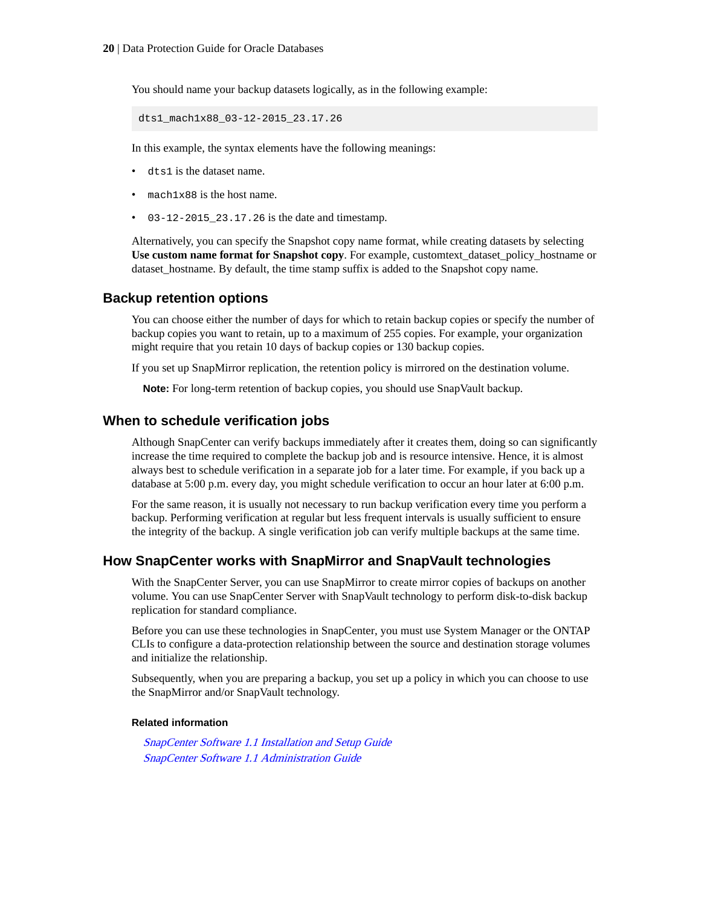You should name your backup datasets logically, as in the following example:

```
dts1_mach1x88_03-12-2015_23.17.26
```

In this example, the syntax elements have the following meanings:

- `dts1` is the dataset name.
- `mach1x88` is the host name.
- `03-12-2015_23.17.26` is the date and timestamp.

Alternatively, you can specify the Snapshot copy name format, while creating datasets by selecting **Use custom name format for Snapshot copy**. For example, customtext_dataset_policy_hostname or dataset_hostname. By default, the time stamp suffix is added to the Snapshot copy name.

## Backup retention options

You can choose either the number of days for which to retain backup copies or specify the number of backup copies you want to retain, up to a maximum of 255 copies. For example, your organization might require that you retain 10 days of backup copies or 130 backup copies.

If you set up SnapMirror replication, the retention policy is mirrored on the destination volume.

**Note:** For long-term retention of backup copies, you should use SnapVault backup.

## When to schedule verification jobs

Although SnapCenter can verify backups immediately after it creates them, doing so can significantly increase the time required to complete the backup job and is resource intensive. Hence, it is almost always best to schedule verification in a separate job for a later time. For example, if you back up a database at 5:00 p.m. every day, you might schedule verification to occur an hour later at 6:00 p.m.

For the same reason, it is usually not necessary to run backup verification every time you perform a backup. Performing verification at regular but less frequent intervals is usually sufficient to ensure the integrity of the backup. A single verification job can verify multiple backups at the same time.

## How SnapCenter works with SnapMirror and SnapVault technologies

With the SnapCenter Server, you can use SnapMirror to create mirror copies of backups on another volume. You can use SnapCenter Server with SnapVault technology to perform disk-to-disk backup replication for standard compliance.

Before you can use these technologies in SnapCenter, you must use System Manager or the ONTAP CLIs to configure a data-protection relationship between the source and destination storage volumes and initialize the relationship.

Subsequently, when you are preparing a backup, you set up a policy in which you can choose to use the SnapMirror and/or SnapVault technology.

#### Related information

*SnapCenter Software 1.1 Installation and Setup Guide*
*SnapCenter Software 1.1 Administration Guide*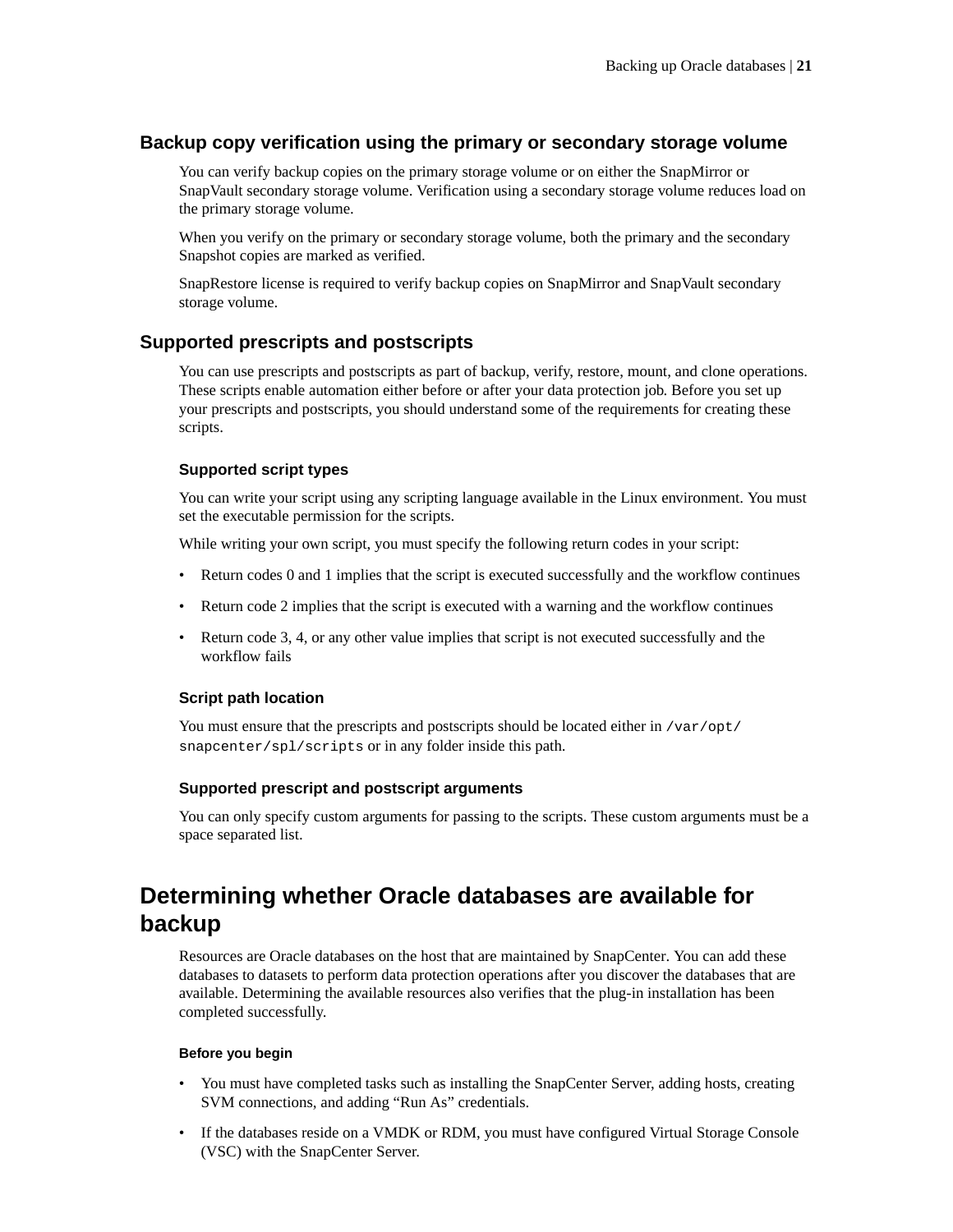## Backup copy verification using the primary or secondary storage volume

You can verify backup copies on the primary storage volume or on either the SnapMirror or SnapVault secondary storage volume. Verification using a secondary storage volume reduces load on the primary storage volume.

When you verify on the primary or secondary storage volume, both the primary and the secondary Snapshot copies are marked as verified.

SnapRestore license is required to verify backup copies on SnapMirror and SnapVault secondary storage volume.

## Supported prescripts and postscripts

You can use prescripts and postscripts as part of backup, verify, restore, mount, and clone operations. These scripts enable automation either before or after your data protection job. Before you set up your prescripts and postscripts, you should understand some of the requirements for creating these scripts.

### Supported script types

You can write your script using any scripting language available in the Linux environment. You must set the executable permission for the scripts.

While writing your own script, you must specify the following return codes in your script:

- Return codes 0 and 1 implies that the script is executed successfully and the workflow continues
- Return code 2 implies that the script is executed with a warning and the workflow continues
- Return code 3, 4, or any other value implies that script is not executed successfully and the workflow fails

### Script path location

You must ensure that the prescripts and postscripts should be located either in `/var/opt/snapcenter/spl/scripts` or in any folder inside this path.

### Supported prescript and postscript arguments

You can only specify custom arguments for passing to the scripts. These custom arguments must be a space separated list.

# Determining whether Oracle databases are available for backup

Resources are Oracle databases on the host that are maintained by SnapCenter. You can add these databases to datasets to perform data protection operations after you discover the databases that are available. Determining the available resources also verifies that the plug-in installation has been completed successfully.

#### Before you begin

- You must have completed tasks such as installing the SnapCenter Server, adding hosts, creating SVM connections, and adding “Run As” credentials.
- If the databases reside on a VMDK or RDM, you must have configured Virtual Storage Console (VSC) with the SnapCenter Server.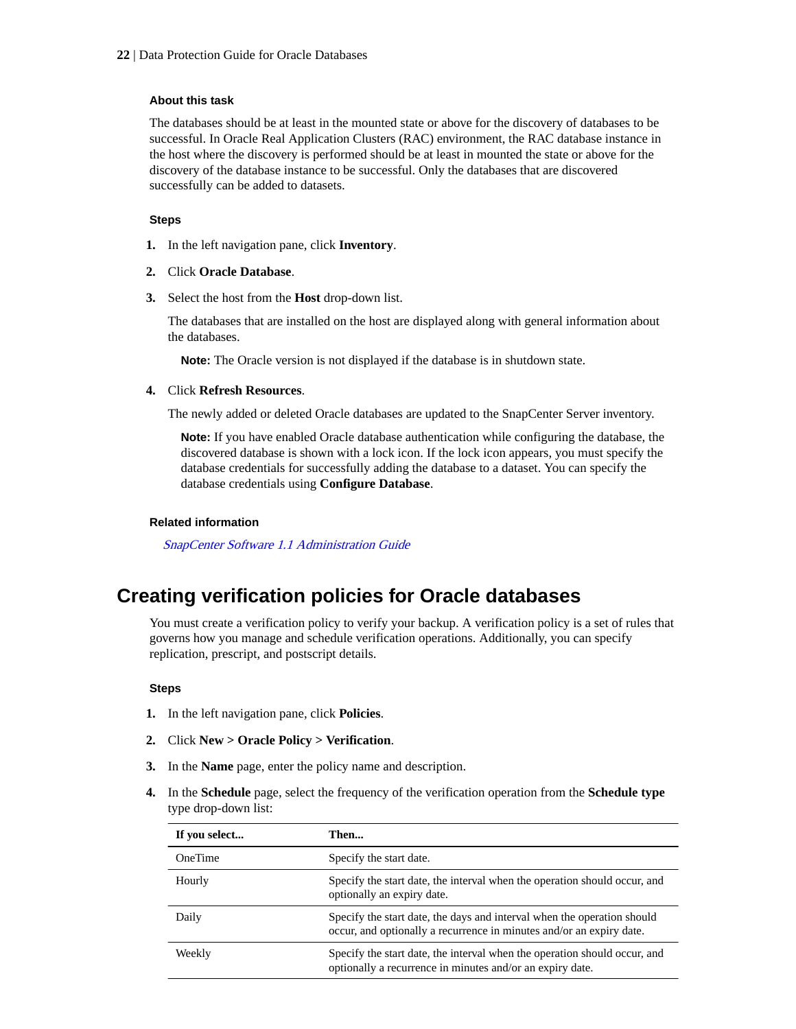#### About this task

The databases should be at least in the mounted state or above for the discovery of databases to be successful. In Oracle Real Application Clusters (RAC) environment, the RAC database instance in the host where the discovery is performed should be at least in mounted the state or above for the discovery of the database instance to be successful. Only the databases that are discovered successfully can be added to datasets.

#### Steps

1. In the left navigation pane, click **Inventory**.
2. Click **Oracle Database**.
3. Select the host from the **Host** drop-down list.

   The databases that are installed on the host are displayed along with general information about the databases.

   **Note:** The Oracle version is not displayed if the database is in shutdown state.

4. Click **Refresh Resources**.

   The newly added or deleted Oracle databases are updated to the SnapCenter Server inventory.

   **Note:** If you have enabled Oracle database authentication while configuring the database, the discovered database is shown with a lock icon. If the lock icon appears, you must specify the database credentials for successfully adding the database to a dataset. You can specify the database credentials using **Configure Database**.

#### Related information

*SnapCenter Software 1.1 Administration Guide*

## Creating verification policies for Oracle databases

You must create a verification policy to verify your backup. A verification policy is a set of rules that governs how you manage and schedule verification operations. Additionally, you can specify replication, prescript, and postscript details.

#### Steps

1. In the left navigation pane, click **Policies**.
2. Click **New > Oracle Policy > Verification**.
3. In the **Name** page, enter the policy name and description.
4. In the **Schedule** page, select the frequency of the verification operation from the **Schedule type** type drop-down list:

| If you select... | Then... |
|---|---|
| OneTime | Specify the start date. |
| Hourly | Specify the start date, the interval when the operation should occur, and optionally an expiry date. |
| Daily | Specify the start date, the days and interval when the operation should occur, and optionally a recurrence in minutes and/or an expiry date. |
| Weekly | Specify the start date, the interval when the operation should occur, and optionally a recurrence in minutes and/or an expiry date. |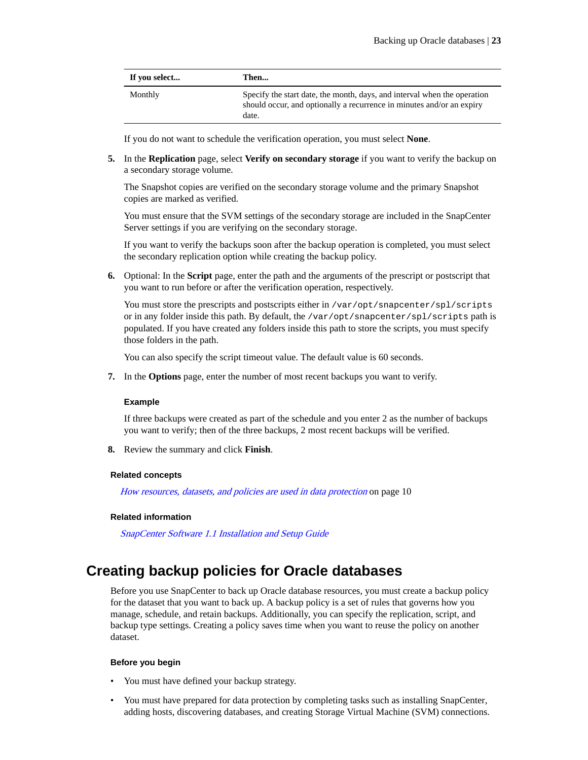| If you select... | Then... |
| --- | --- |
| Monthly | Specify the start date, the month, days, and interval when the operation should occur, and optionally a recurrence in minutes and/or an expiry date. |

If you do not want to schedule the verification operation, you must select **None**.

5. In the **Replication** page, select **Verify on secondary storage** if you want to verify the backup on a secondary storage volume.

   The Snapshot copies are verified on the secondary storage volume and the primary Snapshot copies are marked as verified.

   You must ensure that the SVM settings of the secondary storage are included in the SnapCenter Server settings if you are verifying on the secondary storage.

   If you want to verify the backups soon after the backup operation is completed, you must select the secondary replication option while creating the backup policy.

6. Optional: In the **Script** page, enter the path and the arguments of the prescript or postscript that you want to run before or after the verification operation, respectively.

   You must store the prescripts and postscripts either in `/var/opt/snapcenter/spl/scripts` or in any folder inside this path. By default, the `/var/opt/snapcenter/spl/scripts` path is populated. If you have created any folders inside this path to store the scripts, you must specify those folders in the path.

   You can also specify the script timeout value. The default value is 60 seconds.

7. In the **Options** page, enter the number of most recent backups you want to verify.

   **Example**

   If three backups were created as part of the schedule and you enter 2 as the number of backups you want to verify; then of the three backups, 2 most recent backups will be verified.

8. Review the summary and click **Finish**.

**Related concepts**

*How resources, datasets, and policies are used in data protection* on page 10

**Related information**

*SnapCenter Software 1.1 Installation and Setup Guide*

## Creating backup policies for Oracle databases

Before you use SnapCenter to back up Oracle database resources, you must create a backup policy for the dataset that you want to back up. A backup policy is a set of rules that governs how you manage, schedule, and retain backups. Additionally, you can specify the replication, script, and backup type settings. Creating a policy saves time when you want to reuse the policy on another dataset.

**Before you begin**

- You must have defined your backup strategy.
- You must have prepared for data protection by completing tasks such as installing SnapCenter, adding hosts, discovering databases, and creating Storage Virtual Machine (SVM) connections.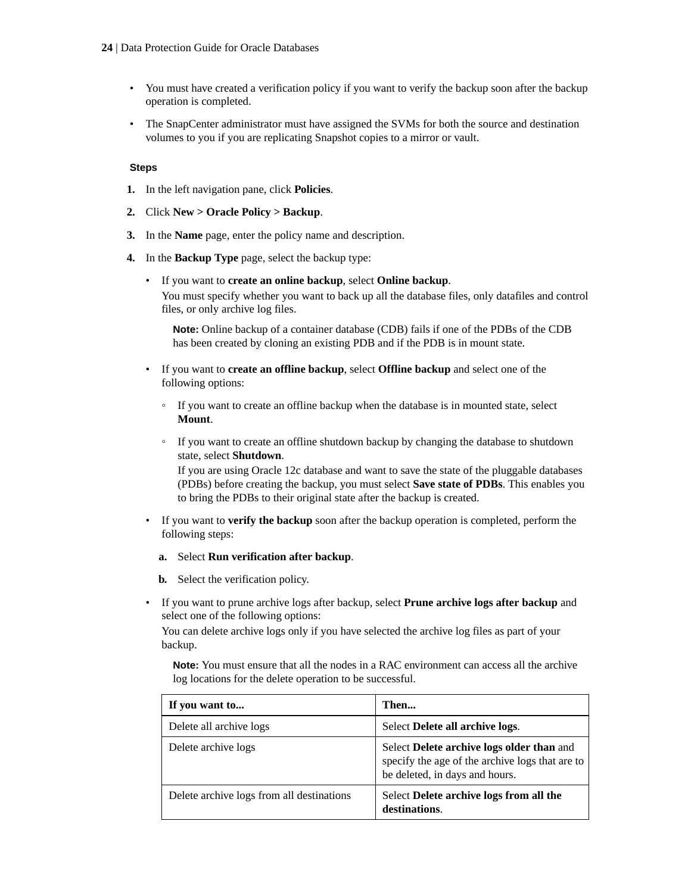- You must have created a verification policy if you want to verify the backup soon after the backup operation is completed.
- The SnapCenter administrator must have assigned the SVMs for both the source and destination volumes to you if you are replicating Snapshot copies to a mirror or vault.

#### Steps

1. In the left navigation pane, click **Policies**.
2. Click **New > Oracle Policy > Backup**.
3. In the **Name** page, enter the policy name and description.
4. In the **Backup Type** page, select the backup type:
   - If you want to **create an online backup**, select **Online backup**.
     You must specify whether you want to back up all the database files, only datafiles and control files, or only archive log files.

     **Note:** Online backup of a container database (CDB) fails if one of the PDBs of the CDB has been created by cloning an existing PDB and if the PDB is in mount state.

   - If you want to **create an offline backup**, select **Offline backup** and select one of the following options:
     - If you want to create an offline backup when the database is in mounted state, select **Mount**.
     - If you want to create an offline shutdown backup by changing the database to shutdown state, select **Shutdown**.
       If you are using Oracle 12c database and want to save the state of the pluggable databases (PDBs) before creating the backup, you must select **Save state of PDBs**. This enables you to bring the PDBs to their original state after the backup is created.
   - If you want to **verify the backup** soon after the backup operation is completed, perform the following steps:
     a. Select **Run verification after backup**.
     b. Select the verification policy.
   - If you want to prune archive logs after backup, select **Prune archive logs after backup** and select one of the following options:
     You can delete archive logs only if you have selected the archive log files as part of your backup.

     **Note:** You must ensure that all the nodes in a RAC environment can access all the archive log locations for the delete operation to be successful.

     | If you want to... | Then... |
     |---|---|
     | Delete all archive logs | Select **Delete all archive logs**. |
     | Delete archive logs | Select **Delete archive logs older than** and specify the age of the archive logs that are to be deleted, in days and hours. |
     | Delete archive logs from all destinations | Select **Delete archive logs from all the destinations**. |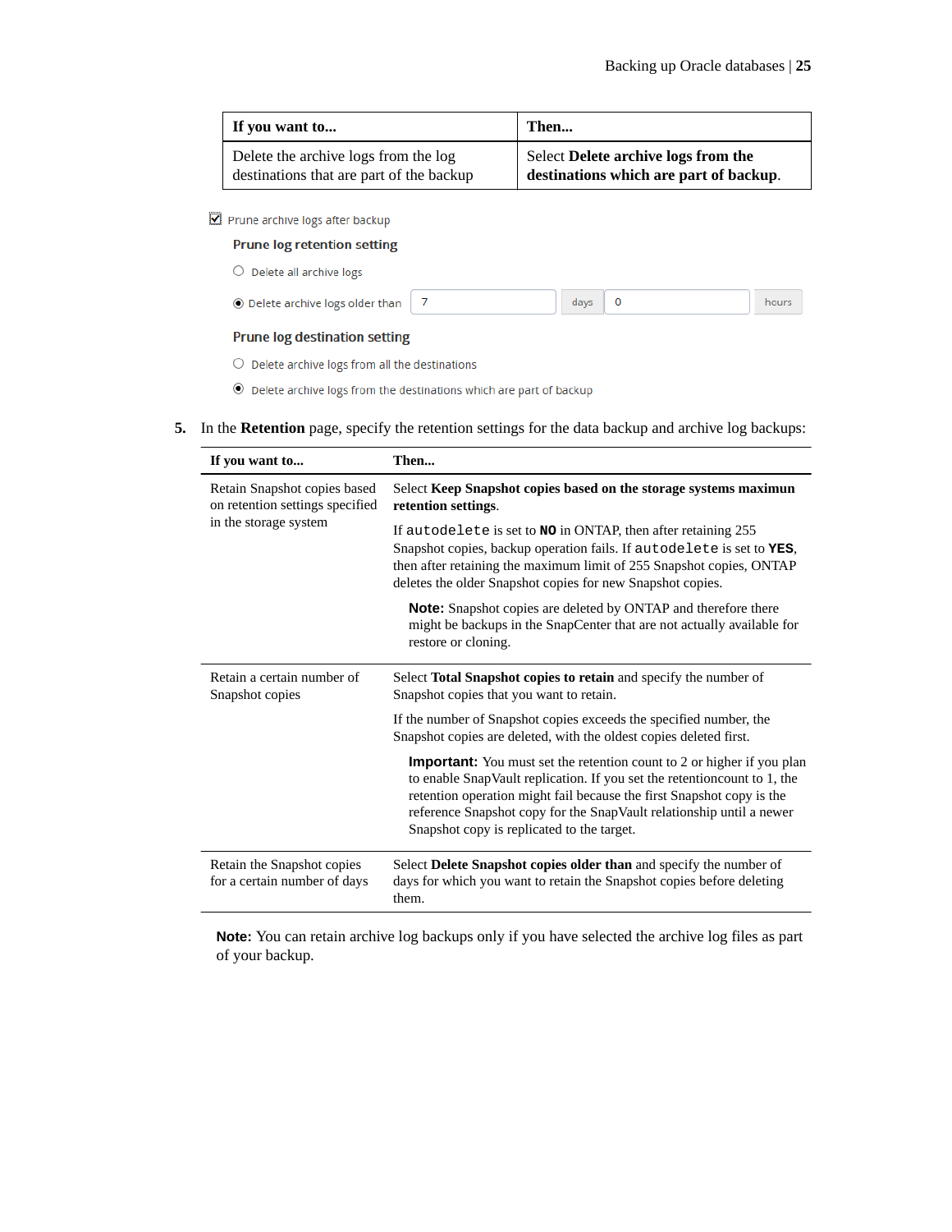| If you want to... | Then... |
| --- | --- |
| Delete the archive logs from the log destinations that are part of the backup | Select **Delete archive logs from the destinations which are part of backup**. |

☑ Prune archive logs after backup

**Prune log retention setting**

○ Delete all archive logs

◉ Delete archive logs older than [7] days [0] hours

**Prune log destination setting**

○ Delete archive logs from all the destinations

◉ Delete archive logs from the destinations which are part of backup

5. In the **Retention** page, specify the retention settings for the data backup and archive log backups:

| If you want to... | Then... |
| --- | --- |
| Retain Snapshot copies based on retention settings specified in the storage system | Select **Keep Snapshot copies based on the storage systems maximun retention settings**.<br><br>If `autodelete` is set to **NO** in ONTAP, then after retaining 255 Snapshot copies, backup operation fails. If `autodelete` is set to **YES**, then after retaining the maximum limit of 255 Snapshot copies, ONTAP deletes the older Snapshot copies for new Snapshot copies.<br><br>**Note:** Snapshot copies are deleted by ONTAP and therefore there might be backups in the SnapCenter that are not actually available for restore or cloning. |
| Retain a certain number of Snapshot copies | Select **Total Snapshot copies to retain** and specify the number of Snapshot copies that you want to retain.<br><br>If the number of Snapshot copies exceeds the specified number, the Snapshot copies are deleted, with the oldest copies deleted first.<br><br>**Important:** You must set the retention count to 2 or higher if you plan to enable SnapVault replication. If you set the retentioncount to 1, the retention operation might fail because the first Snapshot copy is the reference Snapshot copy for the SnapVault relationship until a newer Snapshot copy is replicated to the target. |
| Retain the Snapshot copies for a certain number of days | Select **Delete Snapshot copies older than** and specify the number of days for which you want to retain the Snapshot copies before deleting them. |

**Note:** You can retain archive log backups only if you have selected the archive log files as part of your backup.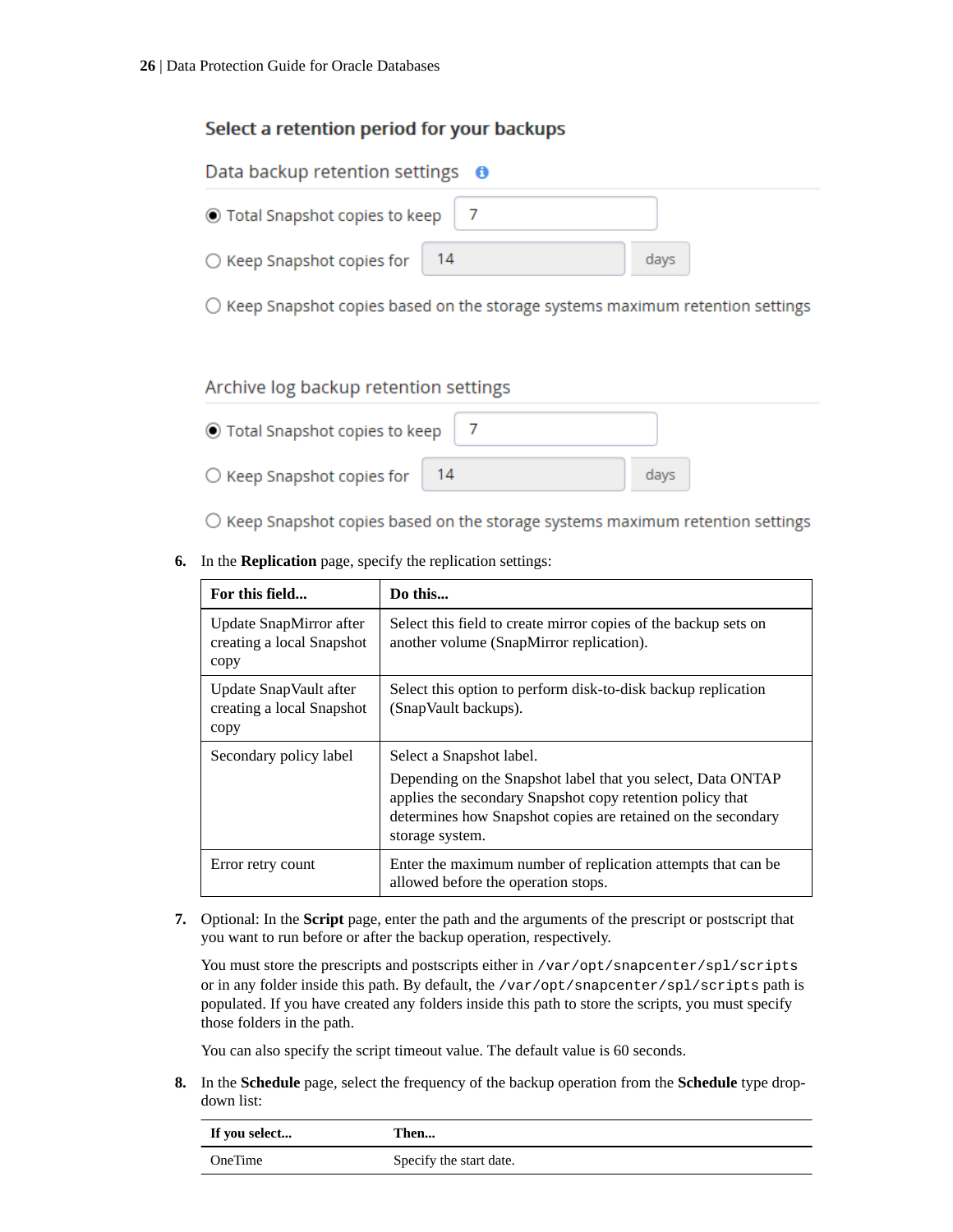Select a retention period for your backups

Data backup retention settings

- (●) Total Snapshot copies to keep: 7
- ( ) Keep Snapshot copies for: 14 days
- ( ) Keep Snapshot copies based on the storage systems maximum retention settings

Archive log backup retention settings

- (●) Total Snapshot copies to keep: 7
- ( ) Keep Snapshot copies for: 14 days
- ( ) Keep Snapshot copies based on the storage systems maximum retention settings

6. In the **Replication** page, specify the replication settings:

| For this field... | Do this... |
|---|---|
| Update SnapMirror after creating a local Snapshot copy | Select this field to create mirror copies of the backup sets on another volume (SnapMirror replication). |
| Update SnapVault after creating a local Snapshot copy | Select this option to perform disk-to-disk backup replication (SnapVault backups). |
| Secondary policy label | Select a Snapshot label.<br><br>Depending on the Snapshot label that you select, Data ONTAP applies the secondary Snapshot copy retention policy that determines how Snapshot copies are retained on the secondary storage system. |
| Error retry count | Enter the maximum number of replication attempts that can be allowed before the operation stops. |

7. Optional: In the **Script** page, enter the path and the arguments of the prescript or postscript that you want to run before or after the backup operation, respectively.

   You must store the prescripts and postscripts either in `/var/opt/snapcenter/spl/scripts` or in any folder inside this path. By default, the `/var/opt/snapcenter/spl/scripts` path is populated. If you have created any folders inside this path to store the scripts, you must specify those folders in the path.

   You can also specify the script timeout value. The default value is 60 seconds.

8. In the **Schedule** page, select the frequency of the backup operation from the **Schedule** type drop-down list:

| If you select... | Then... |
|---|---|
| OneTime | Specify the start date. |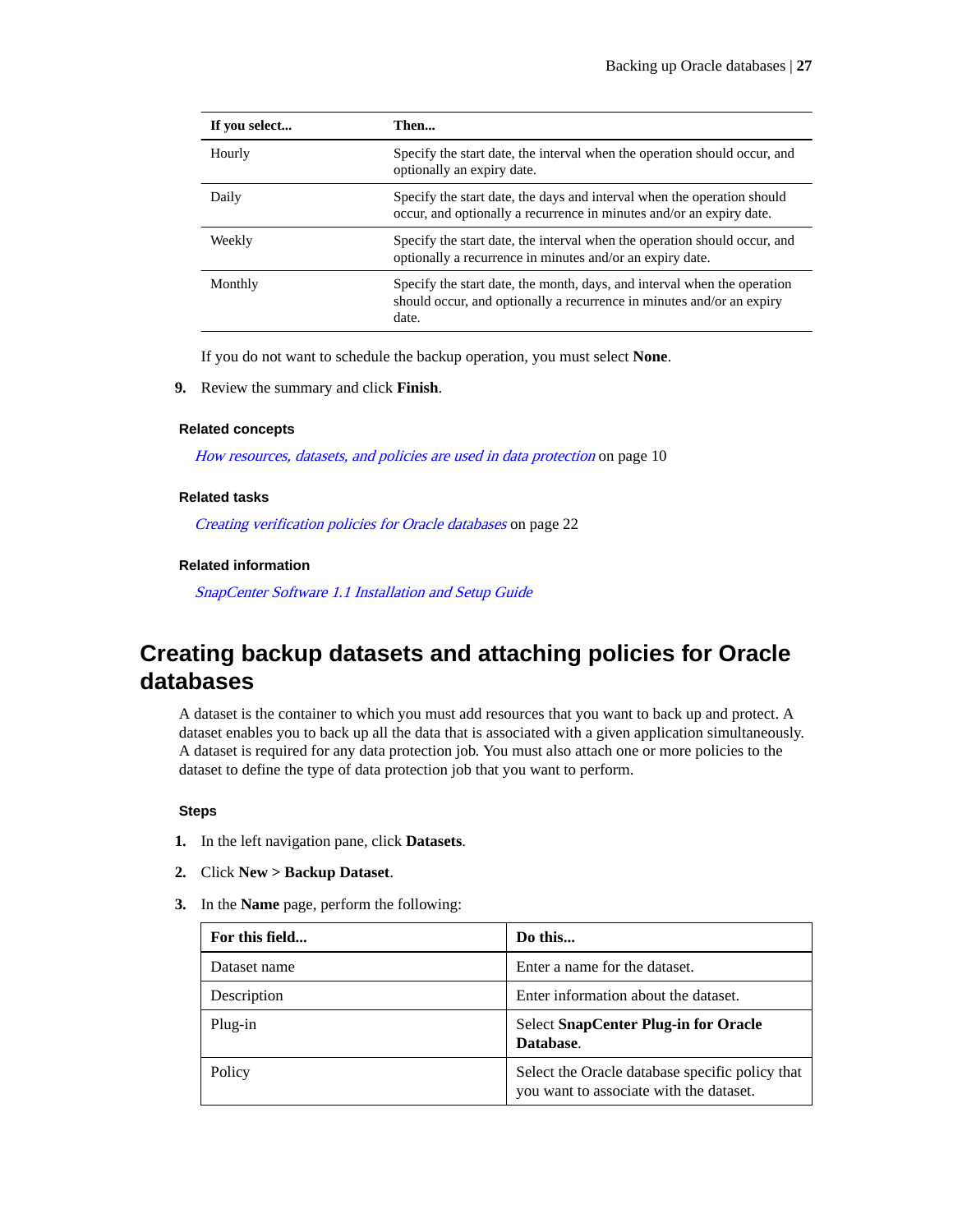| If you select... | Then... |
|---|---|
| Hourly | Specify the start date, the interval when the operation should occur, and optionally an expiry date. |
| Daily | Specify the start date, the days and interval when the operation should occur, and optionally a recurrence in minutes and/or an expiry date. |
| Weekly | Specify the start date, the interval when the operation should occur, and optionally a recurrence in minutes and/or an expiry date. |
| Monthly | Specify the start date, the month, days, and interval when the operation should occur, and optionally a recurrence in minutes and/or an expiry date. |

If you do not want to schedule the backup operation, you must select **None**.

9. Review the summary and click **Finish**.

### Related concepts

*How resources, datasets, and policies are used in data protection* on page 10

### Related tasks

*Creating verification policies for Oracle databases* on page 22

### Related information

*SnapCenter Software 1.1 Installation and Setup Guide*

## Creating backup datasets and attaching policies for Oracle databases

A dataset is the container to which you must add resources that you want to back up and protect. A dataset enables you to back up all the data that is associated with a given application simultaneously. A dataset is required for any data protection job. You must also attach one or more policies to the dataset to define the type of data protection job that you want to perform.

### Steps

1. In the left navigation pane, click **Datasets**.
2. Click **New > Backup Dataset**.
3. In the **Name** page, perform the following:

| For this field... | Do this... |
|---|---|
| Dataset name | Enter a name for the dataset. |
| Description | Enter information about the dataset. |
| Plug-in | Select **SnapCenter Plug-in for Oracle Database**. |
| Policy | Select the Oracle database specific policy that you want to associate with the dataset. |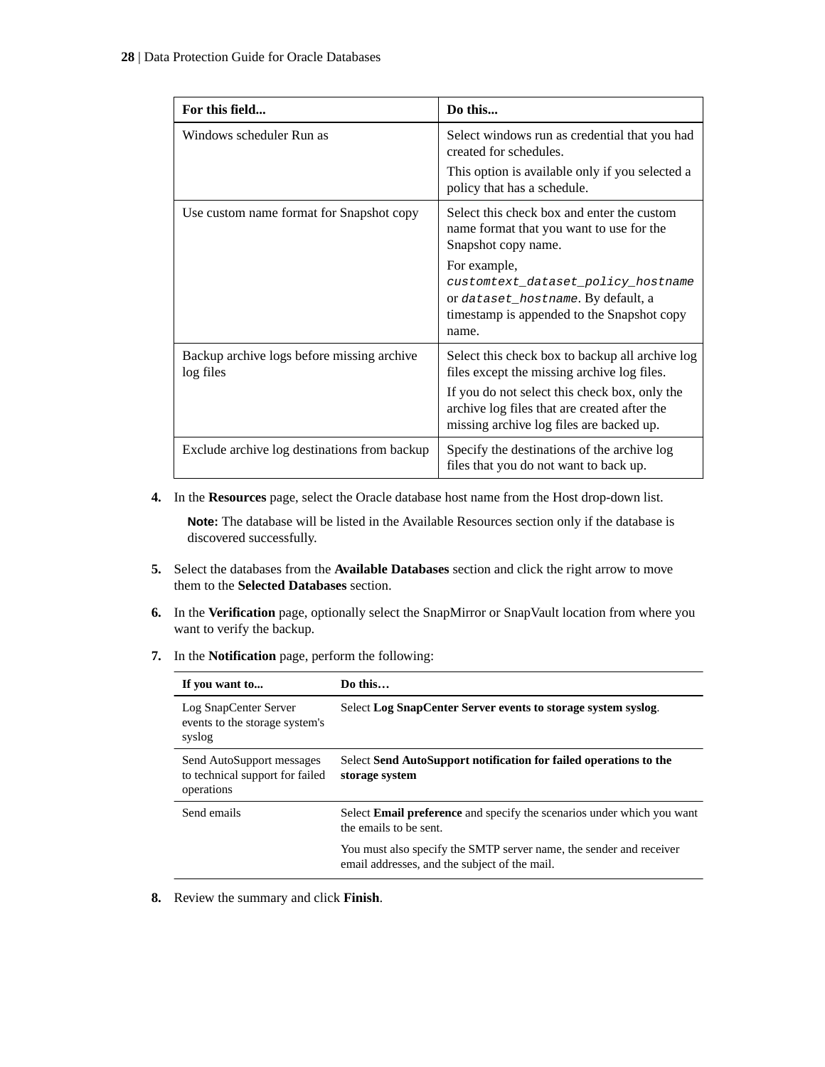| For this field... | Do this... |
|---|---|
| Windows scheduler Run as | Select windows run as credential that you had created for schedules.<br><br>This option is available only if you selected a policy that has a schedule. |
| Use custom name format for Snapshot copy | Select this check box and enter the custom name format that you want to use for the Snapshot copy name.<br><br>For example, *customtext_dataset_policy_hostname* or *dataset_hostname*. By default, a timestamp is appended to the Snapshot copy name. |
| Backup archive logs before missing archive log files | Select this check box to backup all archive log files except the missing archive log files.<br><br>If you do not select this check box, only the archive log files that are created after the missing archive log files are backed up. |
| Exclude archive log destinations from backup | Specify the destinations of the archive log files that you do not want to back up. |

4. In the **Resources** page, select the Oracle database host name from the Host drop-down list.

   **Note:** The database will be listed in the Available Resources section only if the database is discovered successfully.

5. Select the databases from the **Available Databases** section and click the right arrow to move them to the **Selected Databases** section.
6. In the **Verification** page, optionally select the SnapMirror or SnapVault location from where you want to verify the backup.
7. In the **Notification** page, perform the following:

| If you want to... | Do this… |
|---|---|
| Log SnapCenter Server events to the storage system's syslog | Select **Log SnapCenter Server events to storage system syslog**. |
| Send AutoSupport messages to technical support for failed operations | Select **Send AutoSupport notification for failed operations to the storage system** |
| Send emails | Select **Email preference** and specify the scenarios under which you want the emails to be sent.<br><br>You must also specify the SMTP server name, the sender and receiver email addresses, and the subject of the mail. |

8. Review the summary and click **Finish**.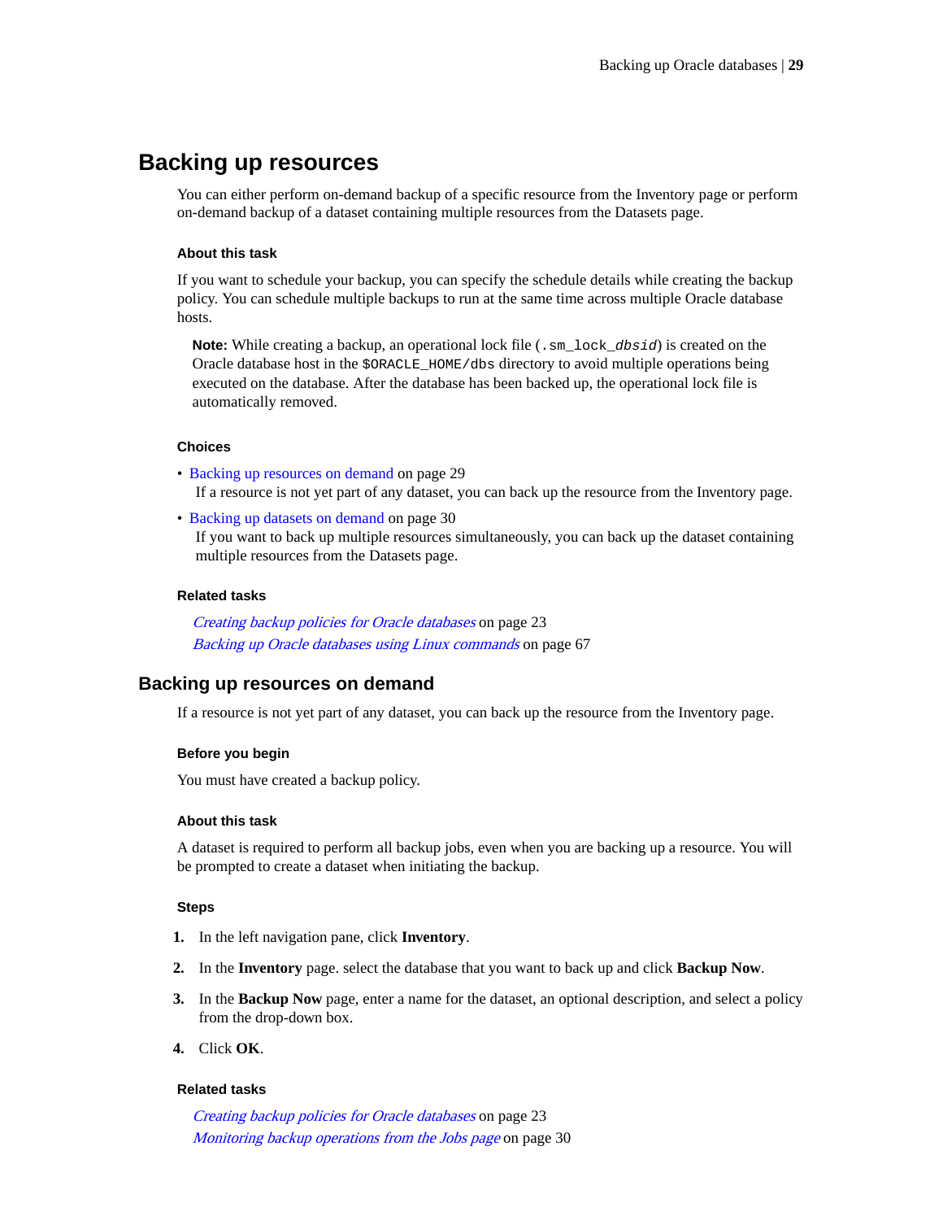# Backing up resources

You can either perform on-demand backup of a specific resource from the Inventory page or perform on-demand backup of a dataset containing multiple resources from the Datasets page.

#### About this task

If you want to schedule your backup, you can specify the schedule details while creating the backup policy. You can schedule multiple backups to run at the same time across multiple Oracle database hosts.

> **Note:** While creating a backup, an operational lock file (`.sm_lock_dbsid`) is created on the Oracle database host in the `$ORACLE_HOME/dbs` directory to avoid multiple operations being executed on the database. After the database has been backed up, the operational lock file is automatically removed.

#### Choices

- Backing up resources on demand on page 29
  If a resource is not yet part of any dataset, you can back up the resource from the Inventory page.
- Backing up datasets on demand on page 30
  If you want to back up multiple resources simultaneously, you can back up the dataset containing multiple resources from the Datasets page.

#### Related tasks

*Creating backup policies for Oracle databases* on page 23
*Backing up Oracle databases using Linux commands* on page 67

## Backing up resources on demand

If a resource is not yet part of any dataset, you can back up the resource from the Inventory page.

#### Before you begin

You must have created a backup policy.

#### About this task

A dataset is required to perform all backup jobs, even when you are backing up a resource. You will be prompted to create a dataset when initiating the backup.

#### Steps

1. In the left navigation pane, click **Inventory**.
2. In the **Inventory** page. select the database that you want to back up and click **Backup Now**.
3. In the **Backup Now** page, enter a name for the dataset, an optional description, and select a policy from the drop-down box.
4. Click **OK**.

#### Related tasks

*Creating backup policies for Oracle databases* on page 23
*Monitoring backup operations from the Jobs page* on page 30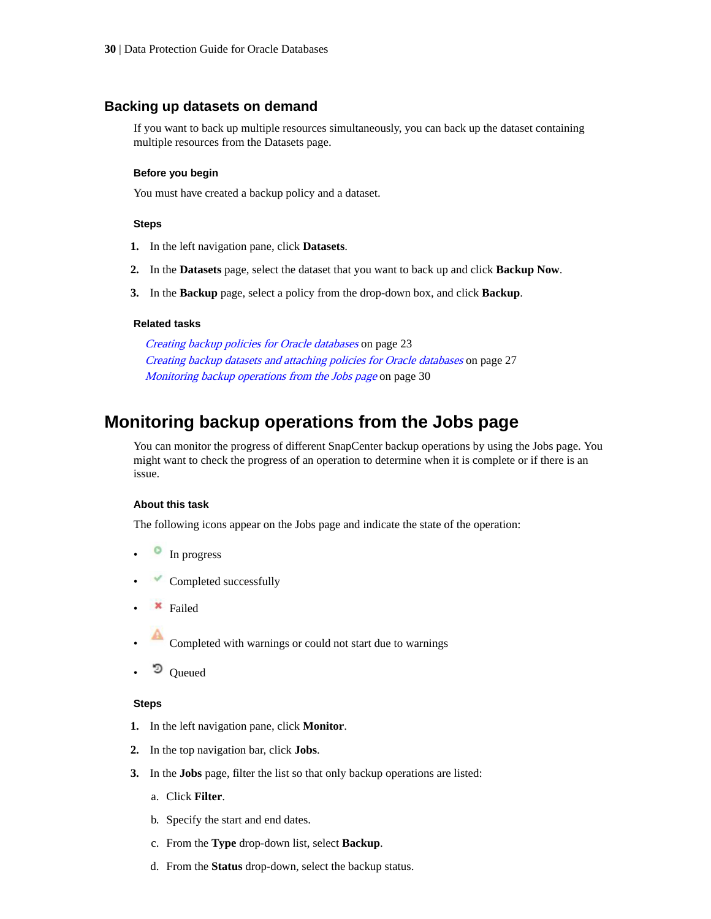## Backing up datasets on demand

If you want to back up multiple resources simultaneously, you can back up the dataset containing multiple resources from the Datasets page.

#### Before you begin

You must have created a backup policy and a dataset.

#### Steps

1. In the left navigation pane, click **Datasets**.
2. In the **Datasets** page, select the dataset that you want to back up and click **Backup Now**.
3. In the **Backup** page, select a policy from the drop-down box, and click **Backup**.

#### Related tasks

*Creating backup policies for Oracle databases* on page 23
*Creating backup datasets and attaching policies for Oracle databases* on page 27
*Monitoring backup operations from the Jobs page* on page 30

# Monitoring backup operations from the Jobs page

You can monitor the progress of different SnapCenter backup operations by using the Jobs page. You might want to check the progress of an operation to determine when it is complete or if there is an issue.

#### About this task

The following icons appear on the Jobs page and indicate the state of the operation:

- In progress
- Completed successfully
- Failed
- Completed with warnings or could not start due to warnings
- Queued

#### Steps

1. In the left navigation pane, click **Monitor**.
2. In the top navigation bar, click **Jobs**.
3. In the **Jobs** page, filter the list so that only backup operations are listed:
   a. Click **Filter**.
   b. Specify the start and end dates.
   c. From the **Type** drop-down list, select **Backup**.
   d. From the **Status** drop-down, select the backup status.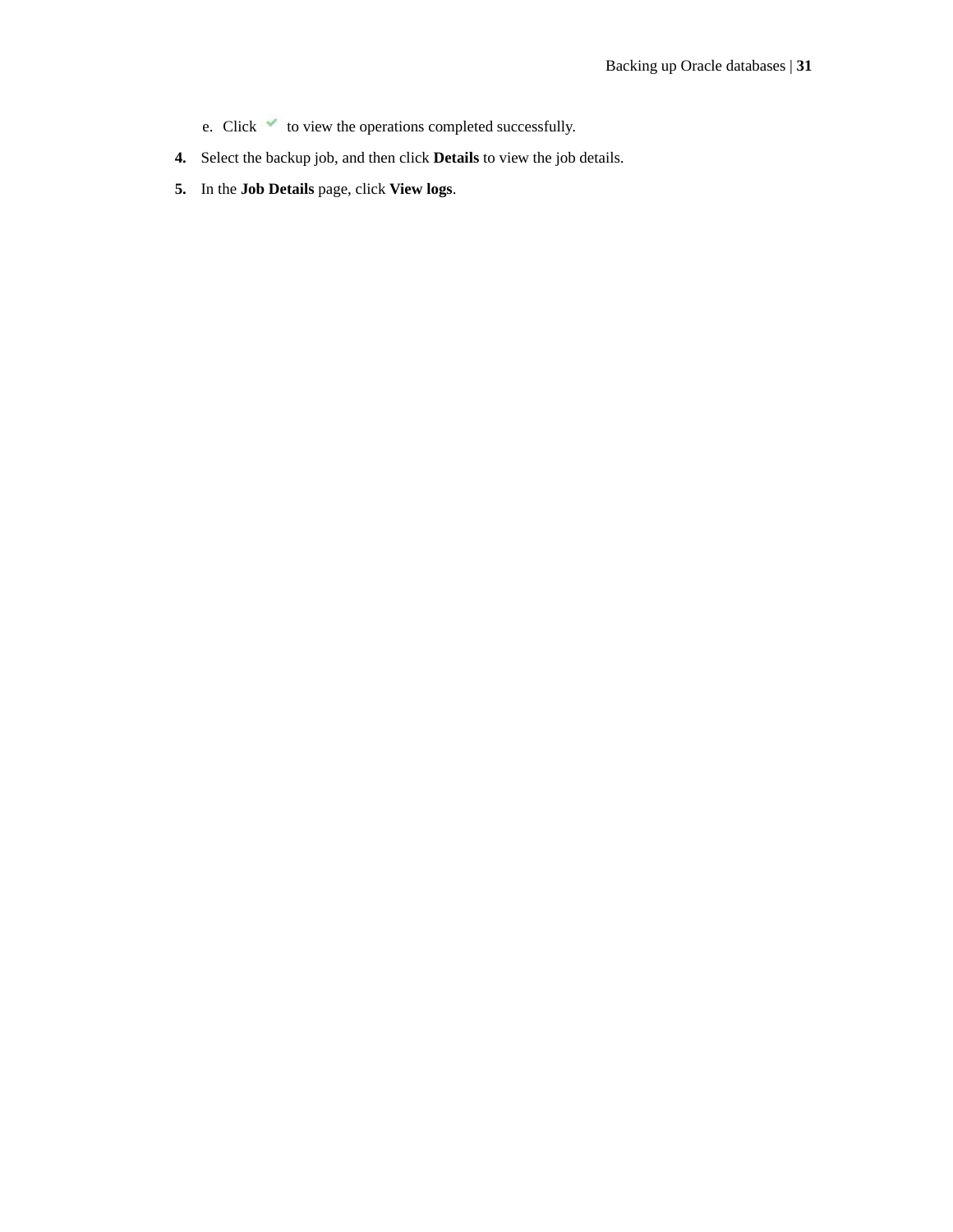e. Click ✔ to view the operations completed successfully.

4. Select the backup job, and then click **Details** to view the job details.
5. In the **Job Details** page, click **View logs**.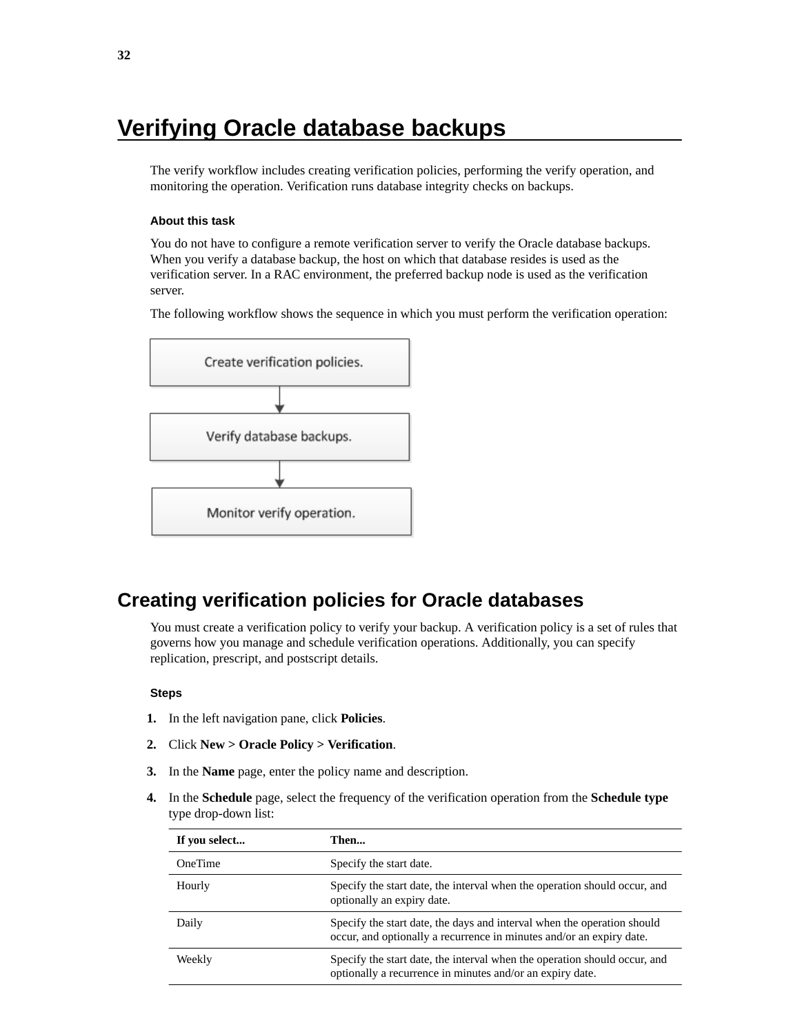# Verifying Oracle database backups

The verify workflow includes creating verification policies, performing the verify operation, and monitoring the operation. Verification runs database integrity checks on backups.

### About this task

You do not have to configure a remote verification server to verify the Oracle database backups. When you verify a database backup, the host on which that database resides is used as the verification server. In a RAC environment, the preferred backup node is used as the verification server.

The following workflow shows the sequence in which you must perform the verification operation:

Create verification policies.

Verify database backups.

Monitor verify operation.

## Creating verification policies for Oracle databases

You must create a verification policy to verify your backup. A verification policy is a set of rules that governs how you manage and schedule verification operations. Additionally, you can specify replication, prescript, and postscript details.

### Steps

1. In the left navigation pane, click **Policies**.
2. Click **New > Oracle Policy > Verification**.
3. In the **Name** page, enter the policy name and description.
4. In the **Schedule** page, select the frequency of the verification operation from the **Schedule type** type drop-down list:

| If you select... | Then... |
|---|---|
| OneTime | Specify the start date. |
| Hourly | Specify the start date, the interval when the operation should occur, and optionally an expiry date. |
| Daily | Specify the start date, the days and interval when the operation should occur, and optionally a recurrence in minutes and/or an expiry date. |
| Weekly | Specify the start date, the interval when the operation should occur, and optionally a recurrence in minutes and/or an expiry date. |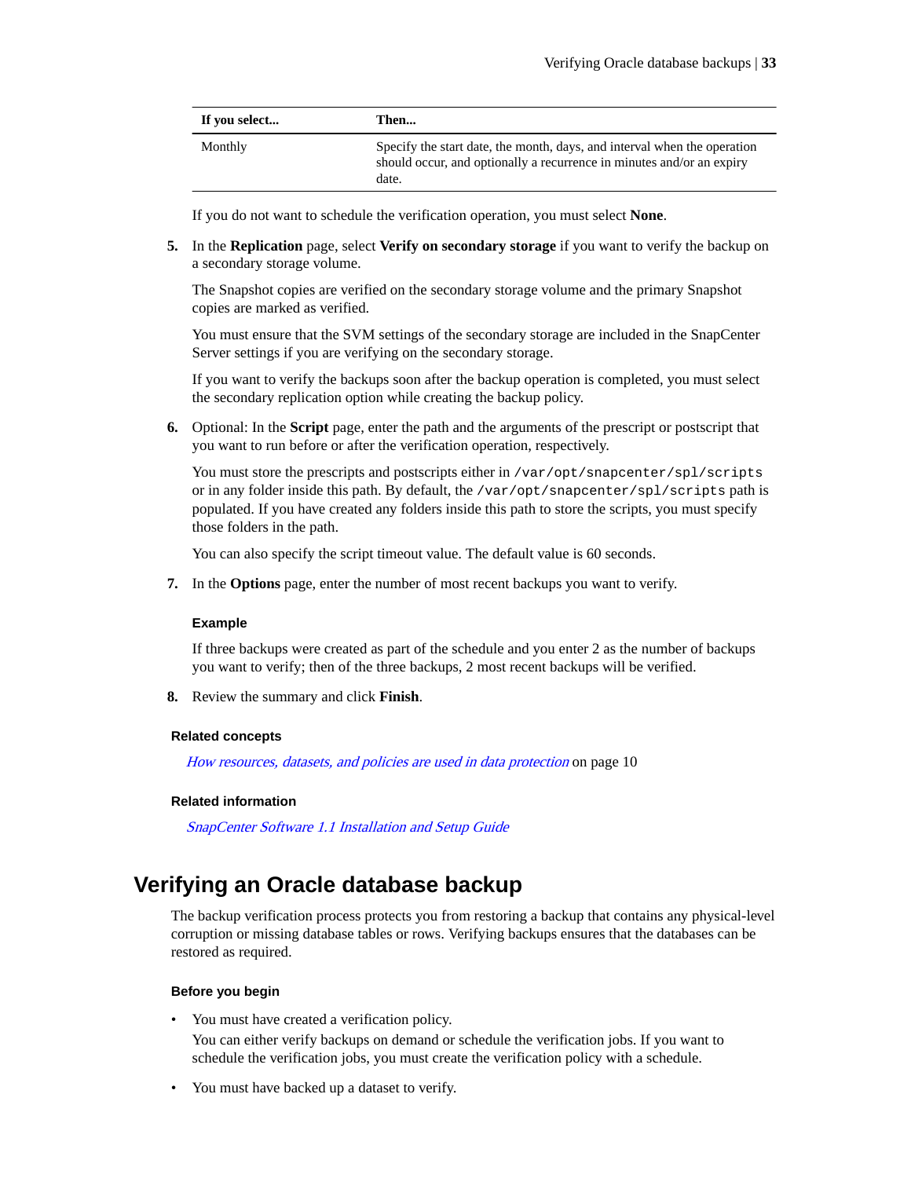| If you select... | Then... |
|---|---|
| Monthly | Specify the start date, the month, days, and interval when the operation should occur, and optionally a recurrence in minutes and/or an expiry date. |

If you do not want to schedule the verification operation, you must select **None**.

5. In the **Replication** page, select **Verify on secondary storage** if you want to verify the backup on a secondary storage volume.

   The Snapshot copies are verified on the secondary storage volume and the primary Snapshot copies are marked as verified.

   You must ensure that the SVM settings of the secondary storage are included in the SnapCenter Server settings if you are verifying on the secondary storage.

   If you want to verify the backups soon after the backup operation is completed, you must select the secondary replication option while creating the backup policy.

6. Optional: In the **Script** page, enter the path and the arguments of the prescript or postscript that you want to run before or after the verification operation, respectively.

   You must store the prescripts and postscripts either in `/var/opt/snapcenter/spl/scripts` or in any folder inside this path. By default, the `/var/opt/snapcenter/spl/scripts` path is populated. If you have created any folders inside this path to store the scripts, you must specify those folders in the path.

   You can also specify the script timeout value. The default value is 60 seconds.

7. In the **Options** page, enter the number of most recent backups you want to verify.

   **Example**

   If three backups were created as part of the schedule and you enter 2 as the number of backups you want to verify; then of the three backups, 2 most recent backups will be verified.

8. Review the summary and click **Finish**.

**Related concepts**

*How resources, datasets, and policies are used in data protection* on page 10

**Related information**

*SnapCenter Software 1.1 Installation and Setup Guide*

## Verifying an Oracle database backup

The backup verification process protects you from restoring a backup that contains any physical-level corruption or missing database tables or rows. Verifying backups ensures that the databases can be restored as required.

**Before you begin**

- You must have created a verification policy.
  You can either verify backups on demand or schedule the verification jobs. If you want to schedule the verification jobs, you must create the verification policy with a schedule.
- You must have backed up a dataset to verify.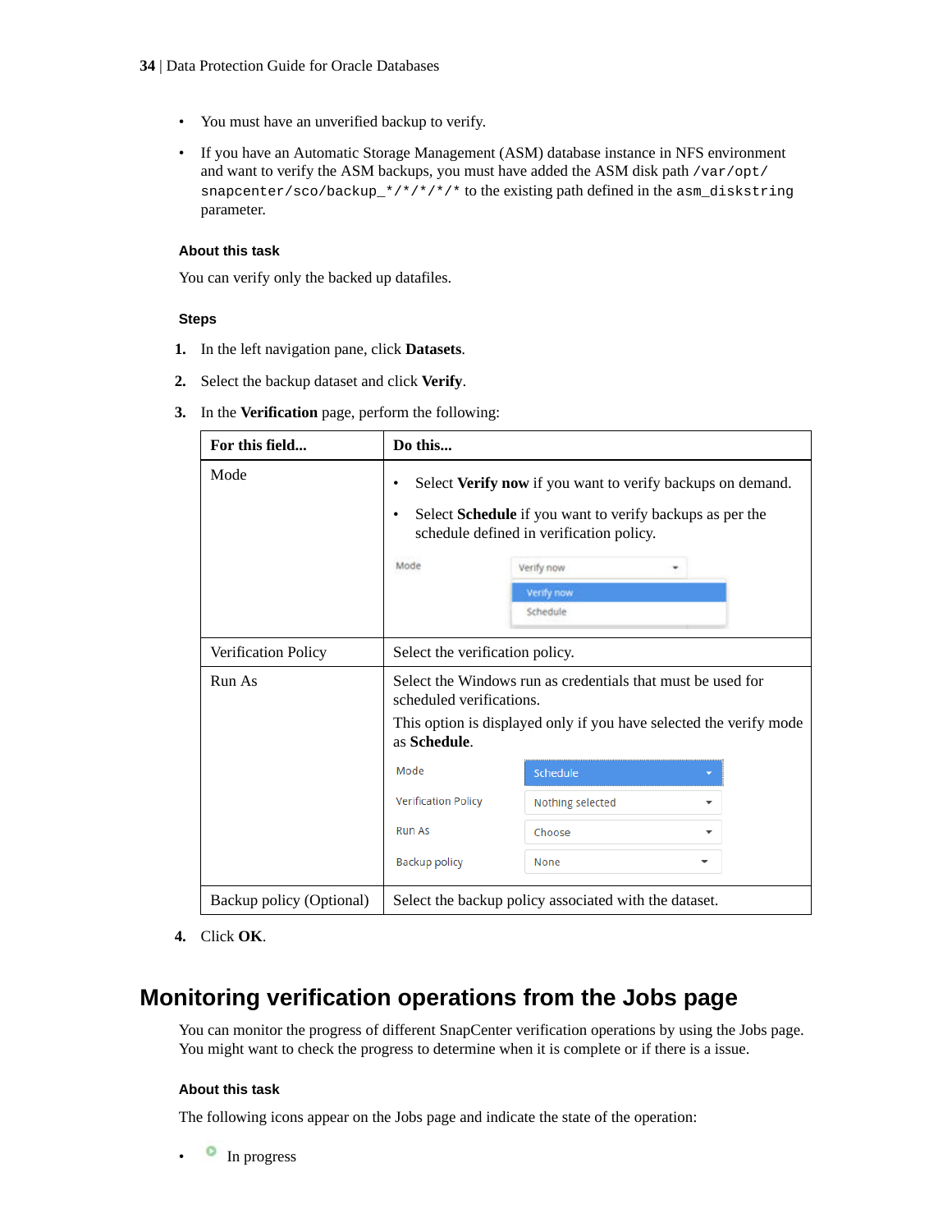- You must have an unverified backup to verify.
- If you have an Automatic Storage Management (ASM) database instance in NFS environment and want to verify the ASM backups, you must have added the ASM disk path `/var/opt/snapcenter/sco/backup_*/*/*/*/*` to the existing path defined in the `asm_diskstring` parameter.

#### About this task

You can verify only the backed up datafiles.

#### Steps

1. In the left navigation pane, click **Datasets**.
2. Select the backup dataset and click **Verify**.
3. In the **Verification** page, perform the following:

| For this field... | Do this... |
|---|---|
| Mode | • Select **Verify now** if you want to verify backups on demand.<br>• Select **Schedule** if you want to verify backups as per the schedule defined in verification policy.<br>Mode: Verify now (Verify now / Schedule) |
| Verification Policy | Select the verification policy. |
| Run As | Select the Windows run as credentials that must be used for scheduled verifications.<br>This option is displayed only if you have selected the verify mode as **Schedule**.<br>Mode: Schedule<br>Verification Policy: Nothing selected<br>Run As: Choose<br>Backup policy: None |
| Backup policy (Optional) | Select the backup policy associated with the dataset. |

4. Click **OK**.

## Monitoring verification operations from the Jobs page

You can monitor the progress of different SnapCenter verification operations by using the Jobs page. You might want to check the progress to determine when it is complete or if there is a issue.

#### About this task

The following icons appear on the Jobs page and indicate the state of the operation:

- In progress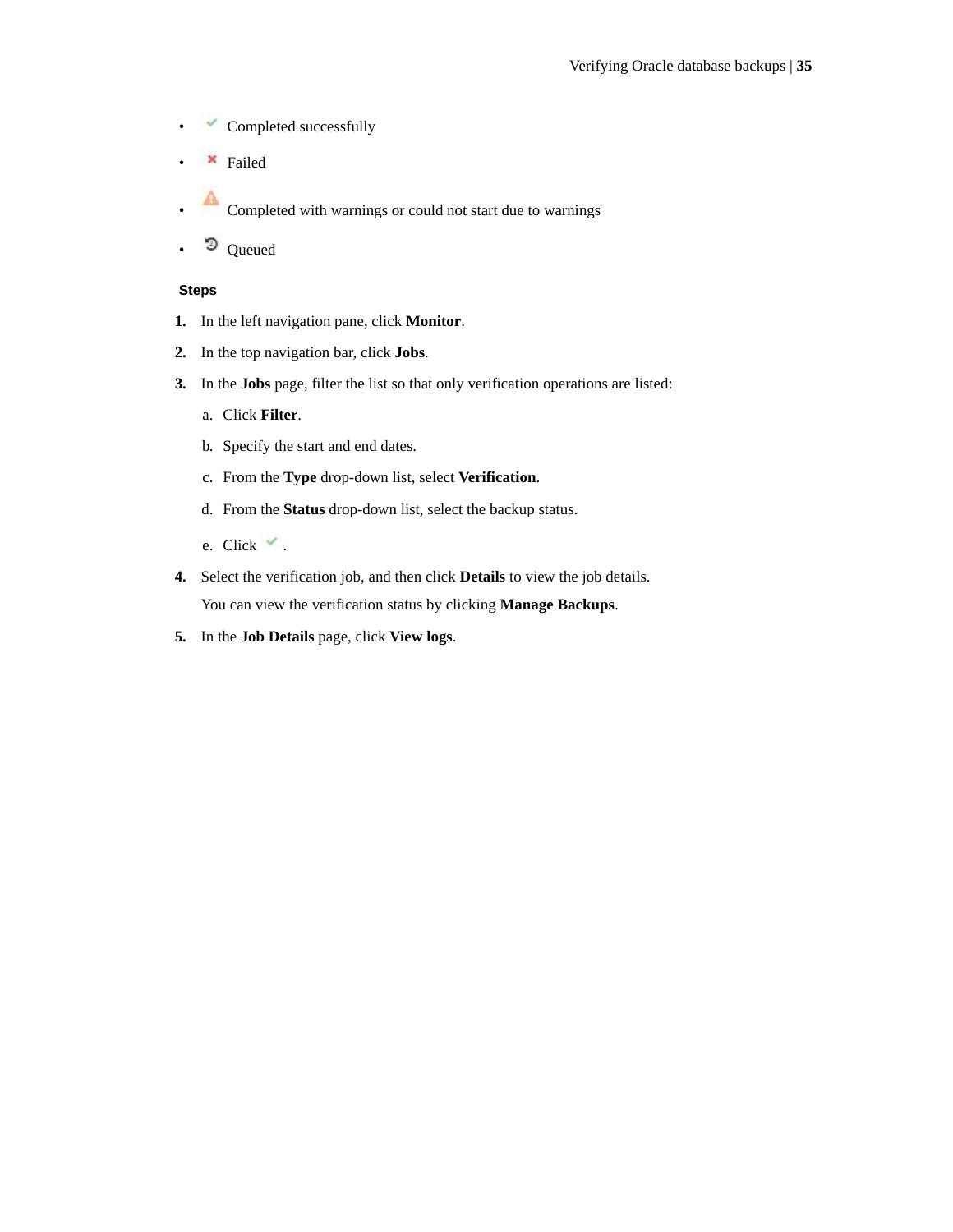- Completed successfully
- Failed
- Completed with warnings or could not start due to warnings
- Queued

#### Steps

1. In the left navigation pane, click **Monitor**.
2. In the top navigation bar, click **Jobs**.
3. In the **Jobs** page, filter the list so that only verification operations are listed:
   a. Click **Filter**.
   b. Specify the start and end dates.
   c. From the **Type** drop-down list, select **Verification**.
   d. From the **Status** drop-down list, select the backup status.
   e. Click .
4. Select the verification job, and then click **Details** to view the job details.

   You can view the verification status by clicking **Manage Backups**.
5. In the **Job Details** page, click **View logs**.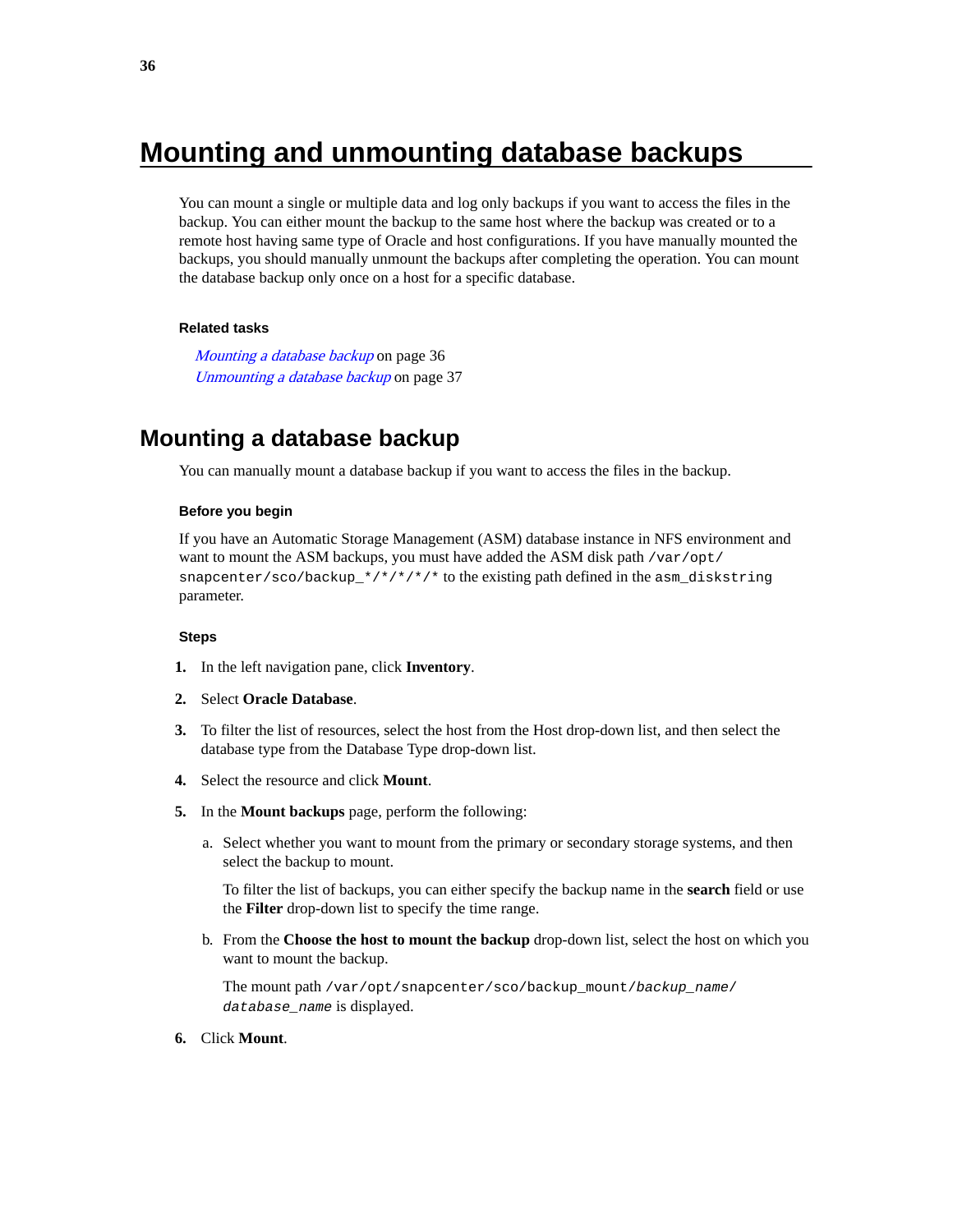# Mounting and unmounting database backups

You can mount a single or multiple data and log only backups if you want to access the files in the backup. You can either mount the backup to the same host where the backup was created or to a remote host having same type of Oracle and host configurations. If you have manually mounted the backups, you should manually unmount the backups after completing the operation. You can mount the database backup only once on a host for a specific database.

### Related tasks

*Mounting a database backup* on page 36
*Unmounting a database backup* on page 37

## Mounting a database backup

You can manually mount a database backup if you want to access the files in the backup.

### Before you begin

If you have an Automatic Storage Management (ASM) database instance in NFS environment and want to mount the ASM backups, you must have added the ASM disk path `/var/opt/snapcenter/sco/backup_*/*/*/*/*` to the existing path defined in the `asm_diskstring` parameter.

### Steps

1. In the left navigation pane, click **Inventory**.
2. Select **Oracle Database**.
3. To filter the list of resources, select the host from the Host drop-down list, and then select the database type from the Database Type drop-down list.
4. Select the resource and click **Mount**.
5. In the **Mount backups** page, perform the following:
   a. Select whether you want to mount from the primary or secondary storage systems, and then select the backup to mount.

      To filter the list of backups, you can either specify the backup name in the **search** field or use the **Filter** drop-down list to specify the time range.

   b. From the **Choose the host to mount the backup** drop-down list, select the host on which you want to mount the backup.

      The mount path `/var/opt/snapcenter/sco/backup_mount/`*`backup_name/database_name`* is displayed.
6. Click **Mount**.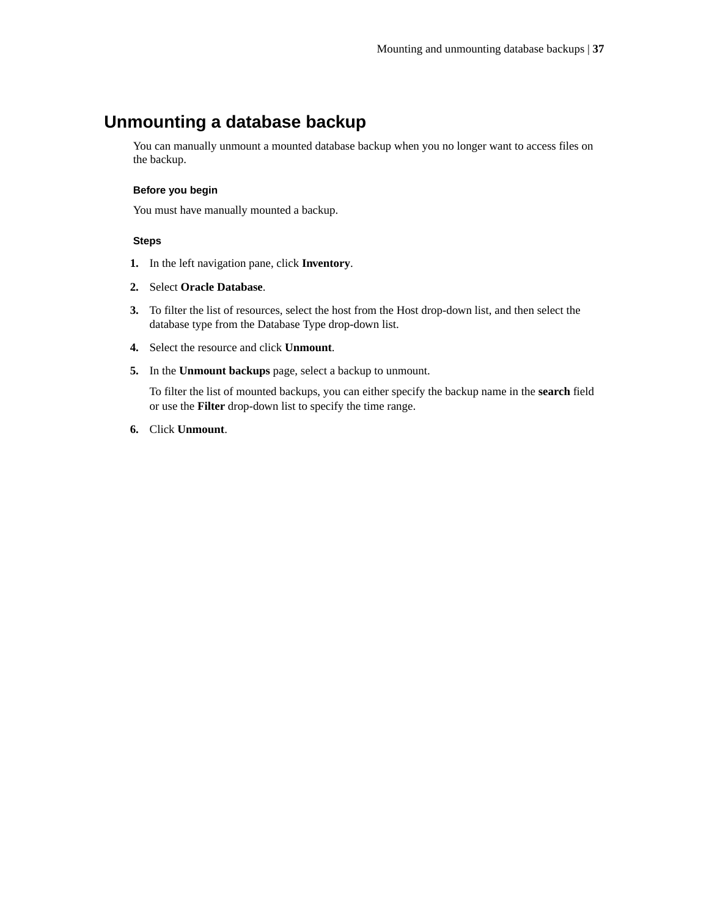# Unmounting a database backup

You can manually unmount a mounted database backup when you no longer want to access files on the backup.

#### Before you begin

You must have manually mounted a backup.

#### Steps

1. In the left navigation pane, click **Inventory**.
2. Select **Oracle Database**.
3. To filter the list of resources, select the host from the Host drop-down list, and then select the database type from the Database Type drop-down list.
4. Select the resource and click **Unmount**.
5. In the **Unmount backups** page, select a backup to unmount.

   To filter the list of mounted backups, you can either specify the backup name in the **search** field or use the **Filter** drop-down list to specify the time range.
6. Click **Unmount**.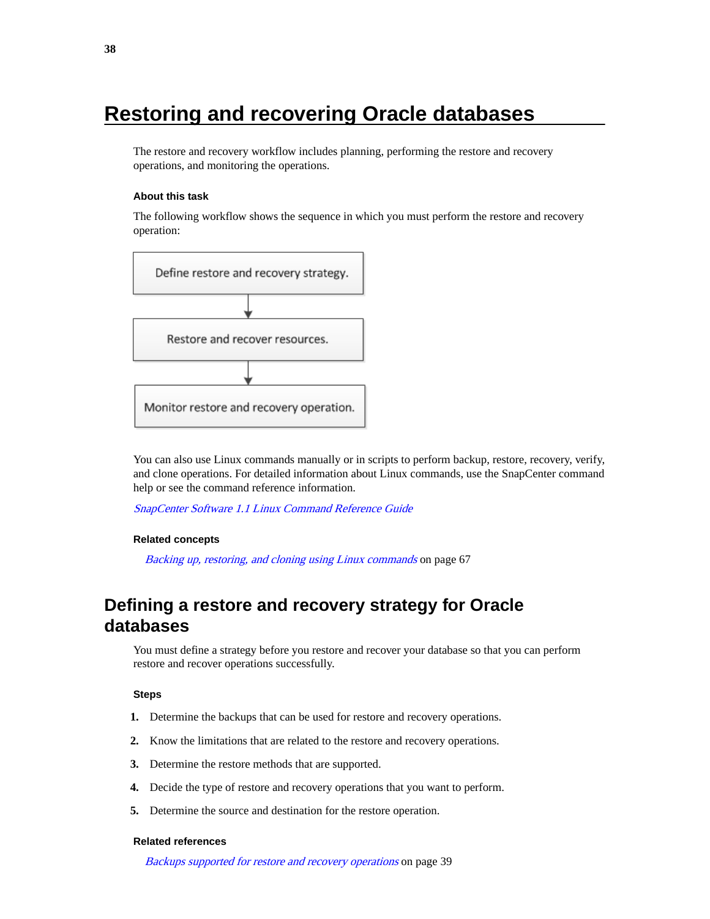# Restoring and recovering Oracle databases

The restore and recovery workflow includes planning, performing the restore and recovery operations, and monitoring the operations.

### About this task

The following workflow shows the sequence in which you must perform the restore and recovery operation:

Define restore and recovery strategy.

↓

Restore and recover resources.

↓

Monitor restore and recovery operation.

You can also use Linux commands manually or in scripts to perform backup, restore, recovery, verify, and clone operations. For detailed information about Linux commands, use the SnapCenter command help or see the command reference information.

*SnapCenter Software 1.1 Linux Command Reference Guide*

### Related concepts

*Backing up, restoring, and cloning using Linux commands* on page 67

## Defining a restore and recovery strategy for Oracle databases

You must define a strategy before you restore and recover your database so that you can perform restore and recover operations successfully.

### Steps

1. Determine the backups that can be used for restore and recovery operations.
2. Know the limitations that are related to the restore and recovery operations.
3. Determine the restore methods that are supported.
4. Decide the type of restore and recovery operations that you want to perform.
5. Determine the source and destination for the restore operation.

### Related references

*Backups supported for restore and recovery operations* on page 39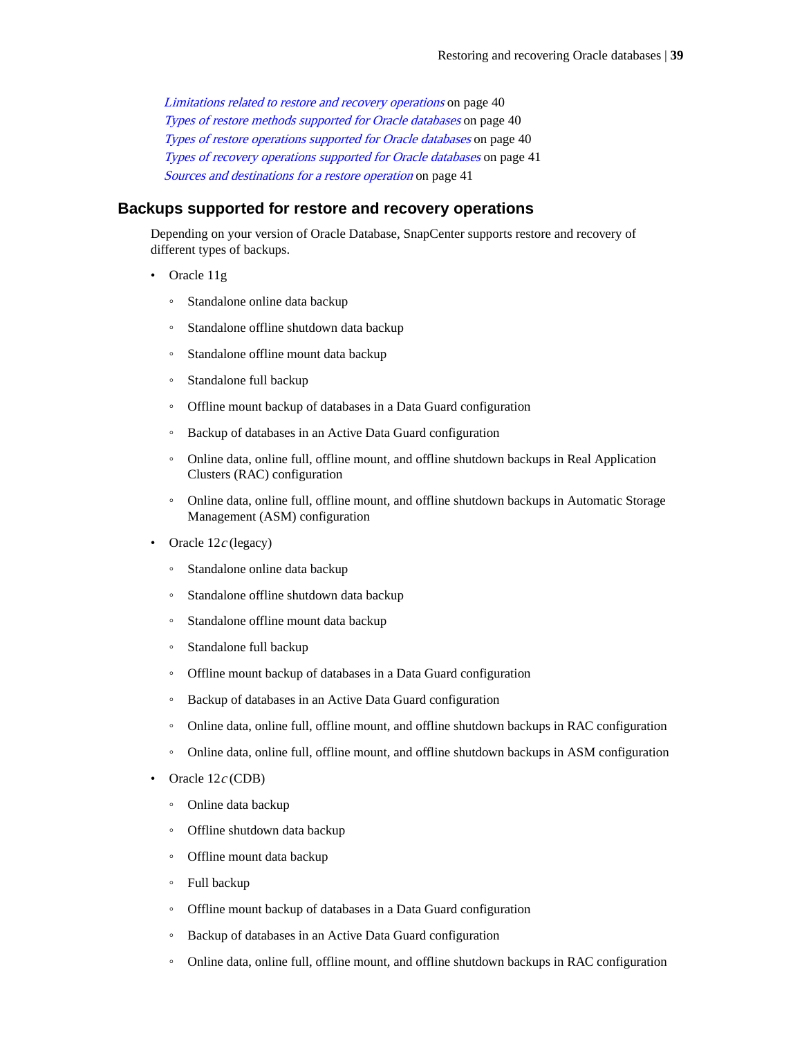*Limitations related to restore and recovery operations* on page 40
*Types of restore methods supported for Oracle databases* on page 40
*Types of restore operations supported for Oracle databases* on page 40
*Types of recovery operations supported for Oracle databases* on page 41
*Sources and destinations for a restore operation* on page 41

## Backups supported for restore and recovery operations

Depending on your version of Oracle Database, SnapCenter supports restore and recovery of different types of backups.

- Oracle 11g
  - Standalone online data backup
  - Standalone offline shutdown data backup
  - Standalone offline mount data backup
  - Standalone full backup
  - Offline mount backup of databases in a Data Guard configuration
  - Backup of databases in an Active Data Guard configuration
  - Online data, online full, offline mount, and offline shutdown backups in Real Application Clusters (RAC) configuration
  - Online data, online full, offline mount, and offline shutdown backups in Automatic Storage Management (ASM) configuration
- Oracle 12*c* (legacy)
  - Standalone online data backup
  - Standalone offline shutdown data backup
  - Standalone offline mount data backup
  - Standalone full backup
  - Offline mount backup of databases in a Data Guard configuration
  - Backup of databases in an Active Data Guard configuration
  - Online data, online full, offline mount, and offline shutdown backups in RAC configuration
  - Online data, online full, offline mount, and offline shutdown backups in ASM configuration
- Oracle 12*c* (CDB)
  - Online data backup
  - Offline shutdown data backup
  - Offline mount data backup
  - Full backup
  - Offline mount backup of databases in a Data Guard configuration
  - Backup of databases in an Active Data Guard configuration
  - Online data, online full, offline mount, and offline shutdown backups in RAC configuration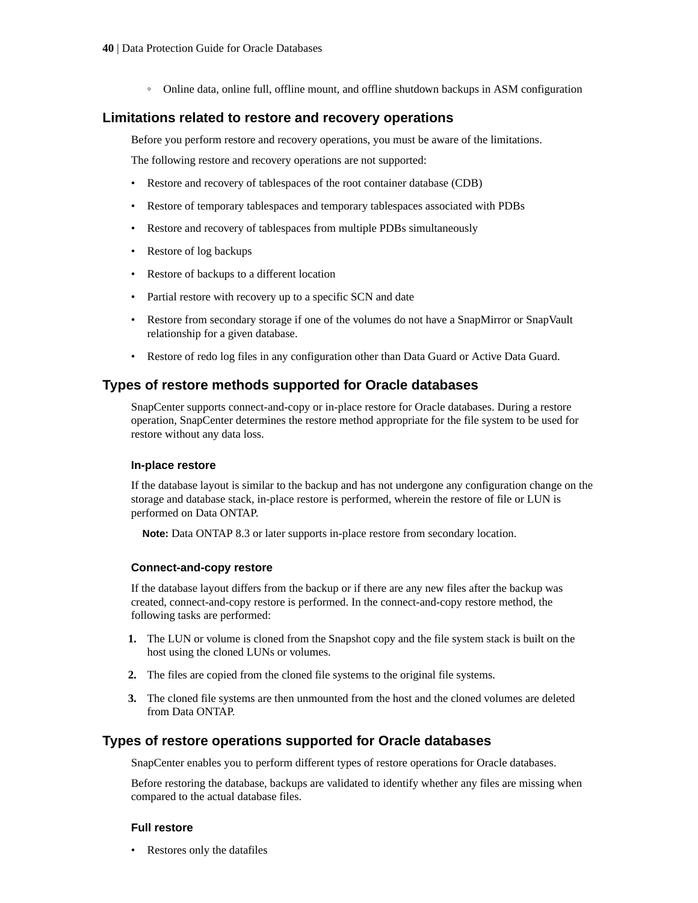- Online data, online full, offline mount, and offline shutdown backups in ASM configuration

## Limitations related to restore and recovery operations

Before you perform restore and recovery operations, you must be aware of the limitations.

The following restore and recovery operations are not supported:

- Restore and recovery of tablespaces of the root container database (CDB)
- Restore of temporary tablespaces and temporary tablespaces associated with PDBs
- Restore and recovery of tablespaces from multiple PDBs simultaneously
- Restore of log backups
- Restore of backups to a different location
- Partial restore with recovery up to a specific SCN and date
- Restore from secondary storage if one of the volumes do not have a SnapMirror or SnapVault relationship for a given database.
- Restore of redo log files in any configuration other than Data Guard or Active Data Guard.

## Types of restore methods supported for Oracle databases

SnapCenter supports connect-and-copy or in-place restore for Oracle databases. During a restore operation, SnapCenter determines the restore method appropriate for the file system to be used for restore without any data loss.

### In-place restore

If the database layout is similar to the backup and has not undergone any configuration change on the storage and database stack, in-place restore is performed, wherein the restore of file or LUN is performed on Data ONTAP.

**Note:** Data ONTAP 8.3 or later supports in-place restore from secondary location.

### Connect-and-copy restore

If the database layout differs from the backup or if there are any new files after the backup was created, connect-and-copy restore is performed. In the connect-and-copy restore method, the following tasks are performed:

1. The LUN or volume is cloned from the Snapshot copy and the file system stack is built on the host using the cloned LUNs or volumes.
2. The files are copied from the cloned file systems to the original file systems.
3. The cloned file systems are then unmounted from the host and the cloned volumes are deleted from Data ONTAP.

## Types of restore operations supported for Oracle databases

SnapCenter enables you to perform different types of restore operations for Oracle databases.

Before restoring the database, backups are validated to identify whether any files are missing when compared to the actual database files.

### Full restore

- Restores only the datafiles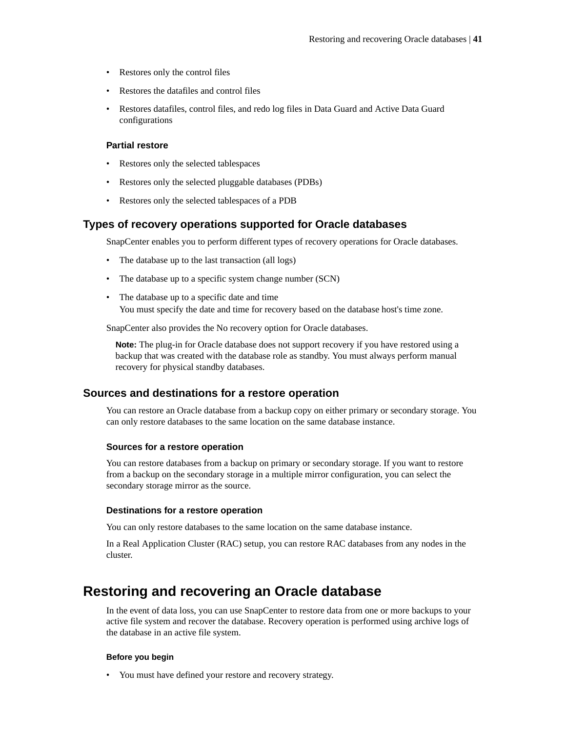- Restores only the control files
- Restores the datafiles and control files
- Restores datafiles, control files, and redo log files in Data Guard and Active Data Guard configurations

#### Partial restore

- Restores only the selected tablespaces
- Restores only the selected pluggable databases (PDBs)
- Restores only the selected tablespaces of a PDB

### Types of recovery operations supported for Oracle databases

SnapCenter enables you to perform different types of recovery operations for Oracle databases.

- The database up to the last transaction (all logs)
- The database up to a specific system change number (SCN)
- The database up to a specific date and time
  You must specify the date and time for recovery based on the database host's time zone.

SnapCenter also provides the No recovery option for Oracle databases.

**Note:** The plug-in for Oracle database does not support recovery if you have restored using a backup that was created with the database role as standby. You must always perform manual recovery for physical standby databases.

### Sources and destinations for a restore operation

You can restore an Oracle database from a backup copy on either primary or secondary storage. You can only restore databases to the same location on the same database instance.

#### Sources for a restore operation

You can restore databases from a backup on primary or secondary storage. If you want to restore from a backup on the secondary storage in a multiple mirror configuration, you can select the secondary storage mirror as the source.

#### Destinations for a restore operation

You can only restore databases to the same location on the same database instance.

In a Real Application Cluster (RAC) setup, you can restore RAC databases from any nodes in the cluster.

## Restoring and recovering an Oracle database

In the event of data loss, you can use SnapCenter to restore data from one or more backups to your active file system and recover the database. Recovery operation is performed using archive logs of the database in an active file system.

##### Before you begin

- You must have defined your restore and recovery strategy.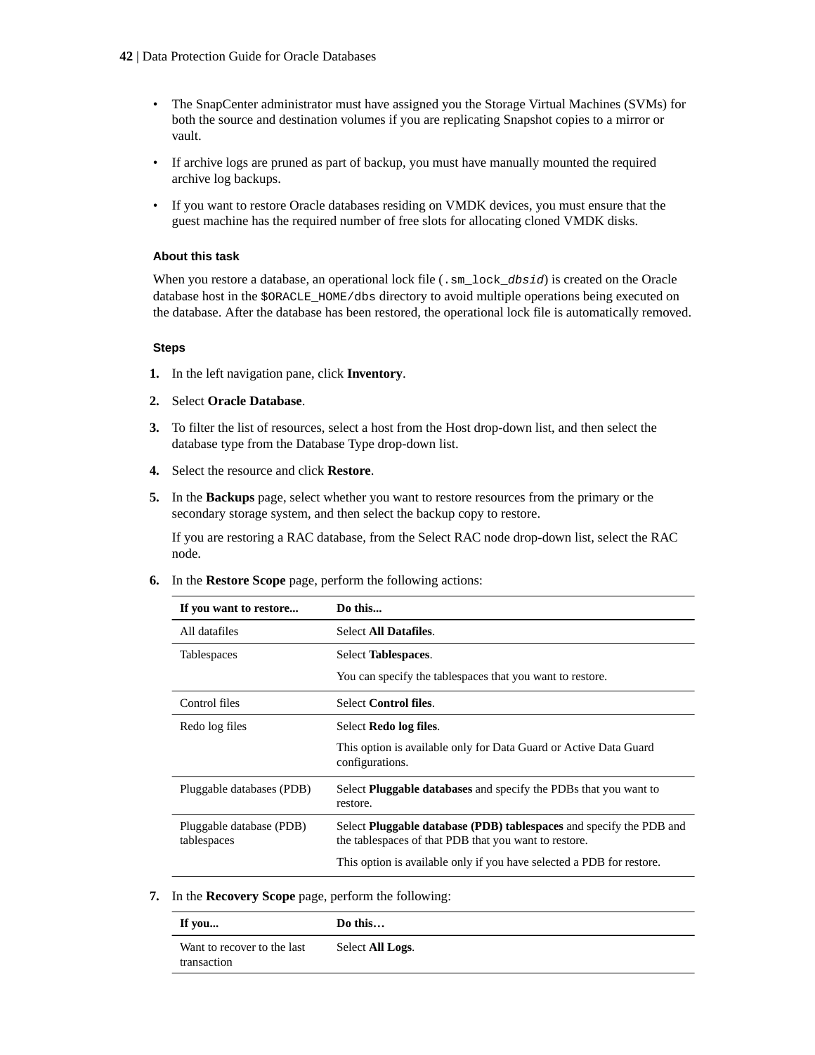- The SnapCenter administrator must have assigned you the Storage Virtual Machines (SVMs) for both the source and destination volumes if you are replicating Snapshot copies to a mirror or vault.
- If archive logs are pruned as part of backup, you must have manually mounted the required archive log backups.
- If you want to restore Oracle databases residing on VMDK devices, you must ensure that the guest machine has the required number of free slots for allocating cloned VMDK disks.

#### About this task

When you restore a database, an operational lock file (`.sm_lock_dbsid`) is created on the Oracle database host in the `$ORACLE_HOME/dbs` directory to avoid multiple operations being executed on the database. After the database has been restored, the operational lock file is automatically removed.

#### Steps

1. In the left navigation pane, click **Inventory**.
2. Select **Oracle Database**.
3. To filter the list of resources, select a host from the Host drop-down list, and then select the database type from the Database Type drop-down list.
4. Select the resource and click **Restore**.
5. In the **Backups** page, select whether you want to restore resources from the primary or the secondary storage system, and then select the backup copy to restore.

   If you are restoring a RAC database, from the Select RAC node drop-down list, select the RAC node.
6. In the **Restore Scope** page, perform the following actions:

| If you want to restore... | Do this... |
|---|---|
| All datafiles | Select **All Datafiles**. |
| Tablespaces | Select **Tablespaces**.<br><br>You can specify the tablespaces that you want to restore. |
| Control files | Select **Control files**. |
| Redo log files | Select **Redo log files**.<br><br>This option is available only for Data Guard or Active Data Guard configurations. |
| Pluggable databases (PDB) | Select **Pluggable databases** and specify the PDBs that you want to restore. |
| Pluggable database (PDB) tablespaces | Select **Pluggable database (PDB) tablespaces** and specify the PDB and the tablespaces of that PDB that you want to restore.<br><br>This option is available only if you have selected a PDB for restore. |

7. In the **Recovery Scope** page, perform the following:

| If you... | Do this… |
|---|---|
| Want to recover to the last transaction | Select **All Logs**. |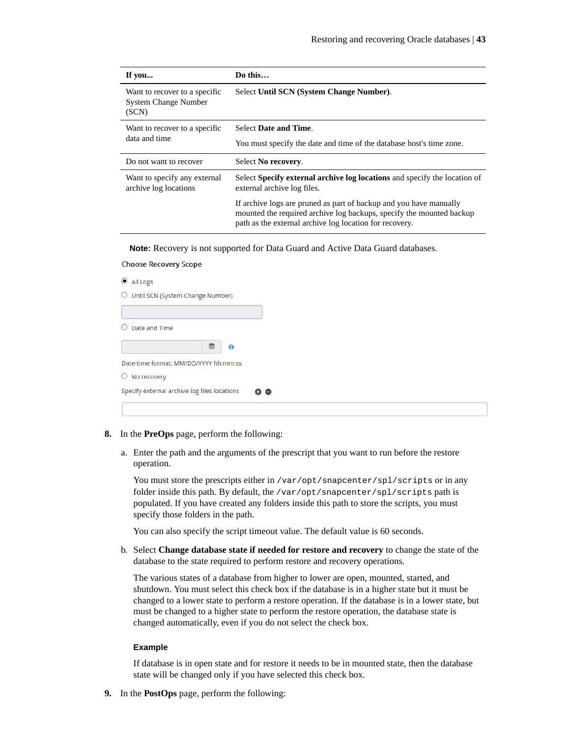| If you... | Do this… |
|---|---|
| Want to recover to a specific System Change Number (SCN) | Select **Until SCN (System Change Number)**. |
| Want to recover to a specific data and time | Select **Date and Time**.<br><br>You must specify the date and time of the database host's time zone. |
| Do not want to recover | Select **No recovery**. |
| Want to specify any external archive log locations | Select **Specify external archive log locations** and specify the location of external archive log files.<br><br>If archive logs are pruned as part of backup and you have manually mounted the required archive log backups, specify the mounted backup path as the external archive log location for recovery. |

**Note:** Recovery is not supported for Data Guard and Active Data Guard databases.

Choose Recovery Scope

- (●) All Logs
- ( ) Until SCN (System Change Number)
- ( ) Date and Time

Date-time format: MM/DD/YYYY hh:mm:ss

- ( ) No recovery

Specify external archive log files locations

8. In the **PreOps** page, perform the following:

   a. Enter the path and the arguments of the prescript that you want to run before the restore operation.

      You must store the prescripts either in `/var/opt/snapcenter/spl/scripts` or in any folder inside this path. By default, the `/var/opt/snapcenter/spl/scripts` path is populated. If you have created any folders inside this path to store the scripts, you must specify those folders in the path.

      You can also specify the script timeout value. The default value is 60 seconds.

   b. Select **Change database state if needed for restore and recovery** to change the state of the database to the state required to perform restore and recovery operations.

      The various states of a database from higher to lower are open, mounted, started, and shutdown. You must select this check box if the database is in a higher state but it must be changed to a lower state to perform a restore operation. If the database is in a lower state, but must be changed to a higher state to perform the restore operation, the database state is changed automatically, even if you do not select the check box.

      **Example**

      If database is in open state and for restore it needs to be in mounted state, then the database state will be changed only if you have selected this check box.

9. In the **PostOps** page, perform the following: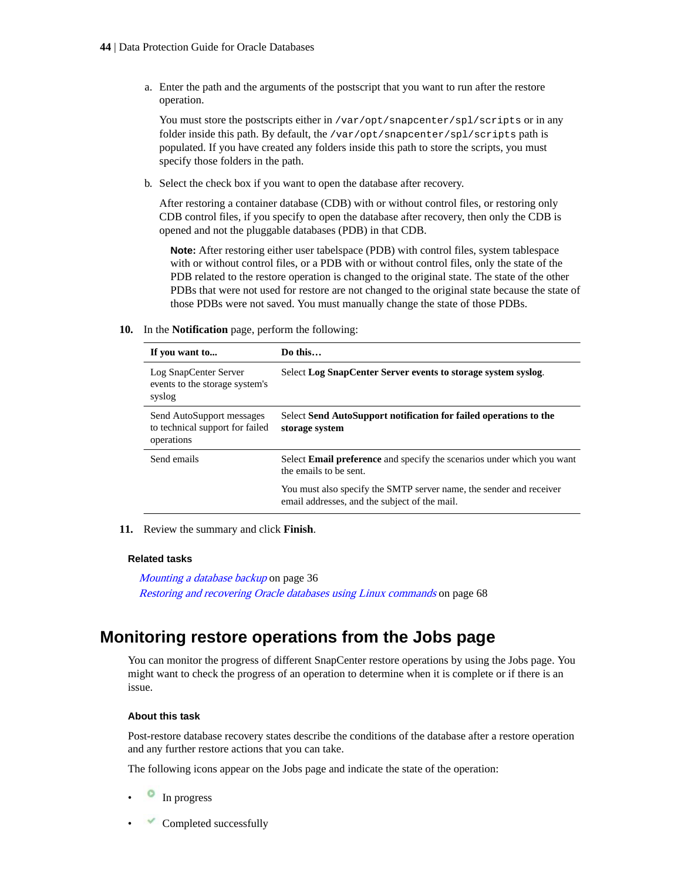a. Enter the path and the arguments of the postscript that you want to run after the restore operation.

   You must store the postscripts either in `/var/opt/snapcenter/spl/scripts` or in any folder inside this path. By default, the `/var/opt/snapcenter/spl/scripts` path is populated. If you have created any folders inside this path to store the scripts, you must specify those folders in the path.

b. Select the check box if you want to open the database after recovery.

   After restoring a container database (CDB) with or without control files, or restoring only CDB control files, if you specify to open the database after recovery, then only the CDB is opened and not the pluggable databases (PDB) in that CDB.

   **Note:** After restoring either user tabelspace (PDB) with control files, system tablespace with or without control files, or a PDB with or without control files, only the state of the PDB related to the restore operation is changed to the original state. The state of the other PDBs that were not used for restore are not changed to the original state because the state of those PDBs were not saved. You must manually change the state of those PDBs.

10. In the **Notification** page, perform the following:

| If you want to... | Do this… |
|---|---|
| Log SnapCenter Server events to the storage system's syslog | Select **Log SnapCenter Server events to storage system syslog**. |
| Send AutoSupport messages to technical support for failed operations | Select **Send AutoSupport notification for failed operations to the storage system** |
| Send emails | Select **Email preference** and specify the scenarios under which you want the emails to be sent.<br><br>You must also specify the SMTP server name, the sender and receiver email addresses, and the subject of the mail. |

11. Review the summary and click **Finish**.

**Related tasks**

*Mounting a database backup* on page 36
*Restoring and recovering Oracle databases using Linux commands* on page 68

## Monitoring restore operations from the Jobs page

You can monitor the progress of different SnapCenter restore operations by using the Jobs page. You might want to check the progress of an operation to determine when it is complete or if there is an issue.

#### About this task

Post-restore database recovery states describe the conditions of the database after a restore operation and any further restore actions that you can take.

The following icons appear on the Jobs page and indicate the state of the operation:

- In progress
- Completed successfully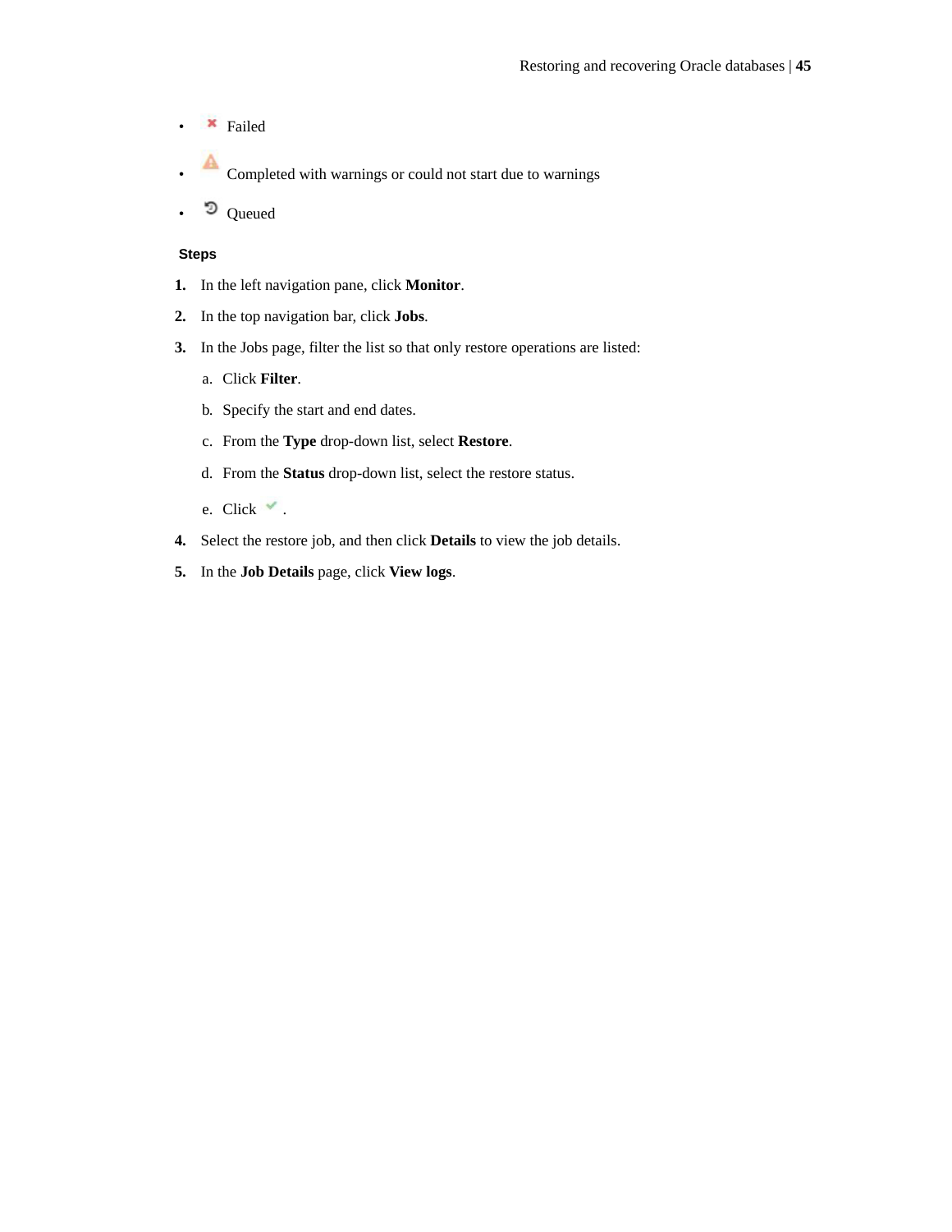- ✖ Failed
- ⚠ Completed with warnings or could not start due to warnings
- Queued

**Steps**

1. In the left navigation pane, click **Monitor**.
2. In the top navigation bar, click **Jobs**.
3. In the Jobs page, filter the list so that only restore operations are listed:
   a. Click **Filter**.
   b. Specify the start and end dates.
   c. From the **Type** drop-down list, select **Restore**.
   d. From the **Status** drop-down list, select the restore status.
   e. Click ✔ .
4. Select the restore job, and then click **Details** to view the job details.
5. In the **Job Details** page, click **View logs**.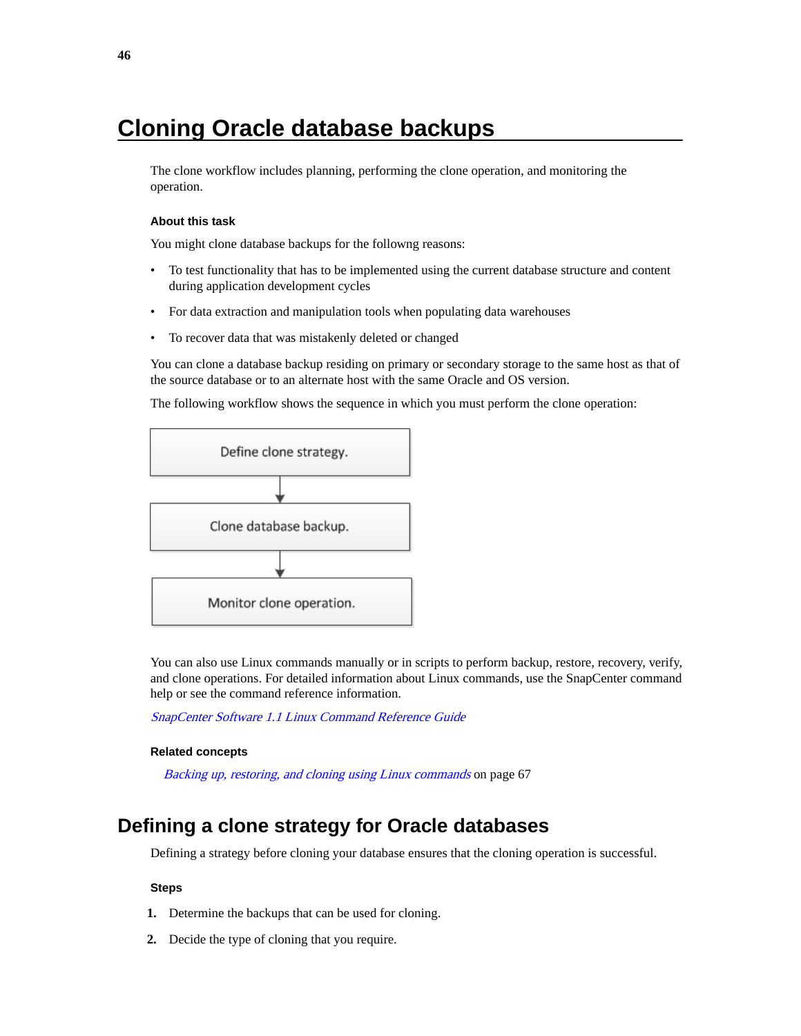# Cloning Oracle database backups

The clone workflow includes planning, performing the clone operation, and monitoring the operation.

### About this task

You might clone database backups for the followng reasons:

- To test functionality that has to be implemented using the current database structure and content during application development cycles
- For data extraction and manipulation tools when populating data warehouses
- To recover data that was mistakenly deleted or changed

You can clone a database backup residing on primary or secondary storage to the same host as that of the source database or to an alternate host with the same Oracle and OS version.

The following workflow shows the sequence in which you must perform the clone operation:

Define clone strategy.

↓

Clone database backup.

↓

Monitor clone operation.

You can also use Linux commands manually or in scripts to perform backup, restore, recovery, verify, and clone operations. For detailed information about Linux commands, use the SnapCenter command help or see the command reference information.

*SnapCenter Software 1.1 Linux Command Reference Guide*

### Related concepts

*Backing up, restoring, and cloning using Linux commands* on page 67

## Defining a clone strategy for Oracle databases

Defining a strategy before cloning your database ensures that the cloning operation is successful.

### Steps

1. Determine the backups that can be used for cloning.
2. Decide the type of cloning that you require.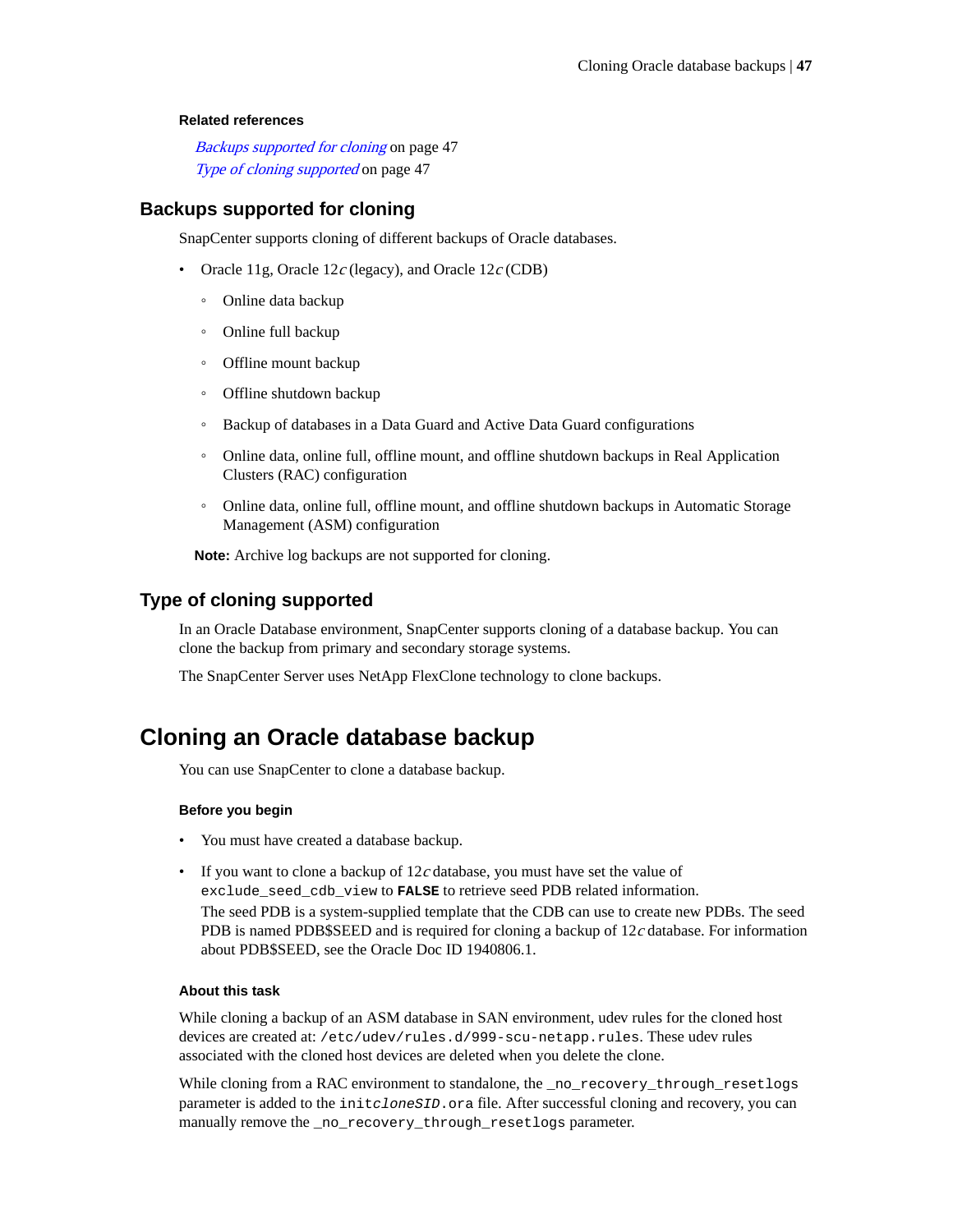#### Related references

*Backups supported for cloning* on page 47
*Type of cloning supported* on page 47

## Backups supported for cloning

SnapCenter supports cloning of different backups of Oracle databases.

- Oracle 11g, Oracle 12*c* (legacy), and Oracle 12*c* (CDB)
  - Online data backup
  - Online full backup
  - Offline mount backup
  - Offline shutdown backup
  - Backup of databases in a Data Guard and Active Data Guard configurations
  - Online data, online full, offline mount, and offline shutdown backups in Real Application Clusters (RAC) configuration
  - Online data, online full, offline mount, and offline shutdown backups in Automatic Storage Management (ASM) configuration

**Note:** Archive log backups are not supported for cloning.

## Type of cloning supported

In an Oracle Database environment, SnapCenter supports cloning of a database backup. You can clone the backup from primary and secondary storage systems.

The SnapCenter Server uses NetApp FlexClone technology to clone backups.

# Cloning an Oracle database backup

You can use SnapCenter to clone a database backup.

#### Before you begin

- You must have created a database backup.
- If you want to clone a backup of 12*c* database, you must have set the value of `exclude_seed_cdb_view` to **`FALSE`** to retrieve seed PDB related information.
  The seed PDB is a system-supplied template that the CDB can use to create new PDBs. The seed PDB is named PDB$SEED and is required for cloning a backup of 12*c* database. For information about PDB$SEED, see the Oracle Doc ID 1940806.1.

#### About this task

While cloning a backup of an ASM database in SAN environment, udev rules for the cloned host devices are created at: `/etc/udev/rules.d/999-scu-netapp.rules`. These udev rules associated with the cloned host devices are deleted when you delete the clone.

While cloning from a RAC environment to standalone, the `_no_recovery_through_resetlogs` parameter is added to the `init`*`cloneSID`*`.ora` file. After successful cloning and recovery, you can manually remove the `_no_recovery_through_resetlogs` parameter.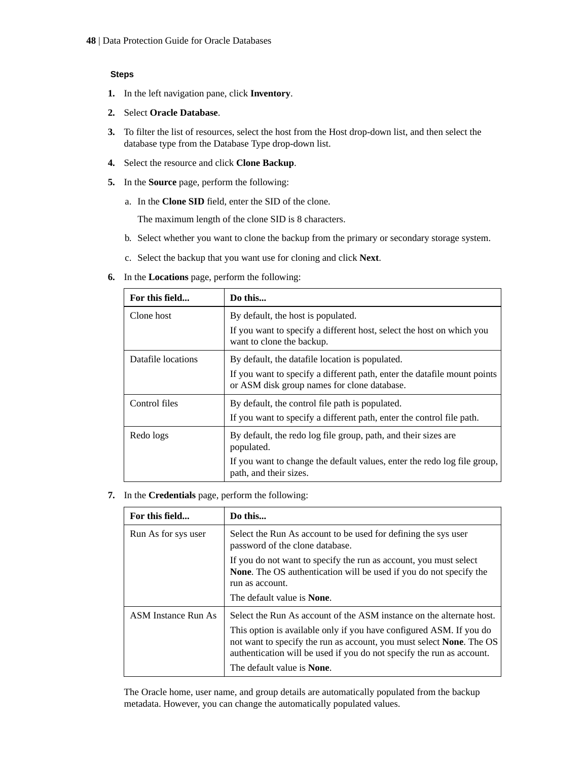#### Steps

1. In the left navigation pane, click **Inventory**.
2. Select **Oracle Database**.
3. To filter the list of resources, select the host from the Host drop-down list, and then select the database type from the Database Type drop-down list.
4. Select the resource and click **Clone Backup**.
5. In the **Source** page, perform the following:
    a. In the **Clone SID** field, enter the SID of the clone.

       The maximum length of the clone SID is 8 characters.
    b. Select whether you want to clone the backup from the primary or secondary storage system.
    c. Select the backup that you want use for cloning and click **Next**.
6. In the **Locations** page, perform the following:

| For this field... | Do this... |
|---|---|
| Clone host | By default, the host is populated.<br>If you want to specify a different host, select the host on which you want to clone the backup. |
| Datafile locations | By default, the datafile location is populated.<br>If you want to specify a different path, enter the datafile mount points or ASM disk group names for clone database. |
| Control files | By default, the control file path is populated.<br>If you want to specify a different path, enter the control file path. |
| Redo logs | By default, the redo log file group, path, and their sizes are populated.<br>If you want to change the default values, enter the redo log file group, path, and their sizes. |

7. In the **Credentials** page, perform the following:

| For this field... | Do this... |
|---|---|
| Run As for sys user | Select the Run As account to be used for defining the sys user password of the clone database.<br>If you do not want to specify the run as account, you must select **None**. The OS authentication will be used if you do not specify the run as account.<br>The default value is **None**. |
| ASM Instance Run As | Select the Run As account of the ASM instance on the alternate host.<br>This option is available only if you have configured ASM. If you do not want to specify the run as account, you must select **None**. The OS authentication will be used if you do not specify the run as account.<br>The default value is **None**. |

The Oracle home, user name, and group details are automatically populated from the backup metadata. However, you can change the automatically populated values.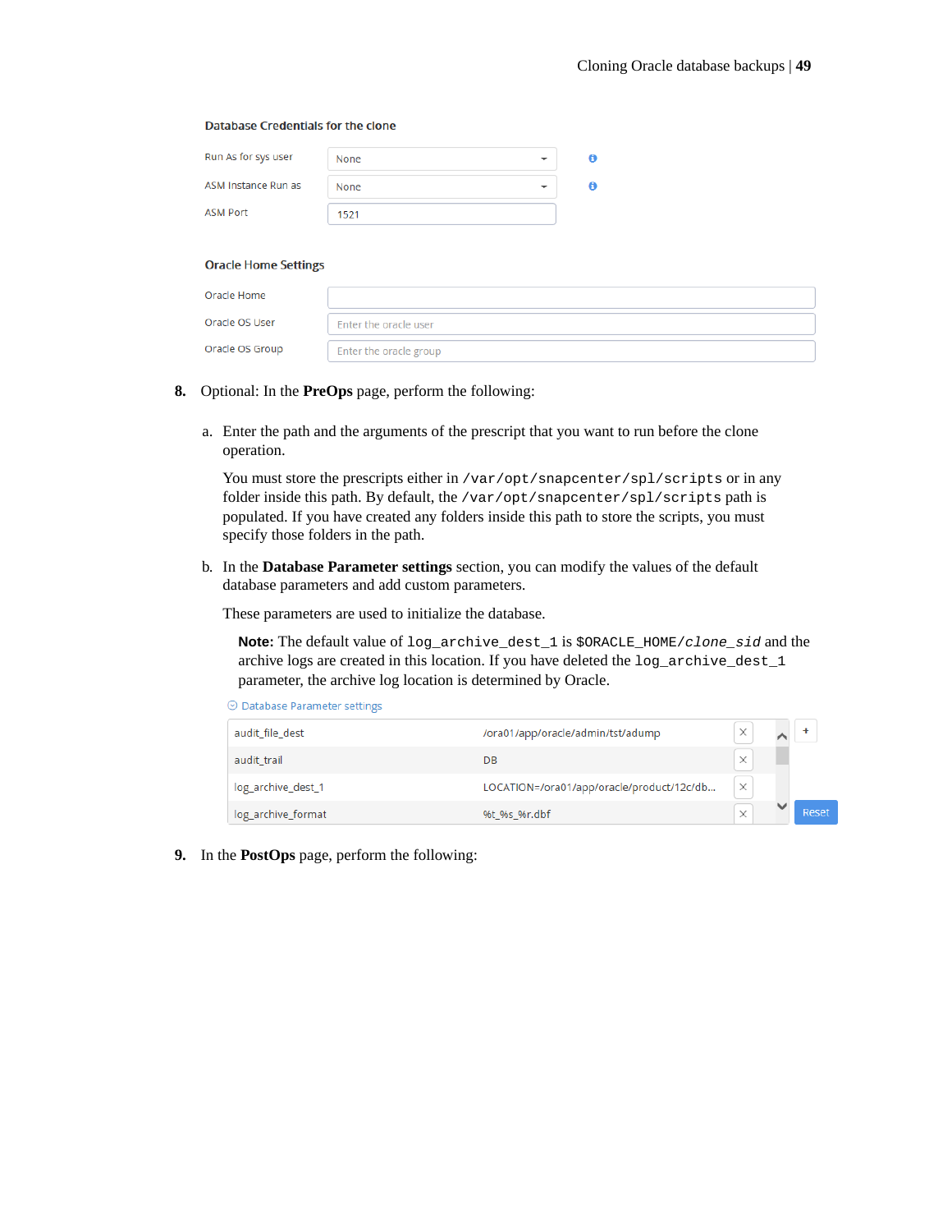**Database Credentials for the clone**

| Field | Value |
|---|---|
| Run As for sys user | None |
| ASM Instance Run as | None |
| ASM Port | 1521 |

**Oracle Home Settings**

| Field | Value |
|---|---|
| Oracle Home | |
| Oracle OS User | Enter the oracle user |
| Oracle OS Group | Enter the oracle group |

**8.** Optional: In the **PreOps** page, perform the following:

a. Enter the path and the arguments of the prescript that you want to run before the clone operation.

   You must store the prescripts either in `/var/opt/snapcenter/spl/scripts` or in any folder inside this path. By default, the `/var/opt/snapcenter/spl/scripts` path is populated. If you have created any folders inside this path to store the scripts, you must specify those folders in the path.

b. In the **Database Parameter settings** section, you can modify the values of the default database parameters and add custom parameters.

   These parameters are used to initialize the database.

   **Note:** The default value of `log_archive_dest_1` is `$ORACLE_HOME/`*`clone_sid`* and the archive logs are created in this location. If you have deleted the `log_archive_dest_1` parameter, the archive log location is determined by Oracle.

   Database Parameter settings

| Parameter | Value |
|---|---|
| audit_file_dest | /ora01/app/oracle/admin/tst/adump |
| audit_trail | DB |
| log_archive_dest_1 | LOCATION=/ora01/app/oracle/product/12c/db... |
| log_archive_format | %t_%s_%r.dbf |

**9.** In the **PostOps** page, perform the following: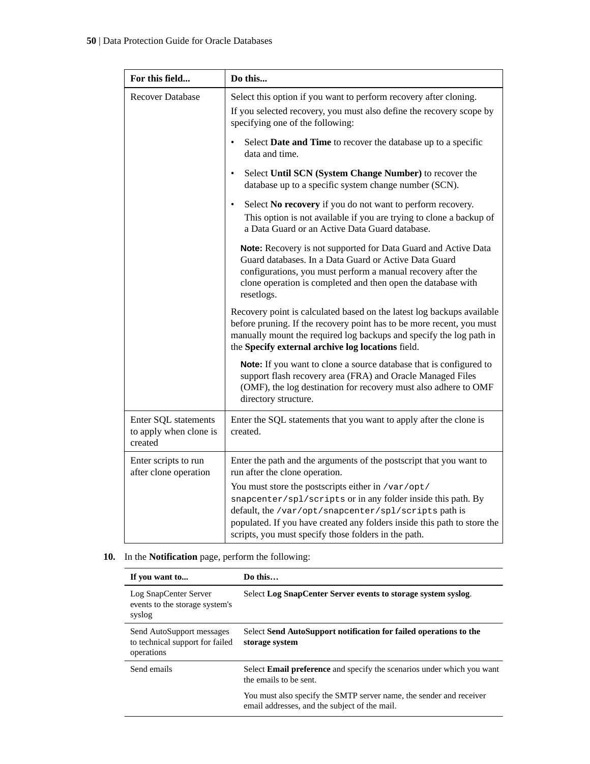| For this field... | Do this... |
|---|---|
| Recover Database | Select this option if you want to perform recovery after cloning.<br>If you selected recovery, you must also define the recovery scope by specifying one of the following:<br>• Select **Date and Time** to recover the database up to a specific data and time.<br>• Select **Until SCN (System Change Number)** to recover the database up to a specific system change number (SCN).<br>• Select **No recovery** if you do not want to perform recovery. This option is not available if you are trying to clone a backup of a Data Guard or an Active Data Guard database.<br>**Note:** Recovery is not supported for Data Guard and Active Data Guard databases. In a Data Guard or Active Data Guard configurations, you must perform a manual recovery after the clone operation is completed and then open the database with resetlogs.<br>Recovery point is calculated based on the latest log backups available before pruning. If the recovery point has to be more recent, you must manually mount the required log backups and specify the log path in the **Specify external archive log locations** field.<br>**Note:** If you want to clone a source database that is configured to support flash recovery area (FRA) and Oracle Managed Files (OMF), the log destination for recovery must also adhere to OMF directory structure. |
| Enter SQL statements to apply when clone is created | Enter the SQL statements that you want to apply after the clone is created. |
| Enter scripts to run after clone operation | Enter the path and the arguments of the postscript that you want to run after the clone operation.<br>You must store the postscripts either in `/var/opt/snapcenter/spl/scripts` or in any folder inside this path. By default, the `/var/opt/snapcenter/spl/scripts` path is populated. If you have created any folders inside this path to store the scripts, you must specify those folders in the path. |

10. In the **Notification** page, perform the following:

| If you want to... | Do this… |
|---|---|
| Log SnapCenter Server events to the storage system's syslog | Select **Log SnapCenter Server events to storage system syslog**. |
| Send AutoSupport messages to technical support for failed operations | Select **Send AutoSupport notification for failed operations to the storage system** |
| Send emails | Select **Email preference** and specify the scenarios under which you want the emails to be sent.<br>You must also specify the SMTP server name, the sender and receiver email addresses, and the subject of the mail. |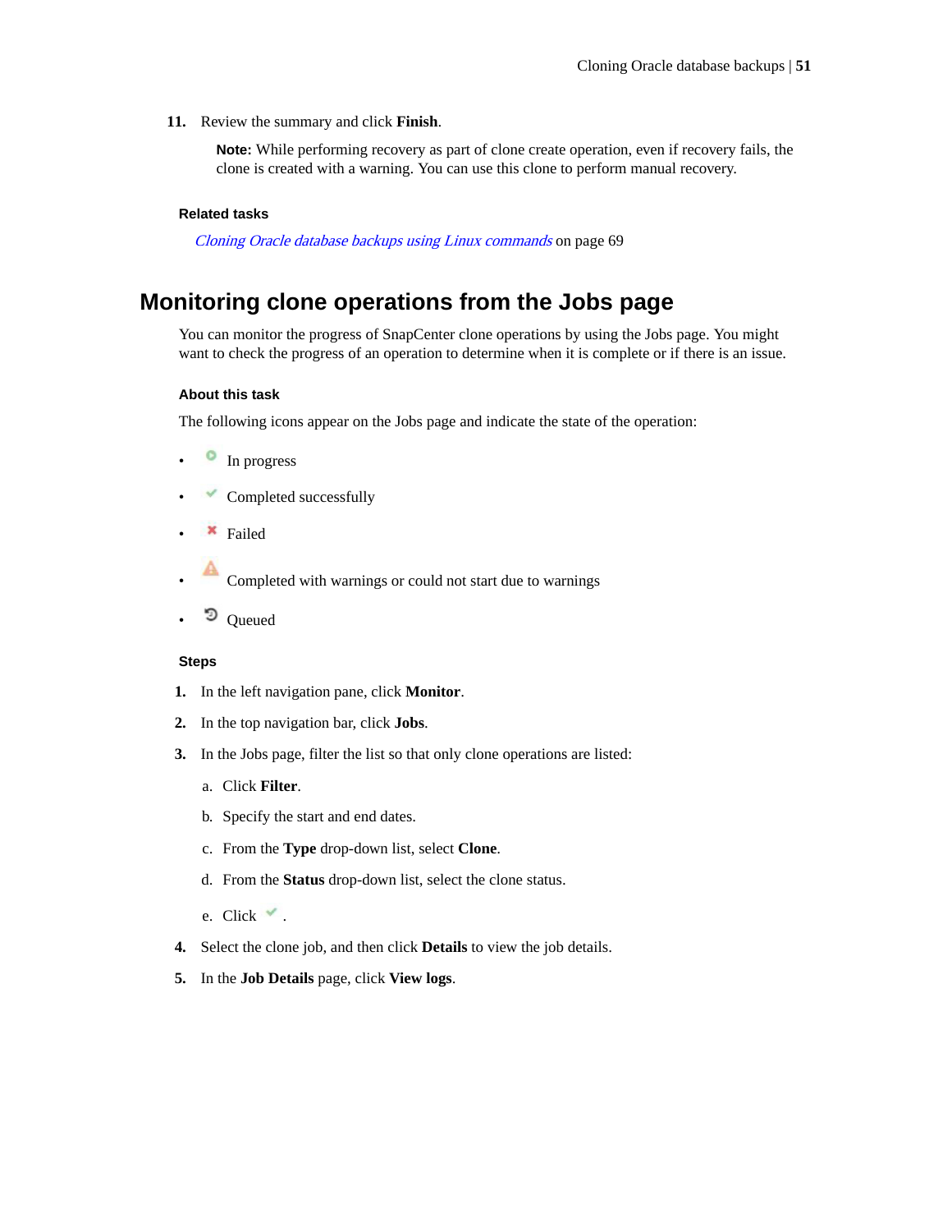11. Review the summary and click **Finish**.

    **Note:** While performing recovery as part of clone create operation, even if recovery fails, the clone is created with a warning. You can use this clone to perform manual recovery.

#### Related tasks

*Cloning Oracle database backups using Linux commands* on page 69

## Monitoring clone operations from the Jobs page

You can monitor the progress of SnapCenter clone operations by using the Jobs page. You might want to check the progress of an operation to determine when it is complete or if there is an issue.

#### About this task

The following icons appear on the Jobs page and indicate the state of the operation:

- In progress
- Completed successfully
- Failed
- Completed with warnings or could not start due to warnings
- Queued

#### Steps

1. In the left navigation pane, click **Monitor**.
2. In the top navigation bar, click **Jobs**.
3. In the Jobs page, filter the list so that only clone operations are listed:
    a. Click **Filter**.
    b. Specify the start and end dates.
    c. From the **Type** drop-down list, select **Clone**.
    d. From the **Status** drop-down list, select the clone status.
    e. Click .
4. Select the clone job, and then click **Details** to view the job details.
5. In the **Job Details** page, click **View logs**.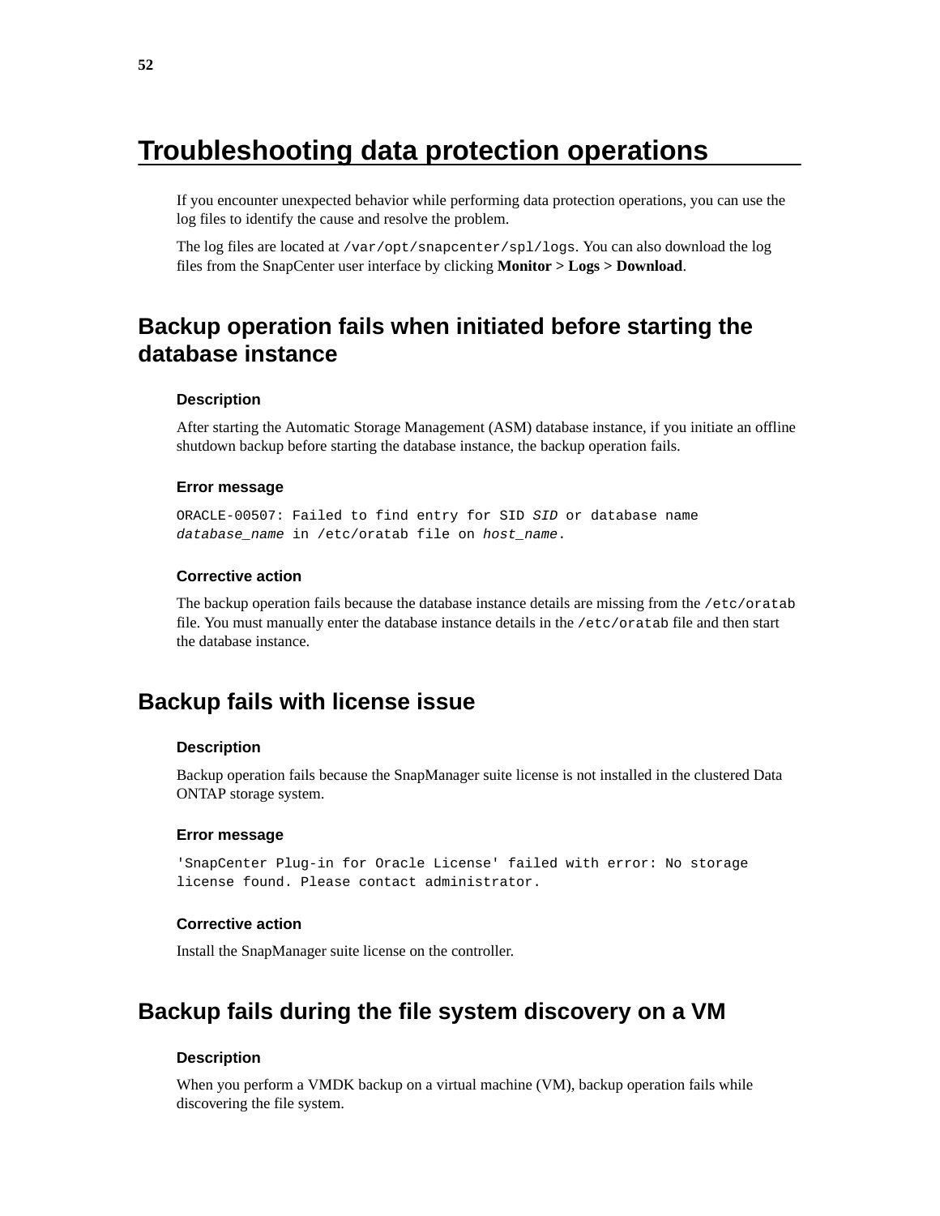# Troubleshooting data protection operations

If you encounter unexpected behavior while performing data protection operations, you can use the log files to identify the cause and resolve the problem.

The log files are located at `/var/opt/snapcenter/spl/logs`. You can also download the log files from the SnapCenter user interface by clicking **Monitor** > **Logs** > **Download**.

## Backup operation fails when initiated before starting the database instance

### Description

After starting the Automatic Storage Management (ASM) database instance, if you initiate an offline shutdown backup before starting the database instance, the backup operation fails.

### Error message

`ORACLE-00507: Failed to find entry for SID` *`SID`* `or database name` *`database_name`* `in /etc/oratab file on` *`host_name`*`.`

### Corrective action

The backup operation fails because the database instance details are missing from the `/etc/oratab` file. You must manually enter the database instance details in the `/etc/oratab` file and then start the database instance.

## Backup fails with license issue

### Description

Backup operation fails because the SnapManager suite license is not installed in the clustered Data ONTAP storage system.

### Error message

`'SnapCenter Plug-in for Oracle License' failed with error: No storage license found. Please contact administrator.`

### Corrective action

Install the SnapManager suite license on the controller.

## Backup fails during the file system discovery on a VM

### Description

When you perform a VMDK backup on a virtual machine (VM), backup operation fails while discovering the file system.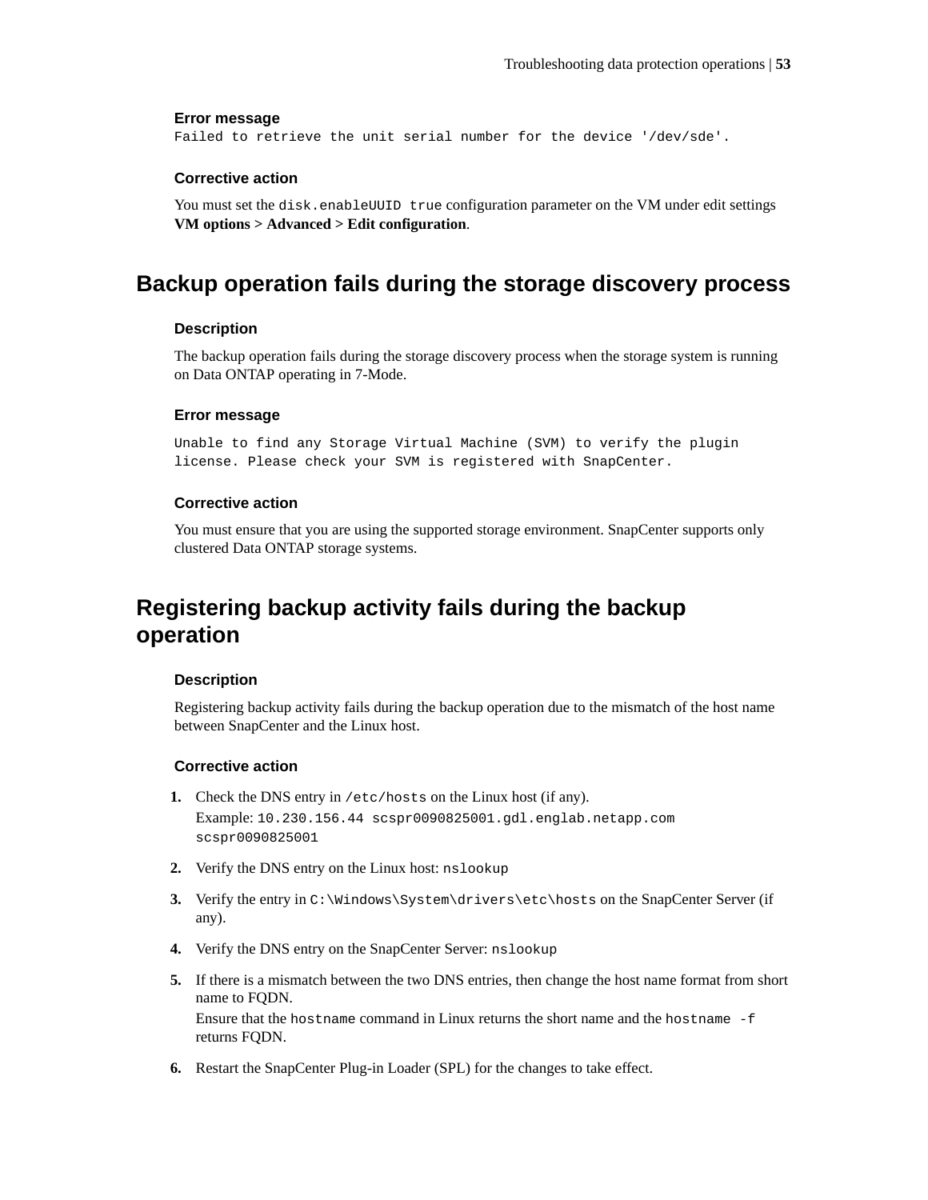#### Error message

`Failed to retrieve the unit serial number for the device '/dev/sde'.`

#### Corrective action

You must set the `disk.enableUUID true` configuration parameter on the VM under edit settings **VM options > Advanced > Edit configuration**.

## Backup operation fails during the storage discovery process

#### Description

The backup operation fails during the storage discovery process when the storage system is running on Data ONTAP operating in 7-Mode.

#### Error message

```
Unable to find any Storage Virtual Machine (SVM) to verify the plugin
license. Please check your SVM is registered with SnapCenter.
```

#### Corrective action

You must ensure that you are using the supported storage environment. SnapCenter supports only clustered Data ONTAP storage systems.

## Registering backup activity fails during the backup operation

#### Description

Registering backup activity fails during the backup operation due to the mismatch of the host name between SnapCenter and the Linux host.

#### Corrective action

1. Check the DNS entry in `/etc/hosts` on the Linux host (if any).
   Example: `10.230.156.44 scspr0090825001.gdl.englab.netapp.com scspr0090825001`
2. Verify the DNS entry on the Linux host: `nslookup`
3. Verify the entry in `C:\Windows\System\drivers\etc\hosts` on the SnapCenter Server (if any).
4. Verify the DNS entry on the SnapCenter Server: `nslookup`
5. If there is a mismatch between the two DNS entries, then change the host name format from short name to FQDN.
   Ensure that the `hostname` command in Linux returns the short name and the `hostname -f` returns FQDN.
6. Restart the SnapCenter Plug-in Loader (SPL) for the changes to take effect.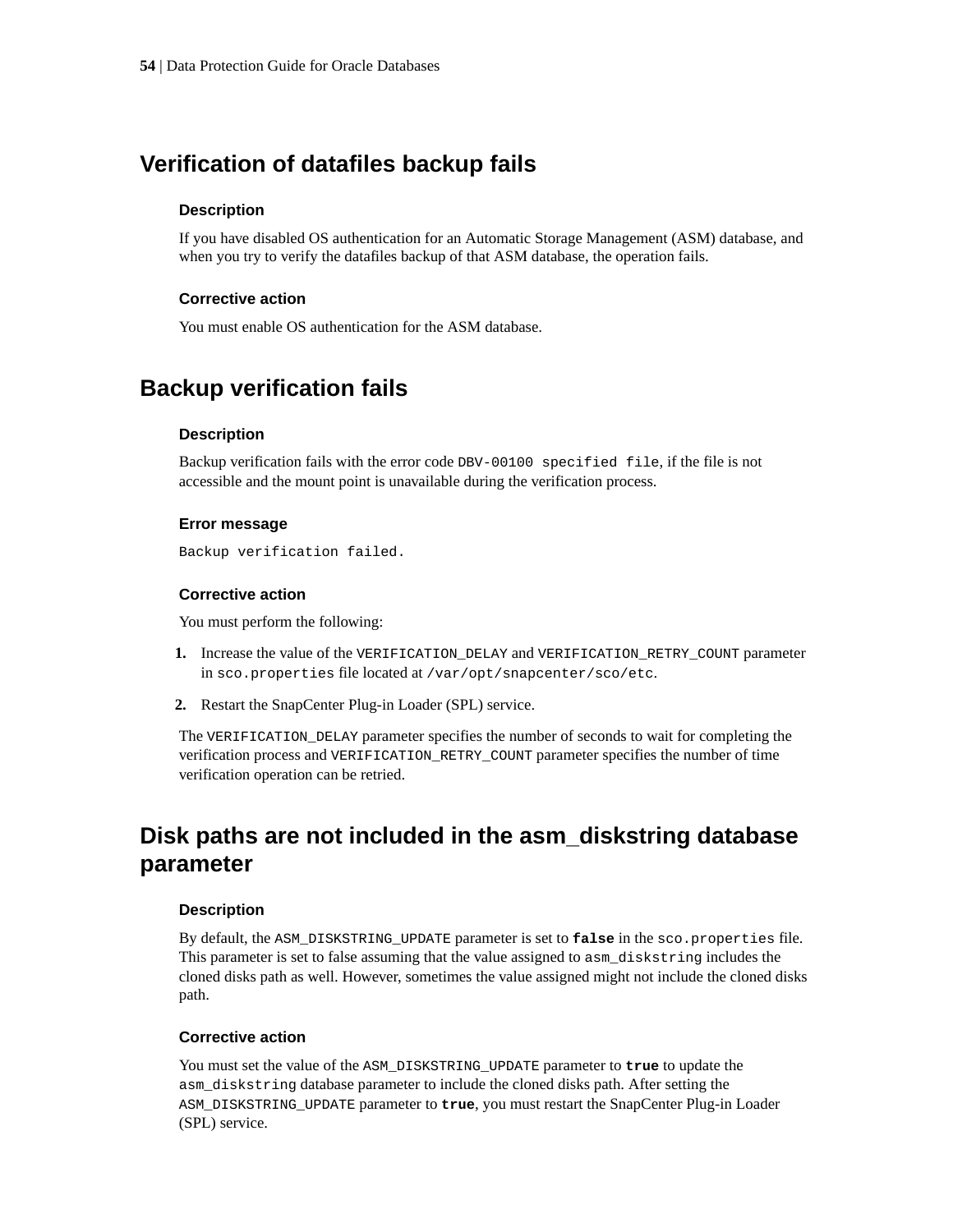## Verification of datafiles backup fails

### Description

If you have disabled OS authentication for an Automatic Storage Management (ASM) database, and when you try to verify the datafiles backup of that ASM database, the operation fails.

### Corrective action

You must enable OS authentication for the ASM database.

## Backup verification fails

### Description

Backup verification fails with the error code `DBV-00100 specified file`, if the file is not accessible and the mount point is unavailable during the verification process.

### Error message

`Backup verification failed.`

### Corrective action

You must perform the following:

1. Increase the value of the `VERIFICATION_DELAY` and `VERIFICATION_RETRY_COUNT` parameter in `sco.properties` file located at `/var/opt/snapcenter/sco/etc`.
2. Restart the SnapCenter Plug-in Loader (SPL) service.

The `VERIFICATION_DELAY` parameter specifies the number of seconds to wait for completing the verification process and `VERIFICATION_RETRY_COUNT` parameter specifies the number of time verification operation can be retried.

## Disk paths are not included in the asm_diskstring database parameter

### Description

By default, the `ASM_DISKSTRING_UPDATE` parameter is set to **`false`** in the `sco.properties` file. This parameter is set to false assuming that the value assigned to `asm_diskstring` includes the cloned disks path as well. However, sometimes the value assigned might not include the cloned disks path.

### Corrective action

You must set the value of the `ASM_DISKSTRING_UPDATE` parameter to **`true`** to update the `asm_diskstring` database parameter to include the cloned disks path. After setting the `ASM_DISKSTRING_UPDATE` parameter to **`true`**, you must restart the SnapCenter Plug-in Loader (SPL) service.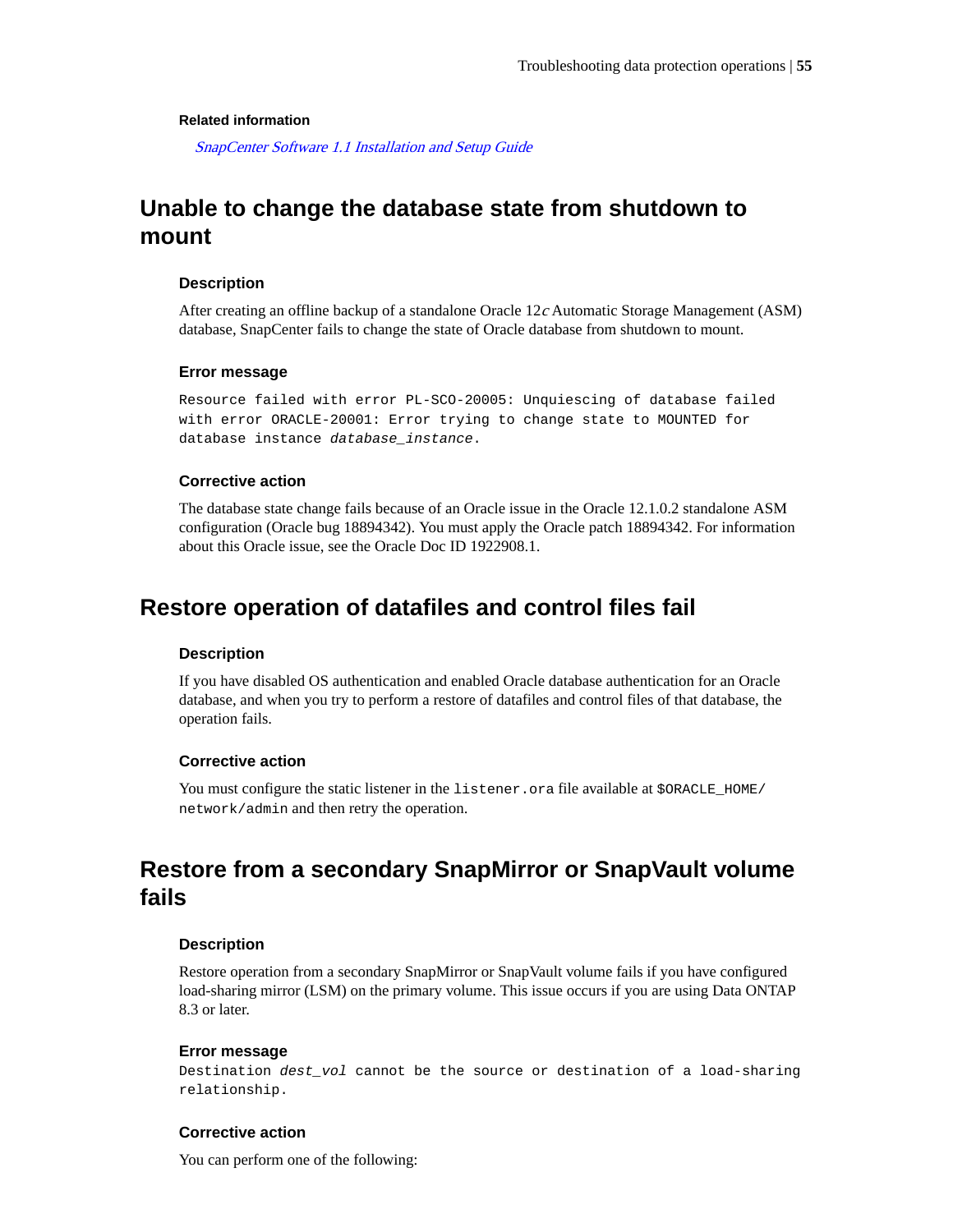**Related information**

*SnapCenter Software 1.1 Installation and Setup Guide*

## Unable to change the database state from shutdown to mount

### Description

After creating an offline backup of a standalone Oracle 12*c* Automatic Storage Management (ASM) database, SnapCenter fails to change the state of Oracle database from shutdown to mount.

### Error message

```
Resource failed with error PL-SCO-20005: Unquiescing of database failed
with error ORACLE-20001: Error trying to change state to MOUNTED for
database instance database_instance.
```

### Corrective action

The database state change fails because of an Oracle issue in the Oracle 12.1.0.2 standalone ASM configuration (Oracle bug 18894342). You must apply the Oracle patch 18894342. For information about this Oracle issue, see the Oracle Doc ID 1922908.1.

## Restore operation of datafiles and control files fail

### Description

If you have disabled OS authentication and enabled Oracle database authentication for an Oracle database, and when you try to perform a restore of datafiles and control files of that database, the operation fails.

### Corrective action

You must configure the static listener in the `listener.ora` file available at `$ORACLE_HOME/network/admin` and then retry the operation.

## Restore from a secondary SnapMirror or SnapVault volume fails

### Description

Restore operation from a secondary SnapMirror or SnapVault volume fails if you have configured load-sharing mirror (LSM) on the primary volume. This issue occurs if you are using Data ONTAP 8.3 or later.

### Error message

```
Destination dest_vol cannot be the source or destination of a load-sharing
relationship.
```

### Corrective action

You can perform one of the following: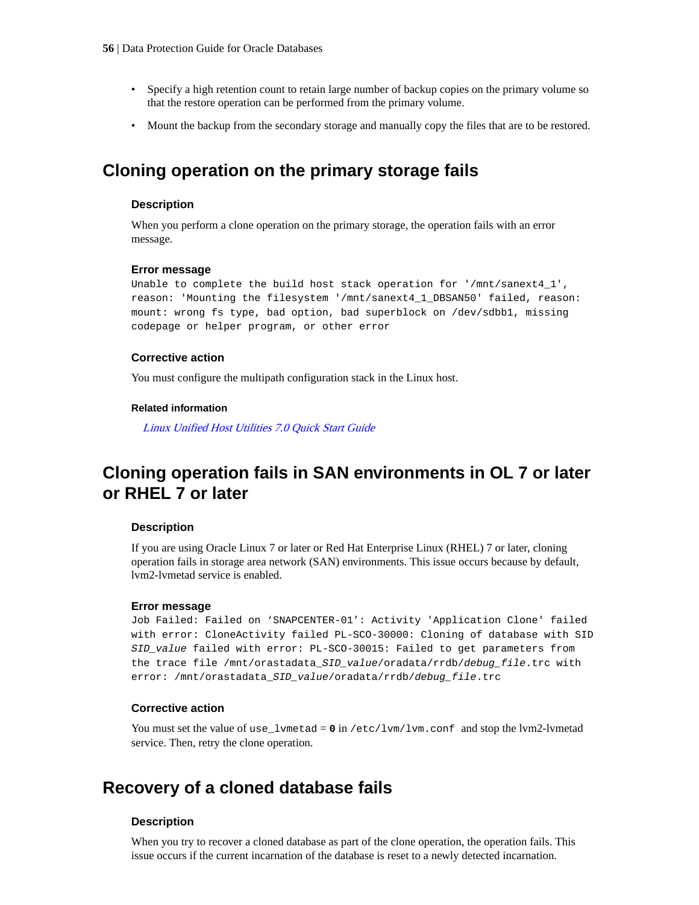- Specify a high retention count to retain large number of backup copies on the primary volume so that the restore operation can be performed from the primary volume.
- Mount the backup from the secondary storage and manually copy the files that are to be restored.

## Cloning operation on the primary storage fails

### Description

When you perform a clone operation on the primary storage, the operation fails with an error message.

### Error message

```
Unable to complete the build host stack operation for '/mnt/sanext4_1',
reason: 'Mounting the filesystem '/mnt/sanext4_1_DBSAN50' failed, reason:
mount: wrong fs type, bad option, bad superblock on /dev/sdbb1, missing
codepage or helper program, or other error
```

### Corrective action

You must configure the multipath configuration stack in the Linux host.

#### Related information

*Linux Unified Host Utilities 7.0 Quick Start Guide*

## Cloning operation fails in SAN environments in OL 7 or later or RHEL 7 or later

### Description

If you are using Oracle Linux 7 or later or Red Hat Enterprise Linux (RHEL) 7 or later, cloning operation fails in storage area network (SAN) environments. This issue occurs because by default, lvm2-lvmetad service is enabled.

### Error message

```
Job Failed: Failed on ‘SNAPCENTER-01’: Activity 'Application Clone' failed
with error: CloneActivity failed PL-SCO-30000: Cloning of database with SID
SID_value failed with error: PL-SCO-30015: Failed to get parameters from
the trace file /mnt/orastadata_SID_value/oradata/rrdb/debug_file.trc with
error: /mnt/orastadata_SID_value/oradata/rrdb/debug_file.trc
```

### Corrective action

You must set the value of `use_lvmetad` = **`0`** in `/etc/lvm/lvm.conf` and stop the lvm2-lvmetad service. Then, retry the clone operation.

## Recovery of a cloned database fails

### Description

When you try to recover a cloned database as part of the clone operation, the operation fails. This issue occurs if the current incarnation of the database is reset to a newly detected incarnation.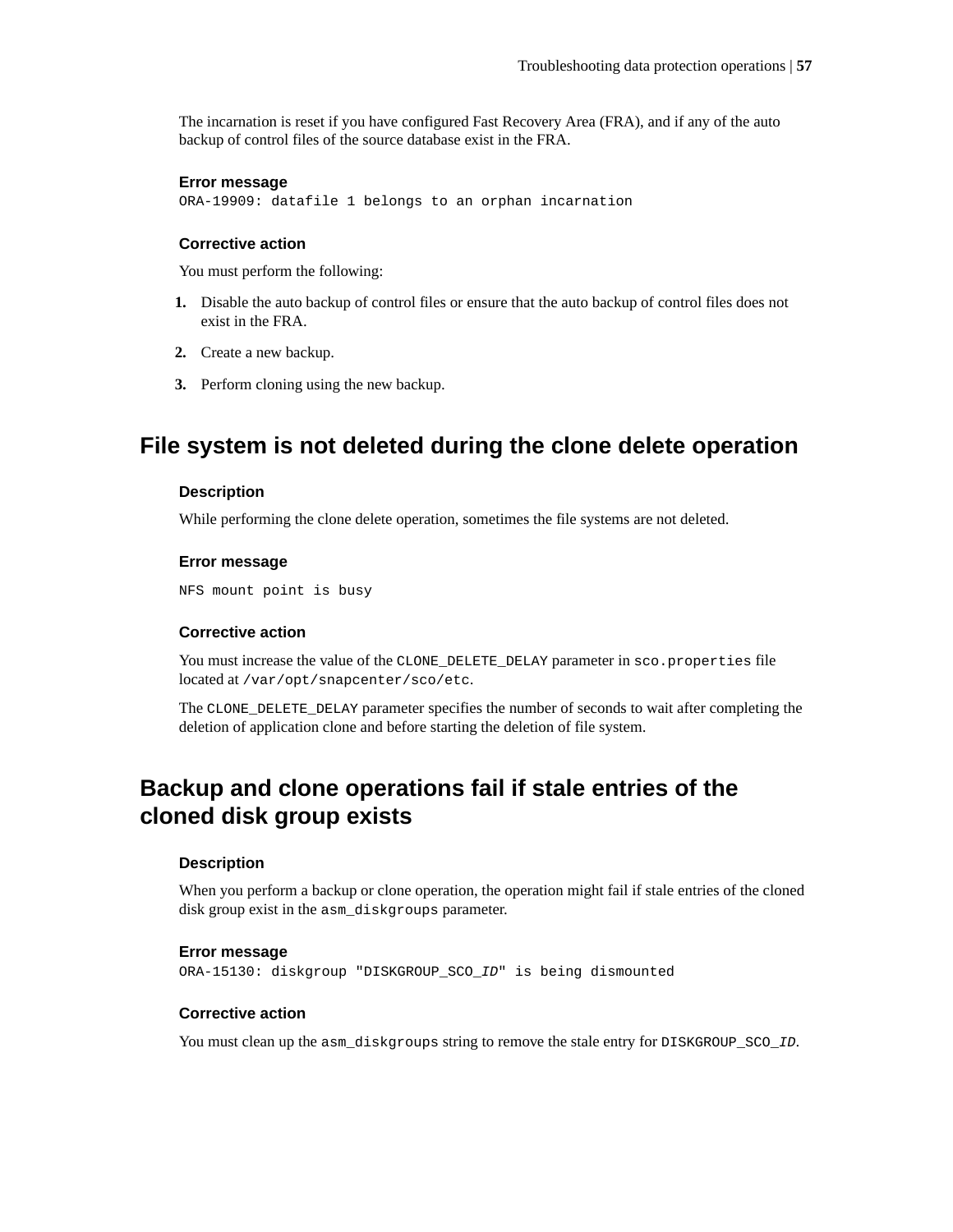The incarnation is reset if you have configured Fast Recovery Area (FRA), and if any of the auto backup of control files of the source database exist in the FRA.

#### Error message

`ORA-19909: datafile 1 belongs to an orphan incarnation`

#### Corrective action

You must perform the following:

1. Disable the auto backup of control files or ensure that the auto backup of control files does not exist in the FRA.
2. Create a new backup.
3. Perform cloning using the new backup.

## File system is not deleted during the clone delete operation

#### Description

While performing the clone delete operation, sometimes the file systems are not deleted.

#### Error message

`NFS mount point is busy`

#### Corrective action

You must increase the value of the `CLONE_DELETE_DELAY` parameter in `sco.properties` file located at `/var/opt/snapcenter/sco/etc`.

The `CLONE_DELETE_DELAY` parameter specifies the number of seconds to wait after completing the deletion of application clone and before starting the deletion of file system.

## Backup and clone operations fail if stale entries of the cloned disk group exists

#### Description

When you perform a backup or clone operation, the operation might fail if stale entries of the cloned disk group exist in the `asm_diskgroups` parameter.

#### Error message

`ORA-15130: diskgroup "DISKGROUP_SCO_ID" is being dismounted`

#### Corrective action

You must clean up the `asm_diskgroups` string to remove the stale entry for `DISKGROUP_SCO_ID`.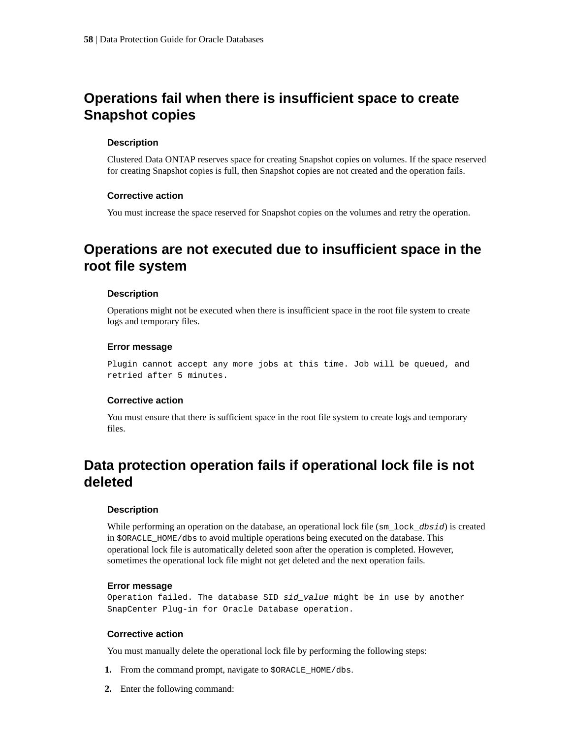## Operations fail when there is insufficient space to create Snapshot copies

#### Description

Clustered Data ONTAP reserves space for creating Snapshot copies on volumes. If the space reserved for creating Snapshot copies is full, then Snapshot copies are not created and the operation fails.

#### Corrective action

You must increase the space reserved for Snapshot copies on the volumes and retry the operation.

## Operations are not executed due to insufficient space in the root file system

#### Description

Operations might not be executed when there is insufficient space in the root file system to create logs and temporary files.

#### Error message

```
Plugin cannot accept any more jobs at this time. Job will be queued, and
retried after 5 minutes.
```

#### Corrective action

You must ensure that there is sufficient space in the root file system to create logs and temporary files.

## Data protection operation fails if operational lock file is not deleted

#### Description

While performing an operation on the database, an operational lock file (`sm_lock_`*`dbsid`*) is created in `$ORACLE_HOME/dbs` to avoid multiple operations being executed on the database. This operational lock file is automatically deleted soon after the operation is completed. However, sometimes the operational lock file might not get deleted and the next operation fails.

#### Error message

```
Operation failed. The database SID sid_value might be in use by another
SnapCenter Plug-in for Oracle Database operation.
```

#### Corrective action

You must manually delete the operational lock file by performing the following steps:

1. From the command prompt, navigate to `$ORACLE_HOME/dbs`.
2. Enter the following command: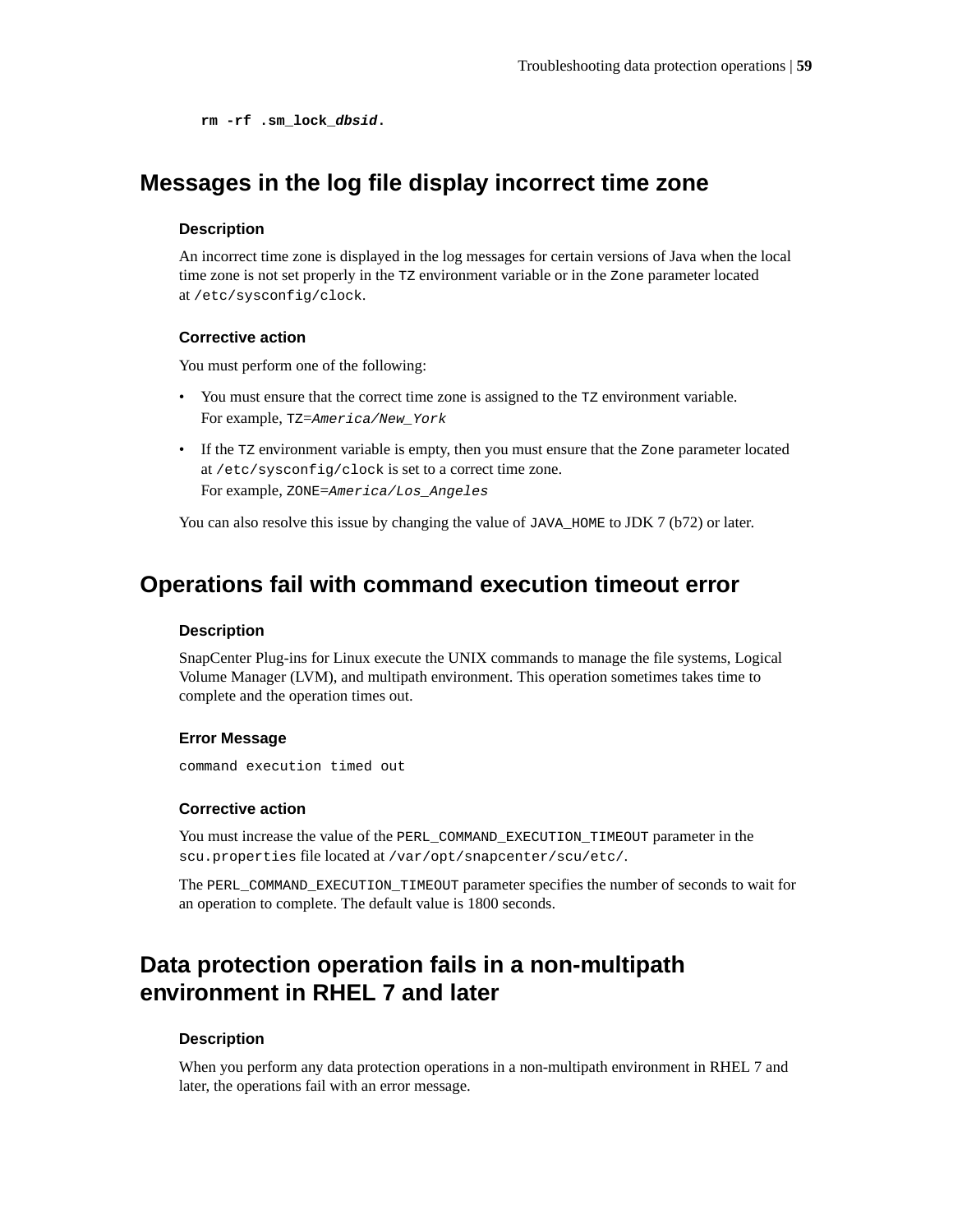```
rm -rf .sm_lock_dbsid.
```

## Messages in the log file display incorrect time zone

### Description

An incorrect time zone is displayed in the log messages for certain versions of Java when the local time zone is not set properly in the `TZ` environment variable or in the `Zone` parameter located at `/etc/sysconfig/clock`.

### Corrective action

You must perform one of the following:

- You must ensure that the correct time zone is assigned to the `TZ` environment variable.
  For example, `TZ=`*`America/New_York`*
- If the `TZ` environment variable is empty, then you must ensure that the `Zone` parameter located at `/etc/sysconfig/clock` is set to a correct time zone.
  For example, `ZONE=`*`America/Los_Angeles`*

You can also resolve this issue by changing the value of `JAVA_HOME` to JDK 7 (b72) or later.

## Operations fail with command execution timeout error

### Description

SnapCenter Plug-ins for Linux execute the UNIX commands to manage the file systems, Logical Volume Manager (LVM), and multipath environment. This operation sometimes takes time to complete and the operation times out.

### Error Message

```
command execution timed out
```

### Corrective action

You must increase the value of the `PERL_COMMAND_EXECUTION_TIMEOUT` parameter in the `scu.properties` file located at `/var/opt/snapcenter/scu/etc/`.

The `PERL_COMMAND_EXECUTION_TIMEOUT` parameter specifies the number of seconds to wait for an operation to complete. The default value is 1800 seconds.

## Data protection operation fails in a non-multipath environment in RHEL 7 and later

### Description

When you perform any data protection operations in a non-multipath environment in RHEL 7 and later, the operations fail with an error message.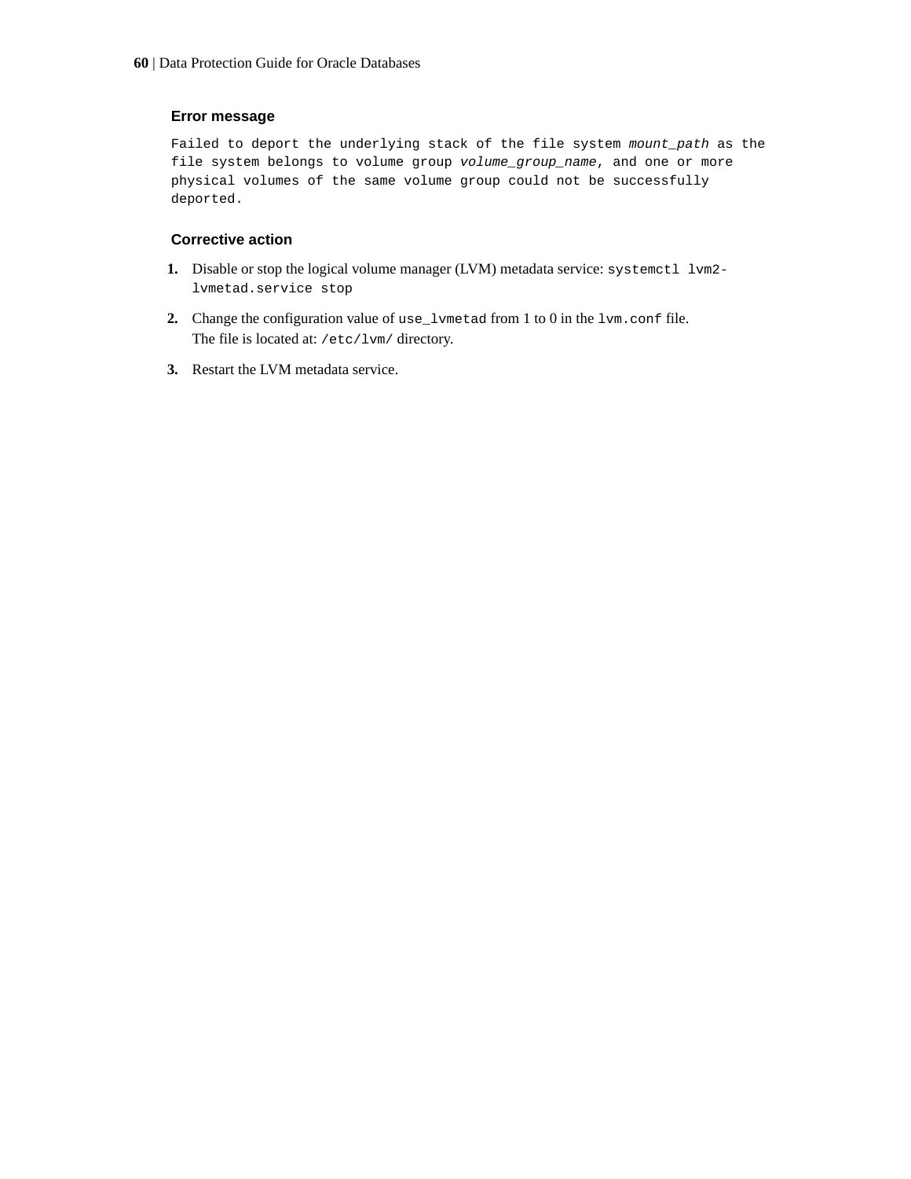#### Error message

`Failed to deport the underlying stack of the file system` *`mount_path`* `as the file system belongs to volume group` *`volume_group_name`*`, and one or more physical volumes of the same volume group could not be successfully deported.`

#### Corrective action

1. Disable or stop the logical volume manager (LVM) metadata service: `systemctl lvm2-lvmetad.service stop`
2. Change the configuration value of `use_lvmetad` from 1 to 0 in the `lvm.conf` file.
   The file is located at: `/etc/lvm/` directory.
3. Restart the LVM metadata service.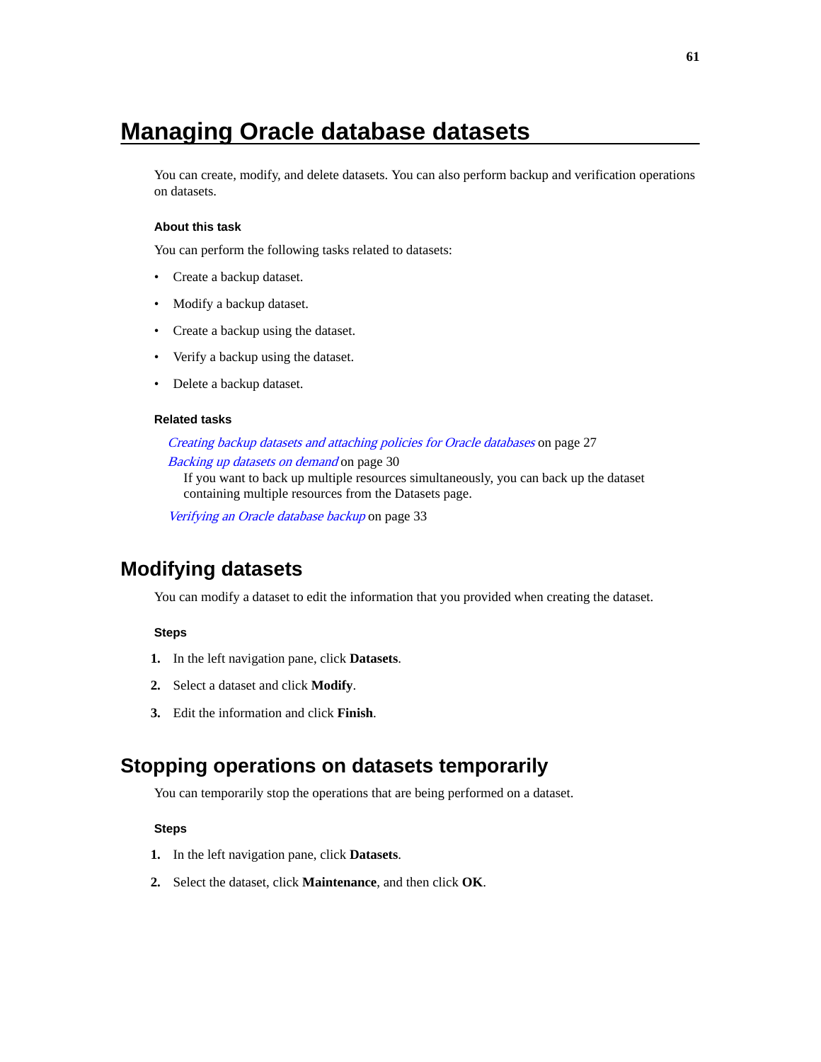# Managing Oracle database datasets

You can create, modify, and delete datasets. You can also perform backup and verification operations on datasets.

### About this task

You can perform the following tasks related to datasets:

- Create a backup dataset.
- Modify a backup dataset.
- Create a backup using the dataset.
- Verify a backup using the dataset.
- Delete a backup dataset.

### Related tasks

*Creating backup datasets and attaching policies for Oracle databases* on page 27

*Backing up datasets on demand* on page 30
If you want to back up multiple resources simultaneously, you can back up the dataset containing multiple resources from the Datasets page.

*Verifying an Oracle database backup* on page 33

## Modifying datasets

You can modify a dataset to edit the information that you provided when creating the dataset.

### Steps

1. In the left navigation pane, click **Datasets**.
2. Select a dataset and click **Modify**.
3. Edit the information and click **Finish**.

## Stopping operations on datasets temporarily

You can temporarily stop the operations that are being performed on a dataset.

### Steps

1. In the left navigation pane, click **Datasets**.
2. Select the dataset, click **Maintenance**, and then click **OK**.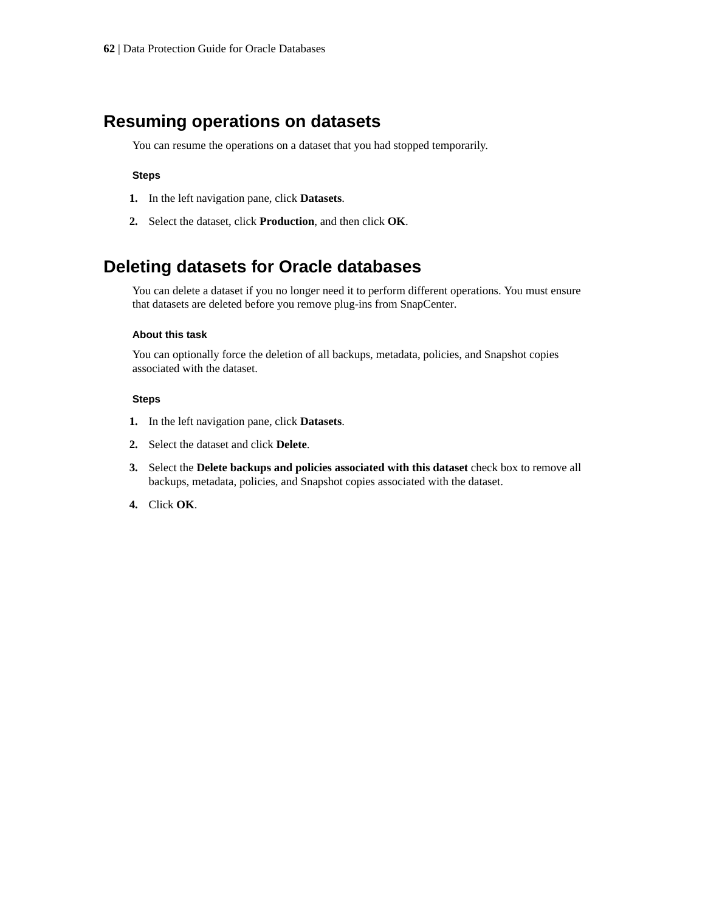## Resuming operations on datasets

You can resume the operations on a dataset that you had stopped temporarily.

#### Steps

1. In the left navigation pane, click **Datasets**.
2. Select the dataset, click **Production**, and then click **OK**.

## Deleting datasets for Oracle databases

You can delete a dataset if you no longer need it to perform different operations. You must ensure that datasets are deleted before you remove plug-ins from SnapCenter.

#### About this task

You can optionally force the deletion of all backups, metadata, policies, and Snapshot copies associated with the dataset.

#### Steps

1. In the left navigation pane, click **Datasets**.
2. Select the dataset and click **Delete**.
3. Select the **Delete backups and policies associated with this dataset** check box to remove all backups, metadata, policies, and Snapshot copies associated with the dataset.
4. Click **OK**.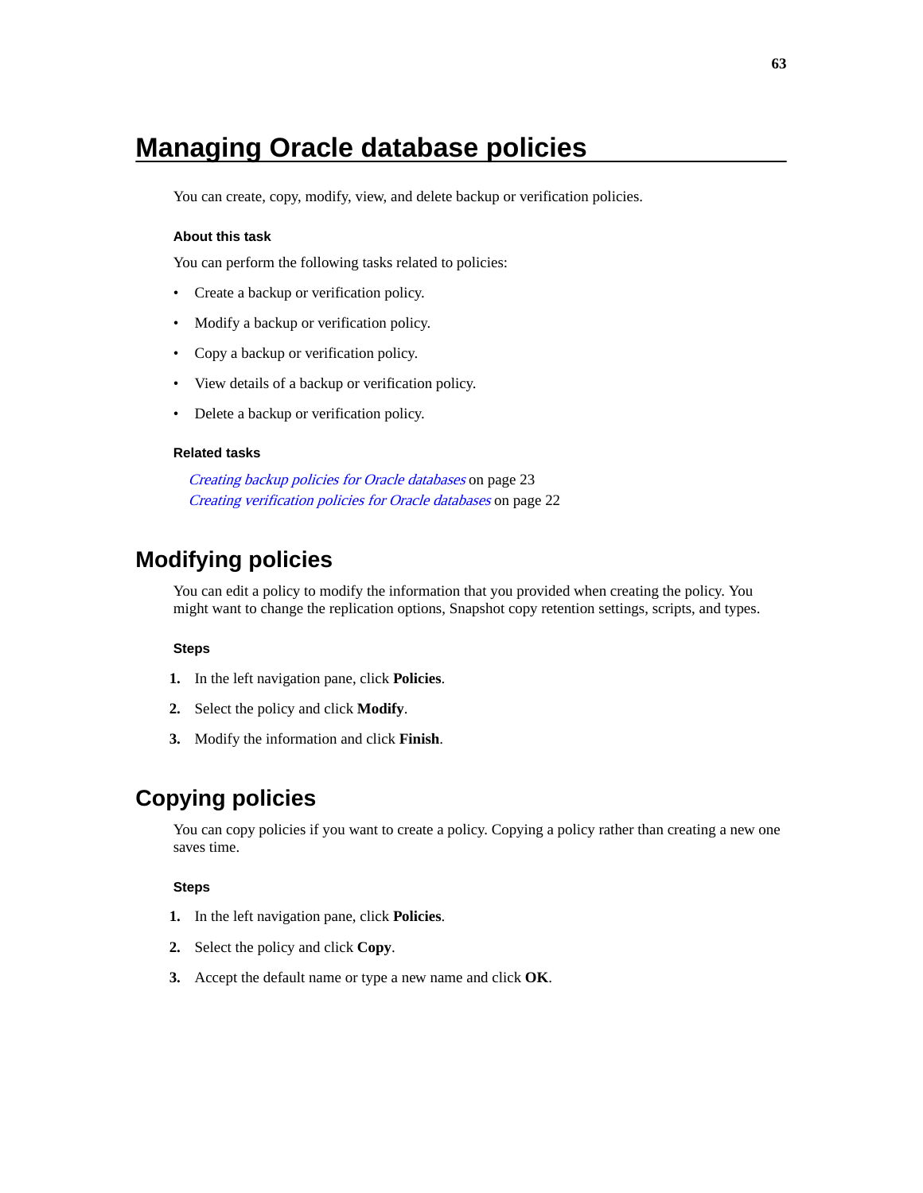# Managing Oracle database policies

You can create, copy, modify, view, and delete backup or verification policies.

#### About this task

You can perform the following tasks related to policies:

- Create a backup or verification policy.
- Modify a backup or verification policy.
- Copy a backup or verification policy.
- View details of a backup or verification policy.
- Delete a backup or verification policy.

#### Related tasks

*Creating backup policies for Oracle databases* on page 23
*Creating verification policies for Oracle databases* on page 22

## Modifying policies

You can edit a policy to modify the information that you provided when creating the policy. You might want to change the replication options, Snapshot copy retention settings, scripts, and types.

#### Steps

1. In the left navigation pane, click **Policies**.
2. Select the policy and click **Modify**.
3. Modify the information and click **Finish**.

## Copying policies

You can copy policies if you want to create a policy. Copying a policy rather than creating a new one saves time.

#### Steps

1. In the left navigation pane, click **Policies**.
2. Select the policy and click **Copy**.
3. Accept the default name or type a new name and click **OK**.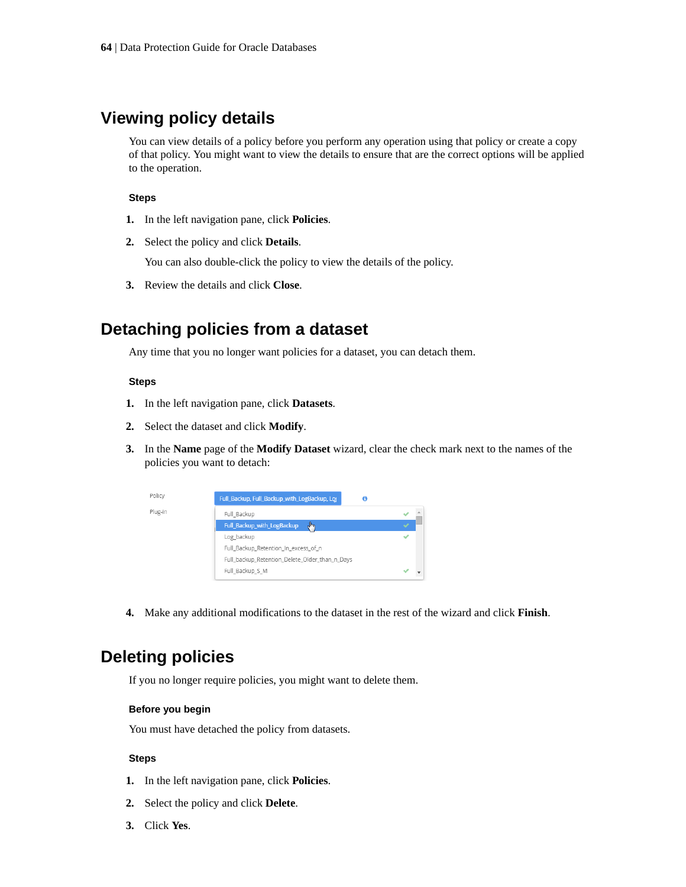## Viewing policy details

You can view details of a policy before you perform any operation using that policy or create a copy of that policy. You might want to view the details to ensure that are the correct options will be applied to the operation.

### Steps

1. In the left navigation pane, click **Policies**.
2. Select the policy and click **Details**.

   You can also double-click the policy to view the details of the policy.
3. Review the details and click **Close**.

## Detaching policies from a dataset

Any time that you no longer want policies for a dataset, you can detach them.

### Steps

1. In the left navigation pane, click **Datasets**.
2. Select the dataset and click **Modify**.
3. In the **Name** page of the **Modify Dataset** wizard, clear the check mark next to the names of the policies you want to detach:
4. Make any additional modifications to the dataset in the rest of the wizard and click **Finish**.

## Deleting policies

If you no longer require policies, you might want to delete them.

### Before you begin

You must have detached the policy from datasets.

### Steps

1. In the left navigation pane, click **Policies**.
2. Select the policy and click **Delete**.
3. Click **Yes**.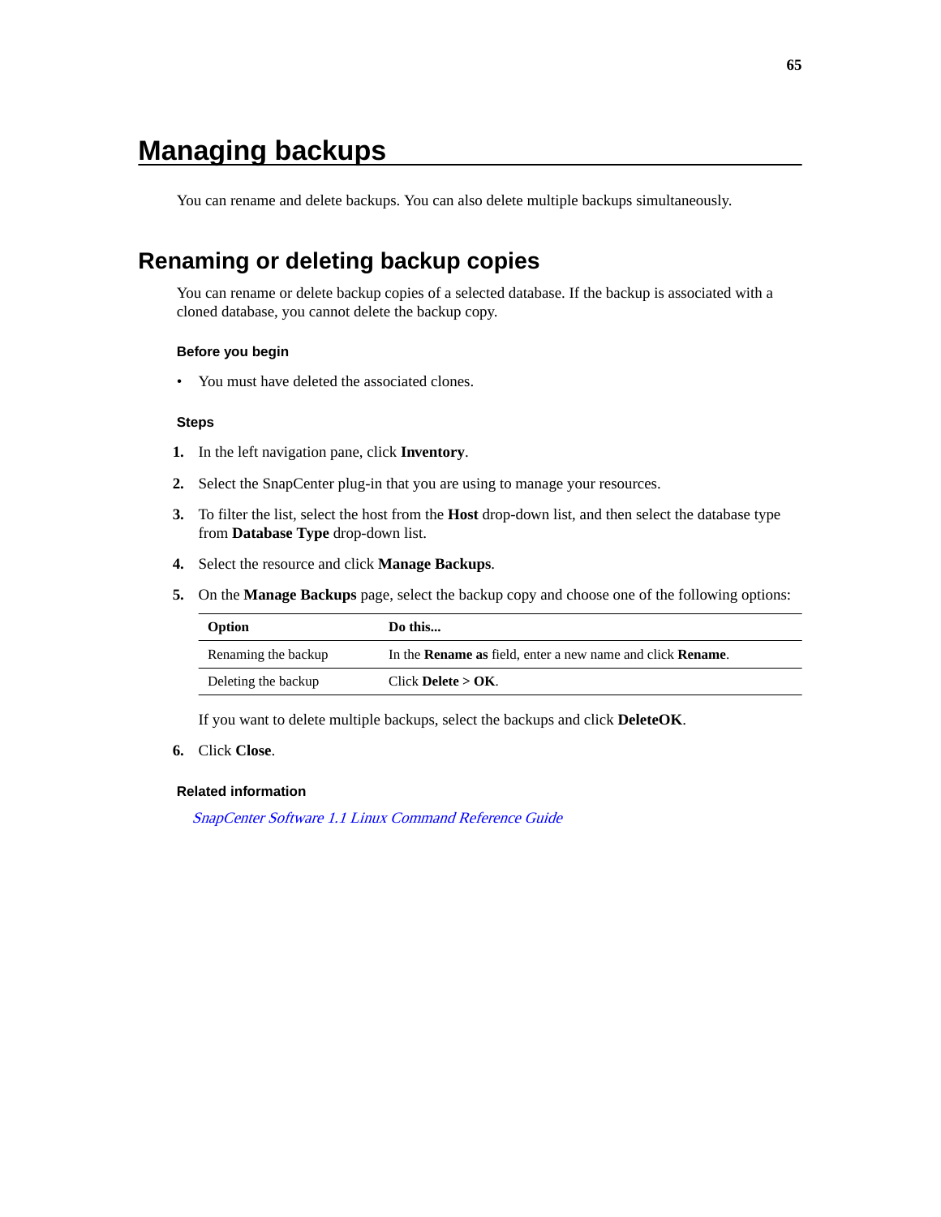# Managing backups

You can rename and delete backups. You can also delete multiple backups simultaneously.

## Renaming or deleting backup copies

You can rename or delete backup copies of a selected database. If the backup is associated with a cloned database, you cannot delete the backup copy.

### Before you begin

- You must have deleted the associated clones.

### Steps

1. In the left navigation pane, click **Inventory**.
2. Select the SnapCenter plug-in that you are using to manage your resources.
3. To filter the list, select the host from the **Host** drop-down list, and then select the database type from **Database Type** drop-down list.
4. Select the resource and click **Manage Backups**.
5. On the **Manage Backups** page, select the backup copy and choose one of the following options:

| Option | Do this... |
|---|---|
| Renaming the backup | In the **Rename as** field, enter a new name and click **Rename**. |
| Deleting the backup | Click **Delete** > **OK**. |

   If you want to delete multiple backups, select the backups and click **DeleteOK**.

6. Click **Close**.

### Related information

*SnapCenter Software 1.1 Linux Command Reference Guide*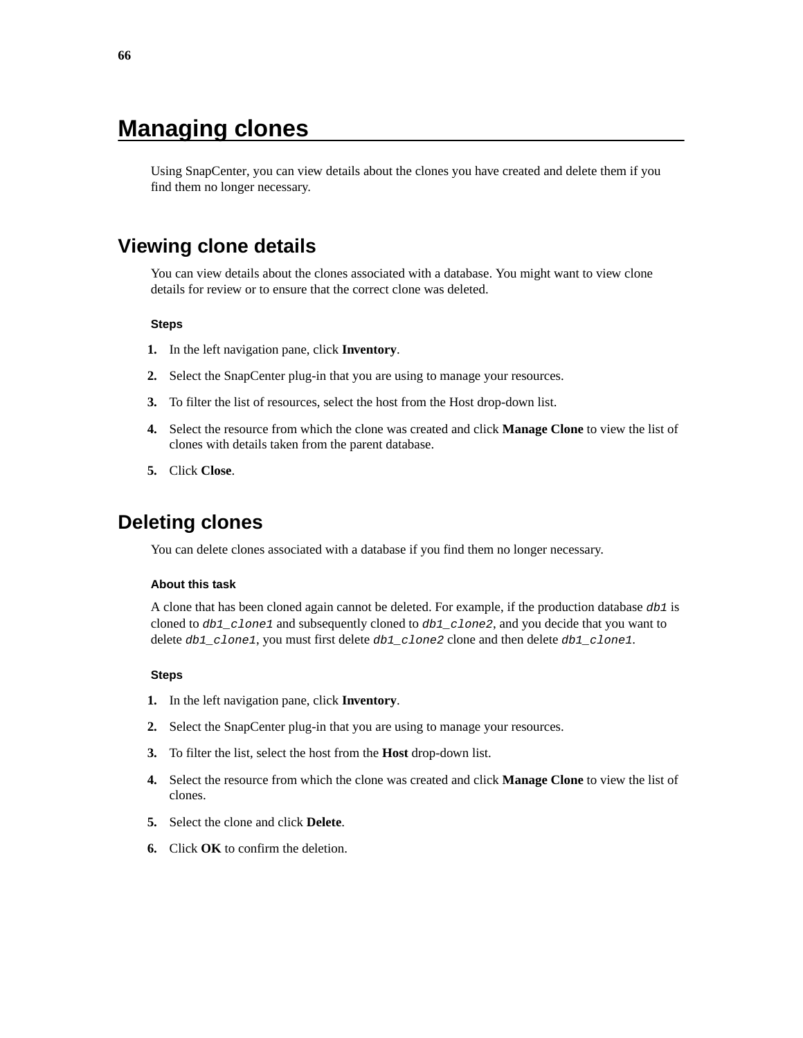# Managing clones

Using SnapCenter, you can view details about the clones you have created and delete them if you find them no longer necessary.

## Viewing clone details

You can view details about the clones associated with a database. You might want to view clone details for review or to ensure that the correct clone was deleted.

#### Steps

1. In the left navigation pane, click **Inventory**.
2. Select the SnapCenter plug-in that you are using to manage your resources.
3. To filter the list of resources, select the host from the Host drop-down list.
4. Select the resource from which the clone was created and click **Manage Clone** to view the list of clones with details taken from the parent database.
5. Click **Close**.

## Deleting clones

You can delete clones associated with a database if you find them no longer necessary.

#### About this task

A clone that has been cloned again cannot be deleted. For example, if the production database `db1` is cloned to `db1_clone1` and subsequently cloned to `db1_clone2`, and you decide that you want to delete `db1_clone1`, you must first delete `db1_clone2` clone and then delete `db1_clone1`.

#### Steps

1. In the left navigation pane, click **Inventory**.
2. Select the SnapCenter plug-in that you are using to manage your resources.
3. To filter the list, select the host from the **Host** drop-down list.
4. Select the resource from which the clone was created and click **Manage Clone** to view the list of clones.
5. Select the clone and click **Delete**.
6. Click **OK** to confirm the deletion.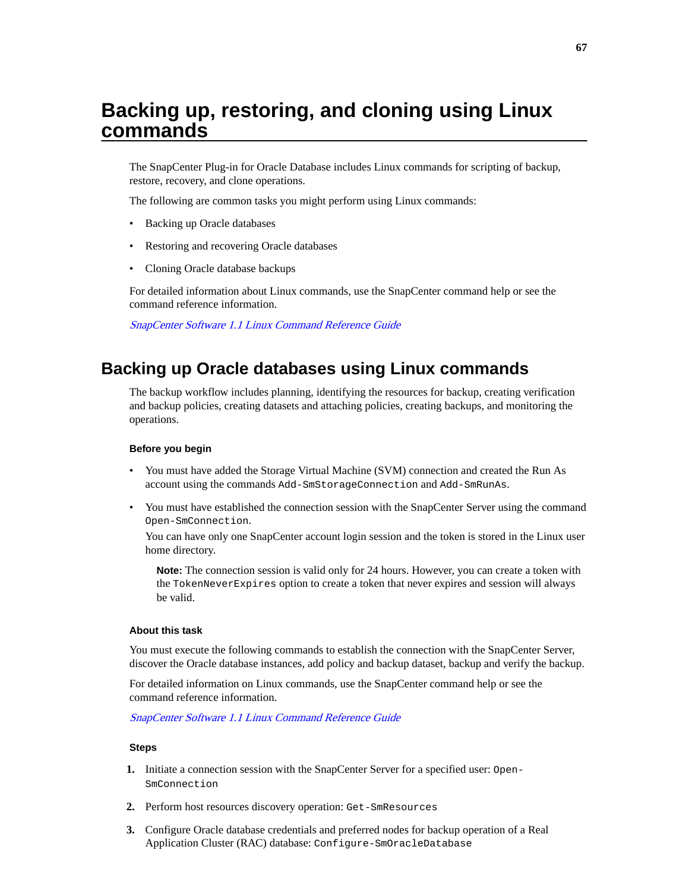# Backing up, restoring, and cloning using Linux commands

The SnapCenter Plug-in for Oracle Database includes Linux commands for scripting of backup, restore, recovery, and clone operations.

The following are common tasks you might perform using Linux commands:

- Backing up Oracle databases
- Restoring and recovering Oracle databases
- Cloning Oracle database backups

For detailed information about Linux commands, use the SnapCenter command help or see the command reference information.

*SnapCenter Software 1.1 Linux Command Reference Guide*

## Backing up Oracle databases using Linux commands

The backup workflow includes planning, identifying the resources for backup, creating verification and backup policies, creating datasets and attaching policies, creating backups, and monitoring the operations.

#### Before you begin

- You must have added the Storage Virtual Machine (SVM) connection and created the Run As account using the commands `Add-SmStorageConnection` and `Add-SmRunAs`.
- You must have established the connection session with the SnapCenter Server using the command `Open-SmConnection`.

  You can have only one SnapCenter account login session and the token is stored in the Linux user home directory.

  **Note:** The connection session is valid only for 24 hours. However, you can create a token with the `TokenNeverExpires` option to create a token that never expires and session will always be valid.

#### About this task

You must execute the following commands to establish the connection with the SnapCenter Server, discover the Oracle database instances, add policy and backup dataset, backup and verify the backup.

For detailed information on Linux commands, use the SnapCenter command help or see the command reference information.

*SnapCenter Software 1.1 Linux Command Reference Guide*

#### Steps

1. Initiate a connection session with the SnapCenter Server for a specified user: `Open-SmConnection`
2. Perform host resources discovery operation: `Get-SmResources`
3. Configure Oracle database credentials and preferred nodes for backup operation of a Real Application Cluster (RAC) database: `Configure-SmOracleDatabase`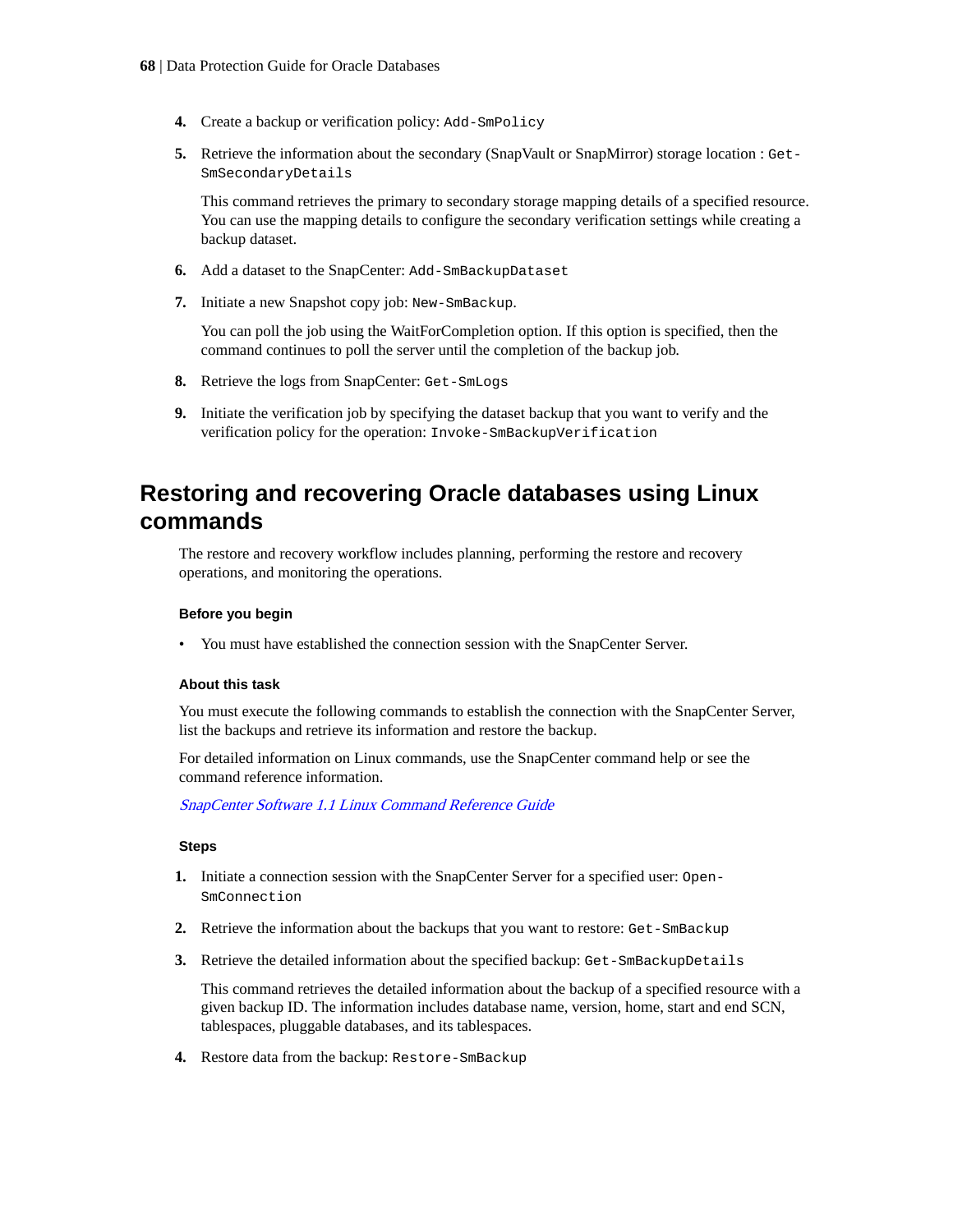4. Create a backup or verification policy: `Add-SmPolicy`
5. Retrieve the information about the secondary (SnapVault or SnapMirror) storage location : `Get-SmSecondaryDetails`

   This command retrieves the primary to secondary storage mapping details of a specified resource. You can use the mapping details to configure the secondary verification settings while creating a backup dataset.
6. Add a dataset to the SnapCenter: `Add-SmBackupDataset`
7. Initiate a new Snapshot copy job: `New-SmBackup`.

   You can poll the job using the WaitForCompletion option. If this option is specified, then the command continues to poll the server until the completion of the backup job.
8. Retrieve the logs from SnapCenter: `Get-SmLogs`
9. Initiate the verification job by specifying the dataset backup that you want to verify and the verification policy for the operation: `Invoke-SmBackupVerification`

## Restoring and recovering Oracle databases using Linux commands

The restore and recovery workflow includes planning, performing the restore and recovery operations, and monitoring the operations.

#### Before you begin

- You must have established the connection session with the SnapCenter Server.

#### About this task

You must execute the following commands to establish the connection with the SnapCenter Server, list the backups and retrieve its information and restore the backup.

For detailed information on Linux commands, use the SnapCenter command help or see the command reference information.

*SnapCenter Software 1.1 Linux Command Reference Guide*

#### Steps

1. Initiate a connection session with the SnapCenter Server for a specified user: `Open-SmConnection`
2. Retrieve the information about the backups that you want to restore: `Get-SmBackup`
3. Retrieve the detailed information about the specified backup: `Get-SmBackupDetails`

   This command retrieves the detailed information about the backup of a specified resource with a given backup ID. The information includes database name, version, home, start and end SCN, tablespaces, pluggable databases, and its tablespaces.
4. Restore data from the backup: `Restore-SmBackup`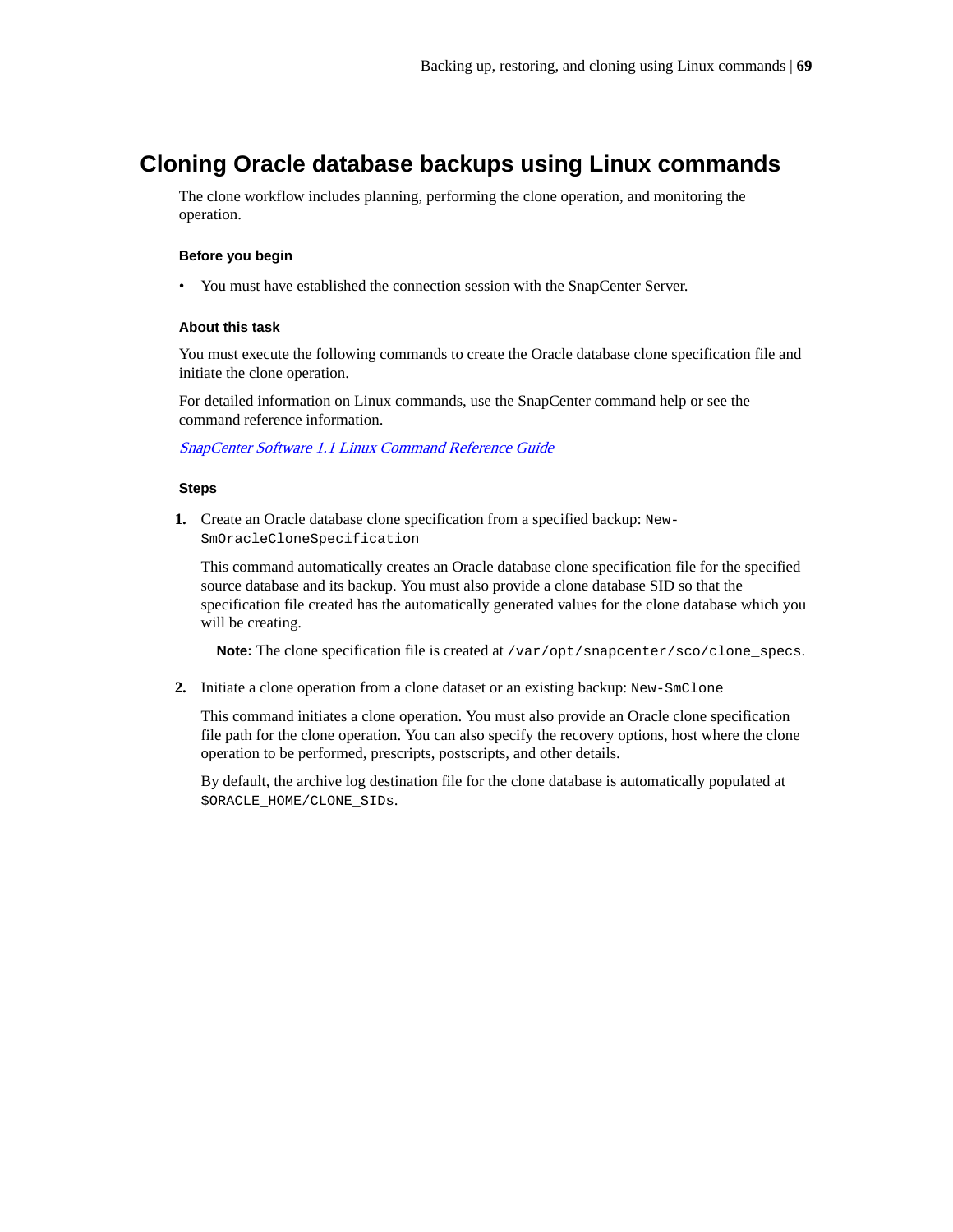# Cloning Oracle database backups using Linux commands

The clone workflow includes planning, performing the clone operation, and monitoring the operation.

### Before you begin

- You must have established the connection session with the SnapCenter Server.

### About this task

You must execute the following commands to create the Oracle database clone specification file and initiate the clone operation.

For detailed information on Linux commands, use the SnapCenter command help or see the command reference information.

*SnapCenter Software 1.1 Linux Command Reference Guide*

### Steps

1. Create an Oracle database clone specification from a specified backup: `New-SmOracleCloneSpecification`

   This command automatically creates an Oracle database clone specification file for the specified source database and its backup. You must also provide a clone database SID so that the specification file created has the automatically generated values for the clone database which you will be creating.

   **Note:** The clone specification file is created at `/var/opt/snapcenter/sco/clone_specs`.

2. Initiate a clone operation from a clone dataset or an existing backup: `New-SmClone`

   This command initiates a clone operation. You must also provide an Oracle clone specification file path for the clone operation. You can also specify the recovery options, host where the clone operation to be performed, prescripts, postscripts, and other details.

   By default, the archive log destination file for the clone database is automatically populated at `$ORACLE_HOME/CLONE_SIDs`.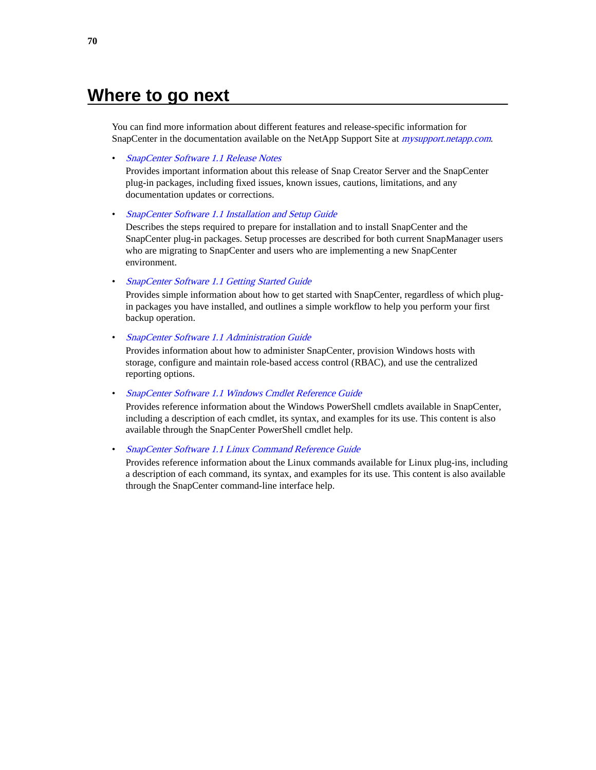# Where to go next

You can find more information about different features and release-specific information for SnapCenter in the documentation available on the NetApp Support Site at *mysupport.netapp.com*.

- *SnapCenter Software 1.1 Release Notes*
  Provides important information about this release of Snap Creator Server and the SnapCenter plug-in packages, including fixed issues, known issues, cautions, limitations, and any documentation updates or corrections.

- *SnapCenter Software 1.1 Installation and Setup Guide*
  Describes the steps required to prepare for installation and to install SnapCenter and the SnapCenter plug-in packages. Setup processes are described for both current SnapManager users who are migrating to SnapCenter and users who are implementing a new SnapCenter environment.

- *SnapCenter Software 1.1 Getting Started Guide*
  Provides simple information about how to get started with SnapCenter, regardless of which plug-in packages you have installed, and outlines a simple workflow to help you perform your first backup operation.

- *SnapCenter Software 1.1 Administration Guide*
  Provides information about how to administer SnapCenter, provision Windows hosts with storage, configure and maintain role-based access control (RBAC), and use the centralized reporting options.

- *SnapCenter Software 1.1 Windows Cmdlet Reference Guide*
  Provides reference information about the Windows PowerShell cmdlets available in SnapCenter, including a description of each cmdlet, its syntax, and examples for its use. This content is also available through the SnapCenter PowerShell cmdlet help.

- *SnapCenter Software 1.1 Linux Command Reference Guide*
  Provides reference information about the Linux commands available for Linux plug-ins, including a description of each command, its syntax, and examples for its use. This content is also available through the SnapCenter command-line interface help.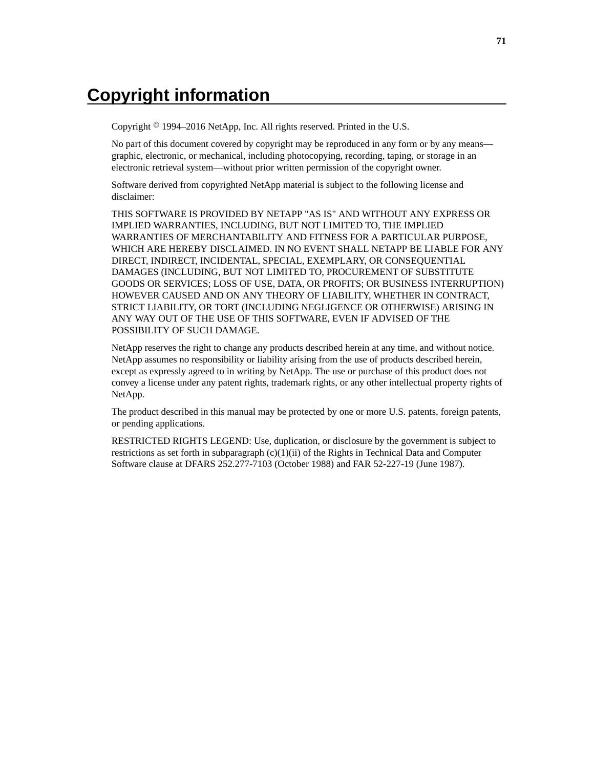# Copyright information

Copyright © 1994–2016 NetApp, Inc. All rights reserved. Printed in the U.S.

No part of this document covered by copyright may be reproduced in any form or by any means—graphic, electronic, or mechanical, including photocopying, recording, taping, or storage in an electronic retrieval system—without prior written permission of the copyright owner.

Software derived from copyrighted NetApp material is subject to the following license and disclaimer:

THIS SOFTWARE IS PROVIDED BY NETAPP "AS IS" AND WITHOUT ANY EXPRESS OR IMPLIED WARRANTIES, INCLUDING, BUT NOT LIMITED TO, THE IMPLIED WARRANTIES OF MERCHANTABILITY AND FITNESS FOR A PARTICULAR PURPOSE, WHICH ARE HEREBY DISCLAIMED. IN NO EVENT SHALL NETAPP BE LIABLE FOR ANY DIRECT, INDIRECT, INCIDENTAL, SPECIAL, EXEMPLARY, OR CONSEQUENTIAL DAMAGES (INCLUDING, BUT NOT LIMITED TO, PROCUREMENT OF SUBSTITUTE GOODS OR SERVICES; LOSS OF USE, DATA, OR PROFITS; OR BUSINESS INTERRUPTION) HOWEVER CAUSED AND ON ANY THEORY OF LIABILITY, WHETHER IN CONTRACT, STRICT LIABILITY, OR TORT (INCLUDING NEGLIGENCE OR OTHERWISE) ARISING IN ANY WAY OUT OF THE USE OF THIS SOFTWARE, EVEN IF ADVISED OF THE POSSIBILITY OF SUCH DAMAGE.

NetApp reserves the right to change any products described herein at any time, and without notice. NetApp assumes no responsibility or liability arising from the use of products described herein, except as expressly agreed to in writing by NetApp. The use or purchase of this product does not convey a license under any patent rights, trademark rights, or any other intellectual property rights of NetApp.

The product described in this manual may be protected by one or more U.S. patents, foreign patents, or pending applications.

RESTRICTED RIGHTS LEGEND: Use, duplication, or disclosure by the government is subject to restrictions as set forth in subparagraph (c)(1)(ii) of the Rights in Technical Data and Computer Software clause at DFARS 252.277-7103 (October 1988) and FAR 52-227-19 (June 1987).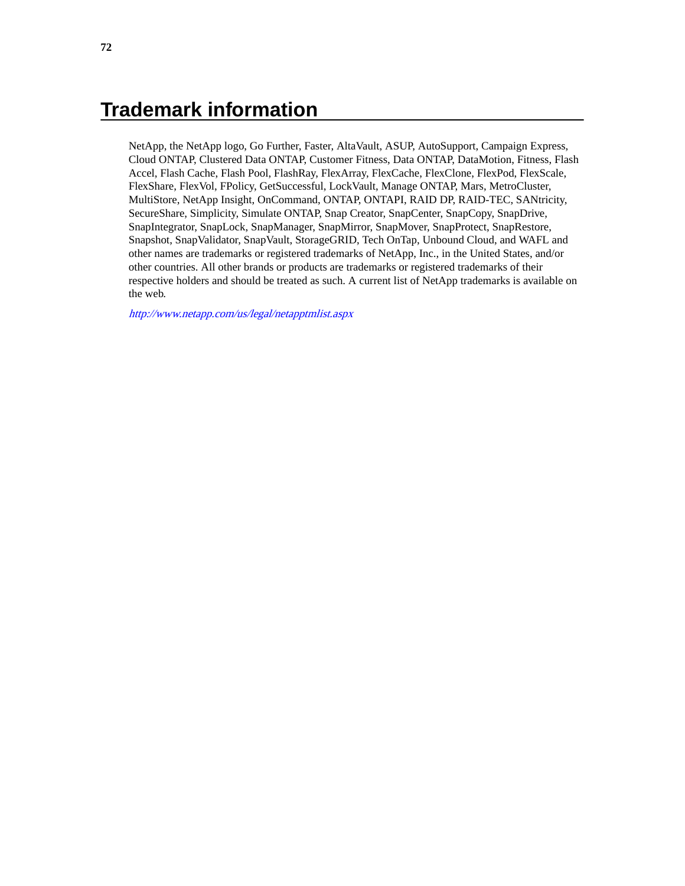# Trademark information

NetApp, the NetApp logo, Go Further, Faster, AltaVault, ASUP, AutoSupport, Campaign Express, Cloud ONTAP, Clustered Data ONTAP, Customer Fitness, Data ONTAP, DataMotion, Fitness, Flash Accel, Flash Cache, Flash Pool, FlashRay, FlexArray, FlexCache, FlexClone, FlexPod, FlexScale, FlexShare, FlexVol, FPolicy, GetSuccessful, LockVault, Manage ONTAP, Mars, MetroCluster, MultiStore, NetApp Insight, OnCommand, ONTAP, ONTAPI, RAID DP, RAID-TEC, SANtricity, SecureShare, Simplicity, Simulate ONTAP, Snap Creator, SnapCenter, SnapCopy, SnapDrive, SnapIntegrator, SnapLock, SnapManager, SnapMirror, SnapMover, SnapProtect, SnapRestore, Snapshot, SnapValidator, SnapVault, StorageGRID, Tech OnTap, Unbound Cloud, and WAFL and other names are trademarks or registered trademarks of NetApp, Inc., in the United States, and/or other countries. All other brands or products are trademarks or registered trademarks of their respective holders and should be treated as such. A current list of NetApp trademarks is available on the web.

*http://www.netapp.com/us/legal/netapptmlist.aspx*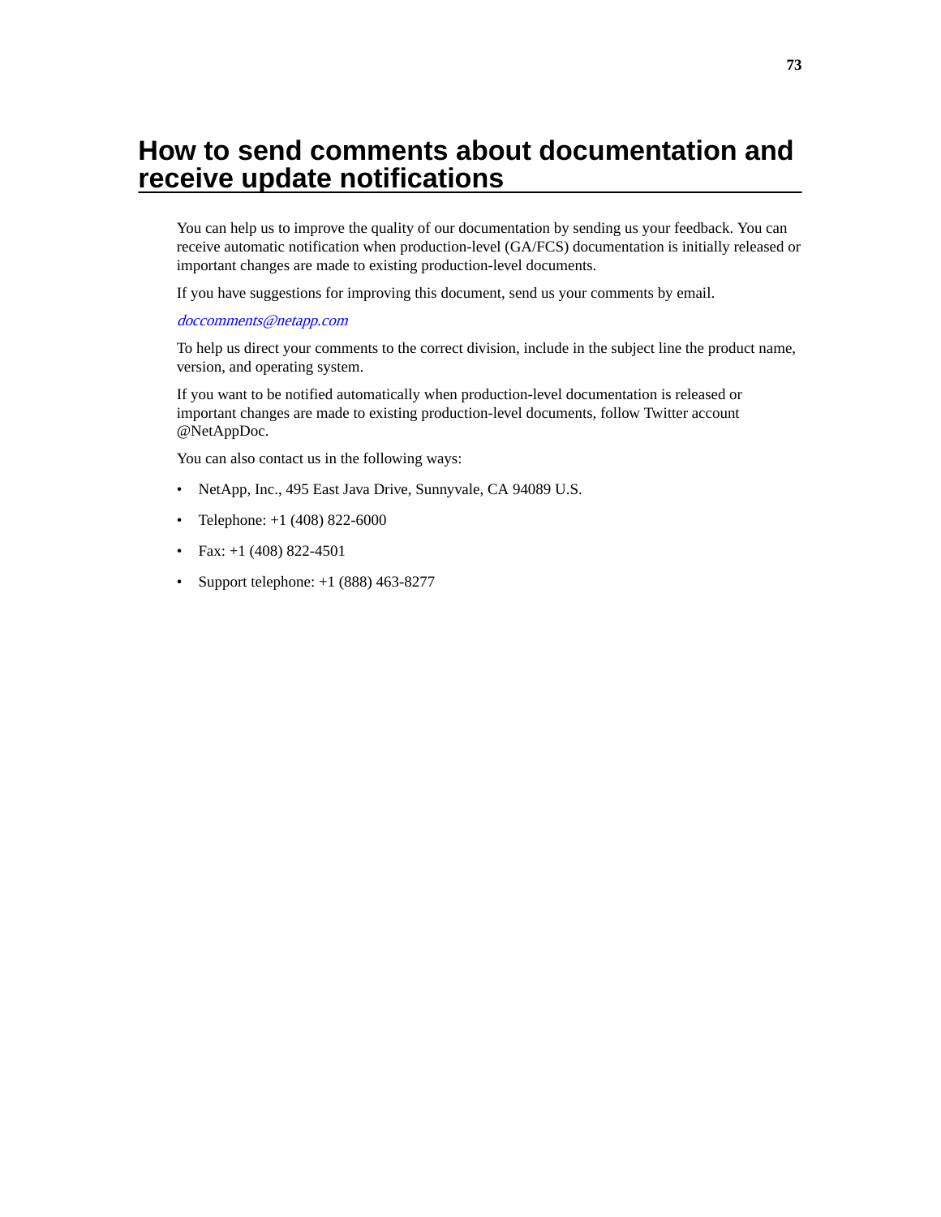# How to send comments about documentation and receive update notifications

You can help us to improve the quality of our documentation by sending us your feedback. You can receive automatic notification when production-level (GA/FCS) documentation is initially released or important changes are made to existing production-level documents.

If you have suggestions for improving this document, send us your comments by email.

*doccomments@netapp.com*

To help us direct your comments to the correct division, include in the subject line the product name, version, and operating system.

If you want to be notified automatically when production-level documentation is released or important changes are made to existing production-level documents, follow Twitter account @NetAppDoc.

You can also contact us in the following ways:

- NetApp, Inc., 495 East Java Drive, Sunnyvale, CA 94089 U.S.
- Telephone: +1 (408) 822-6000
- Fax: +1 (408) 822-4501
- Support telephone: +1 (888) 463-8277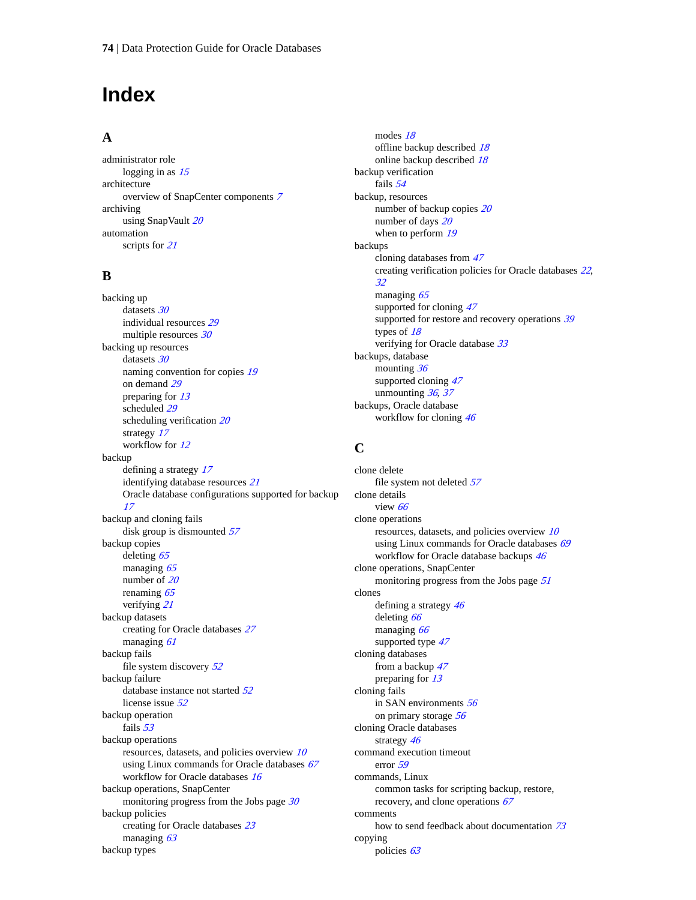# Index

## A

administrator role
- logging in as 15

architecture
- overview of SnapCenter components 7

archiving
- using SnapVault 20

automation
- scripts for 21

## B

backing up
- datasets 30
- individual resources 29
- multiple resources 30

backing up resources
- datasets 30
- naming convention for copies 19
- on demand 29
- preparing for 13
- scheduled 29
- scheduling verification 20
- strategy 17
- workflow for 12

backup
- defining a strategy 17
- identifying database resources 21
- Oracle database configurations supported for backup 17

backup and cloning fails
- disk group is dismounted 57

backup copies
- deleting 65
- managing 65
- number of 20
- renaming 65
- verifying 21

backup datasets
- creating for Oracle databases 27
- managing 61

backup fails
- file system discovery 52

backup failure
- database instance not started 52
- license issue 52

backup operation
- fails 53

backup operations
- resources, datasets, and policies overview 10
- using Linux commands for Oracle databases 67
- workflow for Oracle databases 16

backup operations, SnapCenter
- monitoring progress from the Jobs page 30

backup policies
- creating for Oracle databases 23
- managing 63

backup types
- modes 18
- offline backup described 18
- online backup described 18

backup verification
- fails 54

backup, resources
- number of backup copies 20
- number of days 20
- when to perform 19

backups
- cloning databases from 47
- creating verification policies for Oracle databases 22, 32
- managing 65
- supported for cloning 47
- supported for restore and recovery operations 39
- types of 18
- verifying for Oracle database 33

backups, database
- mounting 36
- supported cloning 47
- unmounting 36, 37

backups, Oracle database
- workflow for cloning 46

## C

clone delete
- file system not deleted 57

clone details
- view 66

clone operations
- resources, datasets, and policies overview 10
- using Linux commands for Oracle databases 69
- workflow for Oracle database backups 46

clone operations, SnapCenter
- monitoring progress from the Jobs page 51

clones
- defining a strategy 46
- deleting 66
- managing 66
- supported type 47

cloning databases
- from a backup 47
- preparing for 13

cloning fails
- in SAN environments 56
- on primary storage 56

cloning Oracle databases
- strategy 46

command execution timeout
- error 59

commands, Linux
- common tasks for scripting backup, restore, recovery, and clone operations 67

comments
- how to send feedback about documentation 73

copying
- policies 63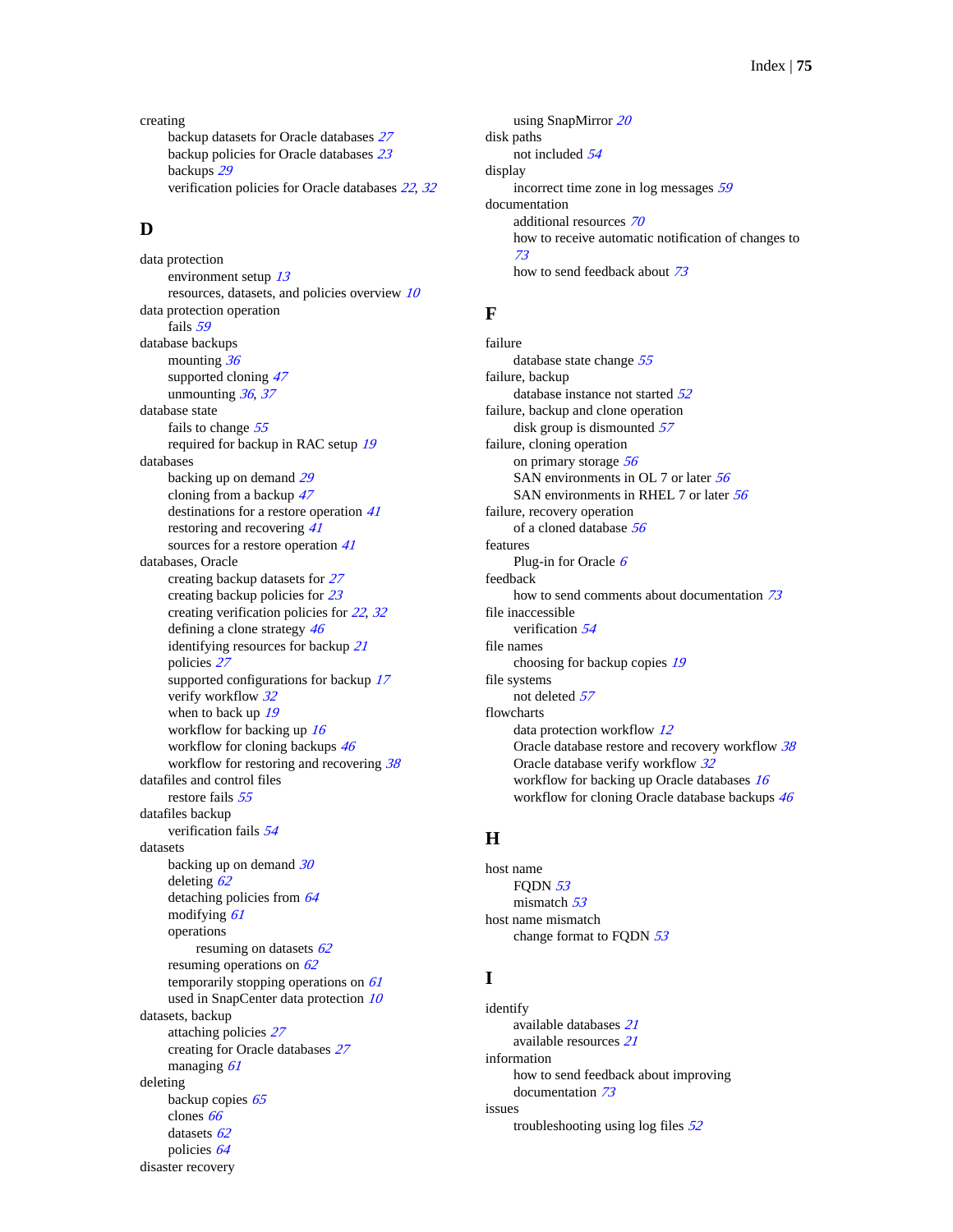creating
- backup datasets for Oracle databases *27*
- backup policies for Oracle databases *23*
- backups *29*
- verification policies for Oracle databases *22*, *32*

## D

data protection
- environment setup *13*
- resources, datasets, and policies overview *10*

data protection operation
- fails *59*

database backups
- mounting *36*
- supported cloning *47*
- unmounting *36*, *37*

database state
- fails to change *55*
- required for backup in RAC setup *19*

databases
- backing up on demand *29*
- cloning from a backup *47*
- destinations for a restore operation *41*
- restoring and recovering *41*
- sources for a restore operation *41*

databases, Oracle
- creating backup datasets for *27*
- creating backup policies for *23*
- creating verification policies for *22*, *32*
- defining a clone strategy *46*
- identifying resources for backup *21*
- policies *27*
- supported configurations for backup *17*
- verify workflow *32*
- when to back up *19*
- workflow for backing up *16*
- workflow for cloning backups *46*
- workflow for restoring and recovering *38*

datafiles and control files
- restore fails *55*

datafiles backup
- verification fails *54*

datasets
- backing up on demand *30*
- deleting *62*
- detaching policies from *64*
- modifying *61*
- operations
  - resuming on datasets *62*
- resuming operations on *62*
- temporarily stopping operations on *61*
- used in SnapCenter data protection *10*

datasets, backup
- attaching policies *27*
- creating for Oracle databases *27*
- managing *61*

deleting
- backup copies *65*
- clones *66*
- datasets *62*
- policies *64*

disaster recovery
- using SnapMirror *20*

disk paths
- not included *54*

display
- incorrect time zone in log messages *59*

documentation
- additional resources *70*
- how to receive automatic notification of changes to *73*
- how to send feedback about *73*

## F

failure
- database state change *55*

failure, backup
- database instance not started *52*

failure, backup and clone operation
- disk group is dismounted *57*

failure, cloning operation
- on primary storage *56*
- SAN environments in OL 7 or later *56*
- SAN environments in RHEL 7 or later *56*

failure, recovery operation
- of a cloned database *56*

features
- Plug-in for Oracle *6*

feedback
- how to send comments about documentation *73*

file inaccessible
- verification *54*

file names
- choosing for backup copies *19*

file systems
- not deleted *57*

flowcharts
- data protection workflow *12*
- Oracle database restore and recovery workflow *38*
- Oracle database verify workflow *32*
- workflow for backing up Oracle databases *16*
- workflow for cloning Oracle database backups *46*

## H

host name
- FQDN *53*
- mismatch *53*

host name mismatch
- change format to FQDN *53*

## I

identify
- available databases *21*
- available resources *21*

information
- how to send feedback about improving documentation *73*

issues
- troubleshooting using log files *52*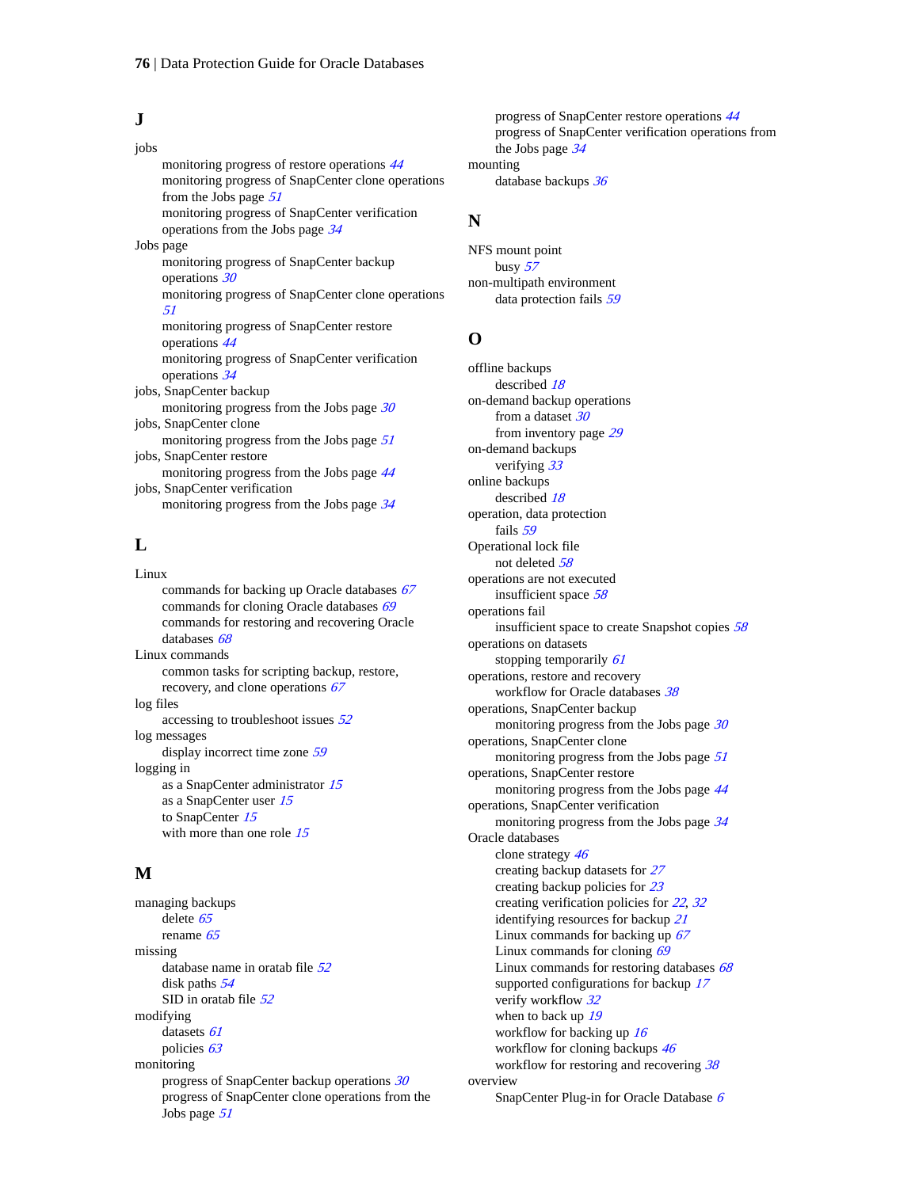## J

jobs
- monitoring progress of restore operations 44
- monitoring progress of SnapCenter clone operations from the Jobs page 51
- monitoring progress of SnapCenter verification operations from the Jobs page 34

Jobs page
- monitoring progress of SnapCenter backup operations 30
- monitoring progress of SnapCenter clone operations 51
- monitoring progress of SnapCenter restore operations 44
- monitoring progress of SnapCenter verification operations 34

jobs, SnapCenter backup
- monitoring progress from the Jobs page 30

jobs, SnapCenter clone
- monitoring progress from the Jobs page 51

jobs, SnapCenter restore
- monitoring progress from the Jobs page 44

jobs, SnapCenter verification
- monitoring progress from the Jobs page 34

## L

Linux
- commands for backing up Oracle databases 67
- commands for cloning Oracle databases 69
- commands for restoring and recovering Oracle databases 68

Linux commands
- common tasks for scripting backup, restore, recovery, and clone operations 67

log files
- accessing to troubleshoot issues 52

log messages
- display incorrect time zone 59

logging in
- as a SnapCenter administrator 15
- as a SnapCenter user 15
- to SnapCenter 15
- with more than one role 15

## M

managing backups
- delete 65
- rename 65

missing
- database name in oratab file 52
- disk paths 54
- SID in oratab file 52

modifying
- datasets 61
- policies 63

monitoring
- progress of SnapCenter backup operations 30
- progress of SnapCenter clone operations from the Jobs page 51
- progress of SnapCenter restore operations 44
- progress of SnapCenter verification operations from the Jobs page 34

mounting
- database backups 36

## N

NFS mount point
- busy 57

non-multipath environment
- data protection fails 59

## O

offline backups
- described 18

on-demand backup operations
- from a dataset 30
- from inventory page 29

on-demand backups
- verifying 33

online backups
- described 18

operation, data protection
- fails 59

Operational lock file
- not deleted 58

operations are not executed
- insufficient space 58

operations fail
- insufficient space to create Snapshot copies 58

operations on datasets
- stopping temporarily 61

operations, restore and recovery
- workflow for Oracle databases 38

operations, SnapCenter backup
- monitoring progress from the Jobs page 30

operations, SnapCenter clone
- monitoring progress from the Jobs page 51

operations, SnapCenter restore
- monitoring progress from the Jobs page 44

operations, SnapCenter verification
- monitoring progress from the Jobs page 34

Oracle databases
- clone strategy 46
- creating backup datasets for 27
- creating backup policies for 23
- creating verification policies for 22, 32
- identifying resources for backup 21
- Linux commands for backing up 67
- Linux commands for cloning 69
- Linux commands for restoring databases 68
- supported configurations for backup 17
- verify workflow 32
- when to back up 19
- workflow for backing up 16
- workflow for cloning backups 46
- workflow for restoring and recovering 38

overview
- SnapCenter Plug-in for Oracle Database 6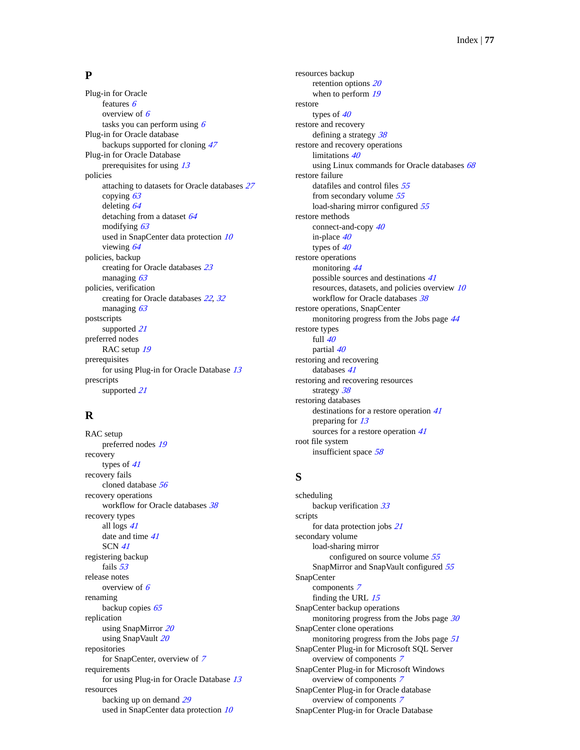## P

Plug-in for Oracle
    features *6*
    overview of *6*
    tasks you can perform using *6*
Plug-in for Oracle database
    backups supported for cloning *47*
Plug-in for Oracle Database
    prerequisites for using *13*
policies
    attaching to datasets for Oracle databases *27*
    copying *63*
    deleting *64*
    detaching from a dataset *64*
    modifying *63*
    used in SnapCenter data protection *10*
    viewing *64*
policies, backup
    creating for Oracle databases *23*
    managing *63*
policies, verification
    creating for Oracle databases *22*, *32*
    managing *63*
postscripts
    supported *21*
preferred nodes
    RAC setup *19*
prerequisites
    for using Plug-in for Oracle Database *13*
prescripts
    supported *21*

## R

RAC setup
    preferred nodes *19*
recovery
    types of *41*
recovery fails
    cloned database *56*
recovery operations
    workflow for Oracle databases *38*
recovery types
    all logs *41*
    date and time *41*
    SCN *41*
registering backup
    fails *53*
release notes
    overview of *6*
renaming
    backup copies *65*
replication
    using SnapMirror *20*
    using SnapVault *20*
repositories
    for SnapCenter, overview of *7*
requirements
    for using Plug-in for Oracle Database *13*
resources
    backing up on demand *29*
    used in SnapCenter data protection *10*
resources backup
    retention options *20*
    when to perform *19*
restore
    types of *40*
restore and recovery
    defining a strategy *38*
restore and recovery operations
    limitations *40*
    using Linux commands for Oracle databases *68*
restore failure
    datafiles and control files *55*
    from secondary volume *55*
    load-sharing mirror configured *55*
restore methods
    connect-and-copy *40*
    in-place *40*
    types of *40*
restore operations
    monitoring *44*
    possible sources and destinations *41*
    resources, datasets, and policies overview *10*
    workflow for Oracle databases *38*
restore operations, SnapCenter
    monitoring progress from the Jobs page *44*
restore types
    full *40*
    partial *40*
restoring and recovering
    databases *41*
restoring and recovering resources
    strategy *38*
restoring databases
    destinations for a restore operation *41*
    preparing for *13*
    sources for a restore operation *41*
root file system
    insufficient space *58*

## S

scheduling
    backup verification *33*
scripts
    for data protection jobs *21*
secondary volume
    load-sharing mirror
        configured on source volume *55*
    SnapMirror and SnapVault configured *55*
SnapCenter
    components *7*
    finding the URL *15*
SnapCenter backup operations
    monitoring progress from the Jobs page *30*
SnapCenter clone operations
    monitoring progress from the Jobs page *51*
SnapCenter Plug-in for Microsoft SQL Server
    overview of components *7*
SnapCenter Plug-in for Microsoft Windows
    overview of components *7*
SnapCenter Plug-in for Oracle database
    overview of components *7*
SnapCenter Plug-in for Oracle Database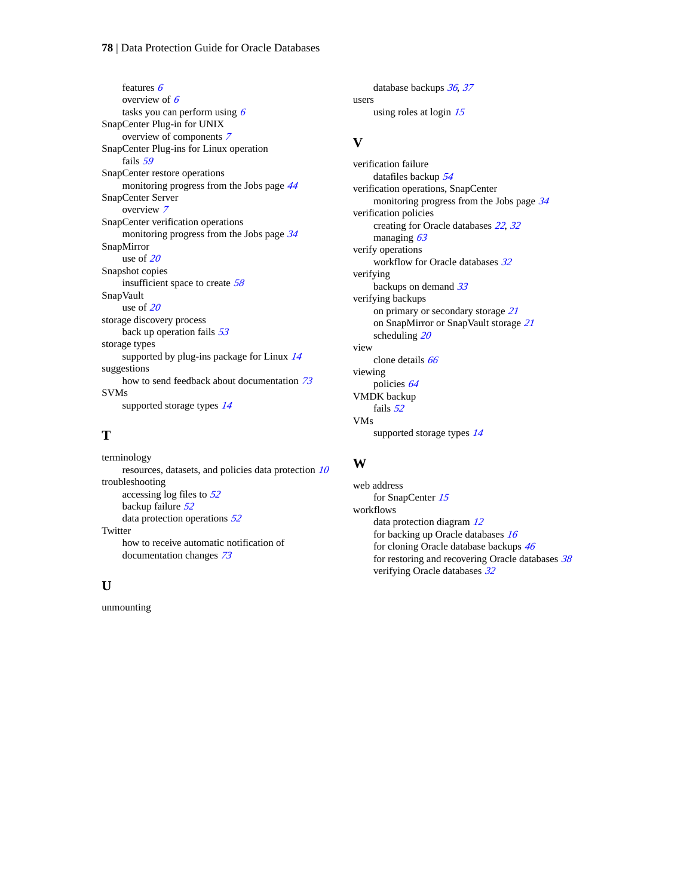features *6*
overview of *6*
tasks you can perform using *6*

SnapCenter Plug-in for UNIX
overview of components *7*

SnapCenter Plug-ins for Linux operation
fails *59*

SnapCenter restore operations
monitoring progress from the Jobs page *44*

SnapCenter Server
overview *7*

SnapCenter verification operations
monitoring progress from the Jobs page *34*

SnapMirror
use of *20*

Snapshot copies
insufficient space to create *58*

SnapVault
use of *20*

storage discovery process
back up operation fails *53*

storage types
supported by plug-ins package for Linux *14*

suggestions
how to send feedback about documentation *73*

SVMs
supported storage types *14*

## T

terminology
resources, datasets, and policies data protection *10*

troubleshooting
accessing log files to *52*
backup failure *52*
data protection operations *52*

Twitter
how to receive automatic notification of documentation changes *73*

## U

unmounting
database backups *36*, *37*

users
using roles at login *15*

## V

verification failure
datafiles backup *54*

verification operations, SnapCenter
monitoring progress from the Jobs page *34*

verification policies
creating for Oracle databases *22*, *32*
managing *63*

verify operations
workflow for Oracle databases *32*

verifying
backups on demand *33*

verifying backups
on primary or secondary storage *21*
on SnapMirror or SnapVault storage *21*
scheduling *20*

view
clone details *66*

viewing
policies *64*

VMDK backup
fails *52*

VMs
supported storage types *14*

## W

web address
for SnapCenter *15*

workflows
data protection diagram *12*
for backing up Oracle databases *16*
for cloning Oracle database backups *46*
for restoring and recovering Oracle databases *38*
verifying Oracle databases *32*